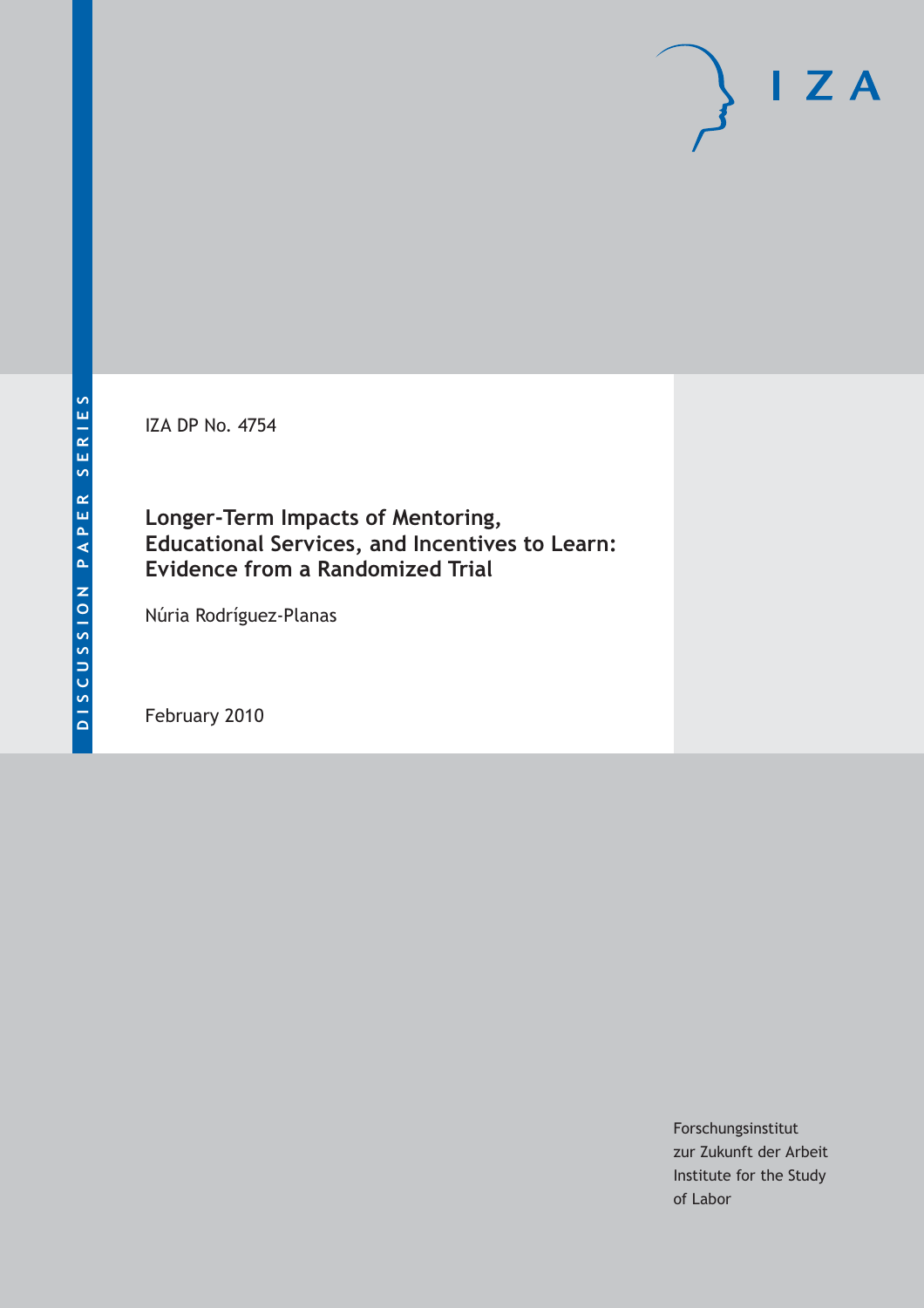DISCUSSION PAPER SERIES

IZA

IZA DP No. 4754

# Longer-Term Impacts of Mentoring, Educational Services, and Incentives to Learn: Evidence from a Randomized Trial

Núria Rodríguez-Planas

February 2010

Forschungsinstitut
zur Zukunft der Arbeit
Institute for the Study
of Labor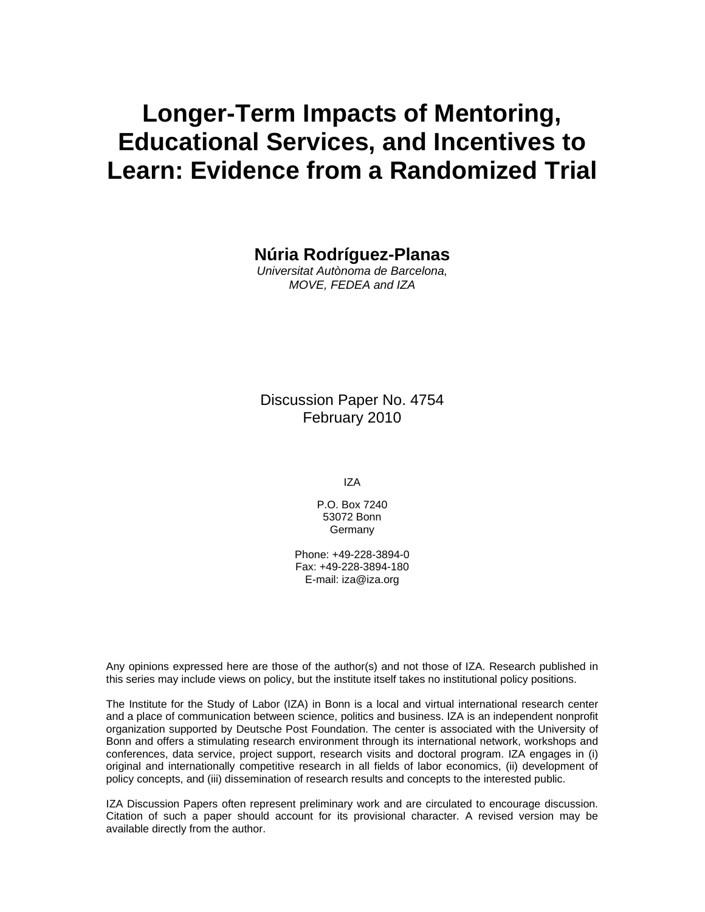# Longer-Term Impacts of Mentoring, Educational Services, and Incentives to Learn: Evidence from a Randomized Trial

**Núria Rodríguez-Planas**

*Universitat Autònoma de Barcelona, MOVE, FEDEA and IZA*

Discussion Paper No. 4754
February 2010

IZA

P.O. Box 7240
53072 Bonn
Germany

Phone: +49-228-3894-0
Fax: +49-228-3894-180
E-mail: iza@iza.org

Any opinions expressed here are those of the author(s) and not those of IZA. Research published in this series may include views on policy, but the institute itself takes no institutional policy positions.

The Institute for the Study of Labor (IZA) in Bonn is a local and virtual international research center and a place of communication between science, politics and business. IZA is an independent nonprofit organization supported by Deutsche Post Foundation. The center is associated with the University of Bonn and offers a stimulating research environment through its international network, workshops and conferences, data service, project support, research visits and doctoral program. IZA engages in (i) original and internationally competitive research in all fields of labor economics, (ii) development of policy concepts, and (iii) dissemination of research results and concepts to the interested public.

IZA Discussion Papers often represent preliminary work and are circulated to encourage discussion. Citation of such a paper should account for its provisional character. A revised version may be available directly from the author.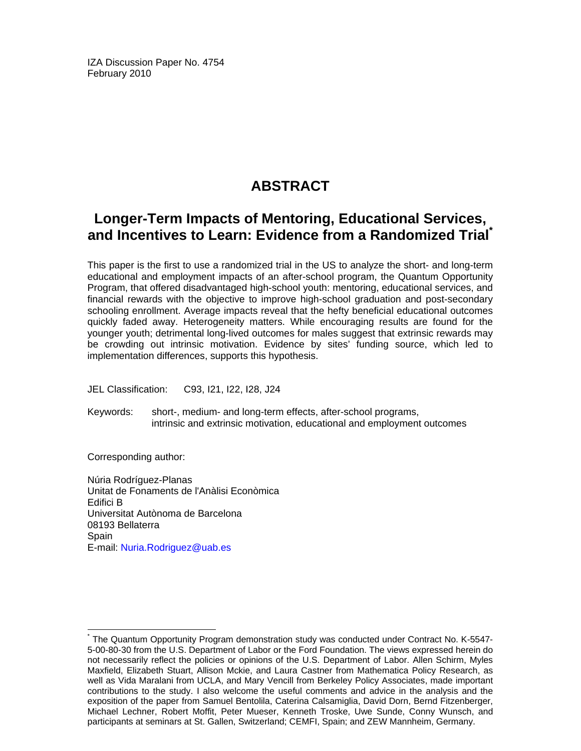IZA Discussion Paper No. 4754
February 2010

# ABSTRACT

## Longer-Term Impacts of Mentoring, Educational Services, and Incentives to Learn: Evidence from a Randomized Trial*

This paper is the first to use a randomized trial in the US to analyze the short- and long-term educational and employment impacts of an after-school program, the Quantum Opportunity Program, that offered disadvantaged high-school youth: mentoring, educational services, and financial rewards with the objective to improve high-school graduation and post-secondary schooling enrollment. Average impacts reveal that the hefty beneficial educational outcomes quickly faded away. Heterogeneity matters. While encouraging results are found for the younger youth; detrimental long-lived outcomes for males suggest that extrinsic rewards may be crowding out intrinsic motivation. Evidence by sites' funding source, which led to implementation differences, supports this hypothesis.

JEL Classification: C93, I21, I22, I28, J24

Keywords: short-, medium- and long-term effects, after-school programs, intrinsic and extrinsic motivation, educational and employment outcomes

Corresponding author:

Núria Rodríguez-Planas
Unitat de Fonaments de l'Anàlisi Econòmica
Edifici B
Universitat Autònoma de Barcelona
08193 Bellaterra
Spain
E-mail: Nuria.Rodriguez@uab.es

* The Quantum Opportunity Program demonstration study was conducted under Contract No. K-5547-5-00-80-30 from the U.S. Department of Labor or the Ford Foundation. The views expressed herein do not necessarily reflect the policies or opinions of the U.S. Department of Labor. Allen Schirm, Myles Maxfield, Elizabeth Stuart, Allison Mckie, and Laura Castner from Mathematica Policy Research, as well as Vida Maralani from UCLA, and Mary Vencill from Berkeley Policy Associates, made important contributions to the study. I also welcome the useful comments and advice in the analysis and the exposition of the paper from Samuel Bentolila, Caterina Calsamiglia, David Dorn, Bernd Fitzenberger, Michael Lechner, Robert Moffit, Peter Mueser, Kenneth Troske, Uwe Sunde, Conny Wunsch, and participants at seminars at St. Gallen, Switzerland; CEMFI, Spain; and ZEW Mannheim, Germany.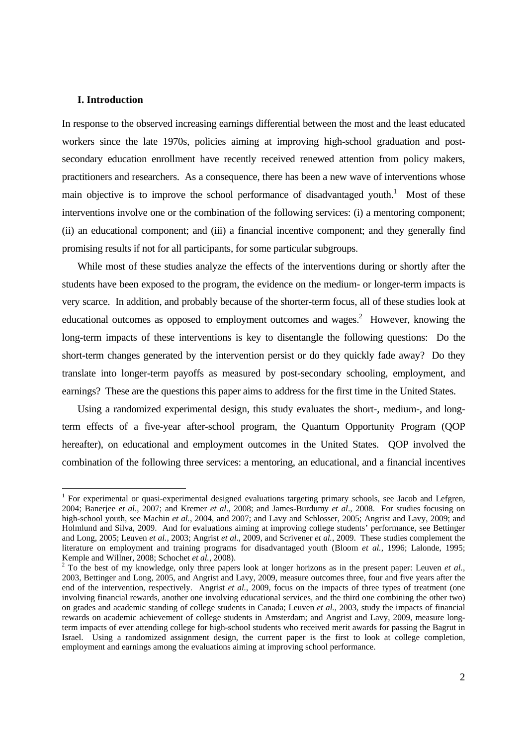## I. Introduction

In response to the observed increasing earnings differential between the most and the least educated workers since the late 1970s, policies aiming at improving high-school graduation and post-secondary education enrollment have recently received renewed attention from policy makers, practitioners and researchers. As a consequence, there has been a new wave of interventions whose main objective is to improve the school performance of disadvantaged youth.[1] Most of these interventions involve one or the combination of the following services: (i) a mentoring component; (ii) an educational component; and (iii) a financial incentive component; and they generally find promising results if not for all participants, for some particular subgroups.

While most of these studies analyze the effects of the interventions during or shortly after the students have been exposed to the program, the evidence on the medium- or longer-term impacts is very scarce. In addition, and probably because of the shorter-term focus, all of these studies look at educational outcomes as opposed to employment outcomes and wages.[2] However, knowing the long-term impacts of these interventions is key to disentangle the following questions: Do the short-term changes generated by the intervention persist or do they quickly fade away? Do they translate into longer-term payoffs as measured by post-secondary schooling, employment, and earnings? These are the questions this paper aims to address for the first time in the United States.

Using a randomized experimental design, this study evaluates the short-, medium-, and long-term effects of a five-year after-school program, the Quantum Opportunity Program (QOP hereafter), on educational and employment outcomes in the United States. QOP involved the combination of the following three services: a mentoring, an educational, and a financial incentives

[1] For experimental or quasi-experimental designed evaluations targeting primary schools, see Jacob and Lefgren, 2004; Banerjee *et al*., 2007; and Kremer *et al*., 2008; and James-Burdumy *et al*., 2008. For studies focusing on high-school youth, see Machin *et al.*, 2004, and 2007; and Lavy and Schlosser, 2005; Angrist and Lavy, 2009; and Holmlund and Silva, 2009. And for evaluations aiming at improving college students' performance, see Bettinger and Long, 2005; Leuven *et al.*, 2003; Angrist *et al*., 2009, and Scrivener *et al.*, 2009. These studies complement the literature on employment and training programs for disadvantaged youth (Bloom *et al.*, 1996; Lalonde, 1995; Kemple and Willner, 2008; Schochet *et al.*, 2008).

[2] To the best of my knowledge, only three papers look at longer horizons as in the present paper: Leuven *et al.*, 2003, Bettinger and Long, 2005, and Angrist and Lavy, 2009, measure outcomes three, four and five years after the end of the intervention, respectively. Angrist *et al.*, 2009, focus on the impacts of three types of treatment (one involving financial rewards, another one involving educational services, and the third one combining the other two) on grades and academic standing of college students in Canada; Leuven *et al.*, 2003, study the impacts of financial rewards on academic achievement of college students in Amsterdam; and Angrist and Lavy, 2009, measure long-term impacts of ever attending college for high-school students who received merit awards for passing the Bagrut in Israel. Using a randomized assignment design, the current paper is the first to look at college completion, employment and earnings among the evaluations aiming at improving school performance.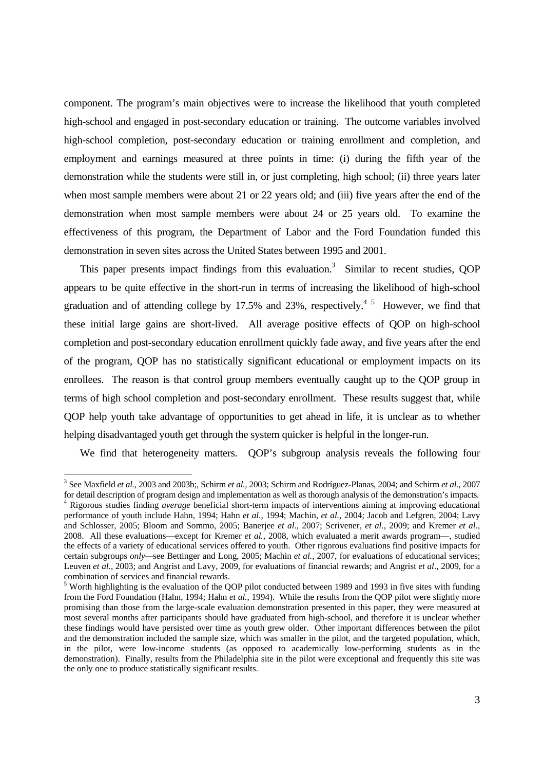component. The program's main objectives were to increase the likelihood that youth completed high-school and engaged in post-secondary education or training. The outcome variables involved high-school completion, post-secondary education or training enrollment and completion, and employment and earnings measured at three points in time: (i) during the fifth year of the demonstration while the students were still in, or just completing, high school; (ii) three years later when most sample members were about 21 or 22 years old; and (iii) five years after the end of the demonstration when most sample members were about 24 or 25 years old. To examine the effectiveness of this program, the Department of Labor and the Ford Foundation funded this demonstration in seven sites across the United States between 1995 and 2001.

This paper presents impact findings from this evaluation.[3] Similar to recent studies, QOP appears to be quite effective in the short-run in terms of increasing the likelihood of high-school graduation and of attending college by 17.5% and 23%, respectively.[4] [5] However, we find that these initial large gains are short-lived. All average positive effects of QOP on high-school completion and post-secondary education enrollment quickly fade away, and five years after the end of the program, QOP has no statistically significant educational or employment impacts on its enrollees. The reason is that control group members eventually caught up to the QOP group in terms of high school completion and post-secondary enrollment. These results suggest that, while QOP help youth take advantage of opportunities to get ahead in life, it is unclear as to whether helping disadvantaged youth get through the system quicker is helpful in the longer-run.

We find that heterogeneity matters. QOP's subgroup analysis reveals the following four

---

[3] See Maxfield *et al.*, 2003 and 2003b;, Schirm *et al.*, 2003; Schirm and Rodríguez-Planas, 2004; and Schirm *et al.*, 2007 for detail description of program design and implementation as well as thorough analysis of the demonstration's impacts.

[4] Rigorous studies finding *average* beneficial short-term impacts of interventions aiming at improving educational performance of youth include Hahn, 1994; Hahn *et al.*, 1994; Machin, *et al.*, 2004; Jacob and Lefgren, 2004; Lavy and Schlosser, 2005; Bloom and Sommo, 2005; Banerjee *et al*., 2007; Scrivener, *et al.*, 2009; and Kremer *et al.*, 2008. All these evaluations—except for Kremer *et al.*, 2008, which evaluated a merit awards program—, studied the effects of a variety of educational services offered to youth. Other rigorous evaluations find positive impacts for certain subgroups *only*—see Bettinger and Long, 2005; Machin *et al.*, 2007, for evaluations of educational services; Leuven *et al.*, 2003; and Angrist and Lavy, 2009, for evaluations of financial rewards; and Angrist *et al*., 2009, for a combination of services and financial rewards.

[5] Worth highlighting is the evaluation of the QOP pilot conducted between 1989 and 1993 in five sites with funding from the Ford Foundation (Hahn, 1994; Hahn *et al.*, 1994). While the results from the QOP pilot were slightly more promising than those from the large-scale evaluation demonstration presented in this paper, they were measured at most several months after participants should have graduated from high-school, and therefore it is unclear whether these findings would have persisted over time as youth grew older. Other important differences between the pilot and the demonstration included the sample size, which was smaller in the pilot, and the targeted population, which, in the pilot, were low-income students (as opposed to academically low-performing students as in the demonstration). Finally, results from the Philadelphia site in the pilot were exceptional and frequently this site was the only one to produce statistically significant results.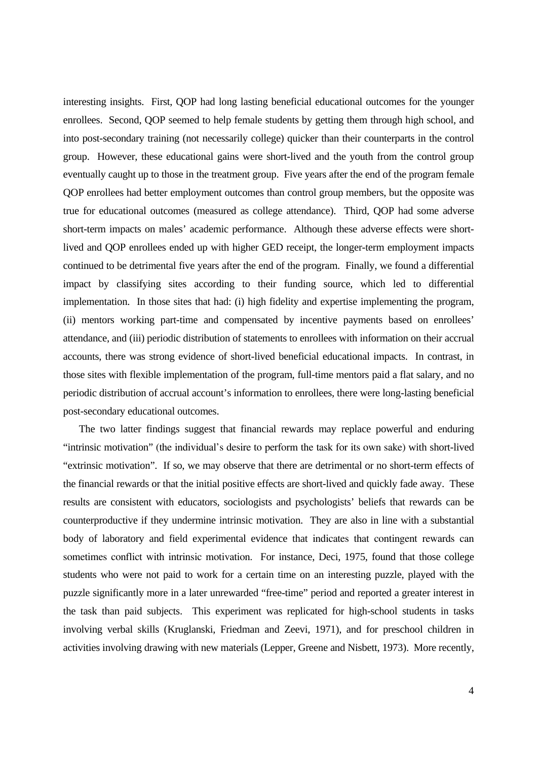interesting insights. First, QOP had long lasting beneficial educational outcomes for the younger enrollees. Second, QOP seemed to help female students by getting them through high school, and into post-secondary training (not necessarily college) quicker than their counterparts in the control group. However, these educational gains were short-lived and the youth from the control group eventually caught up to those in the treatment group. Five years after the end of the program female QOP enrollees had better employment outcomes than control group members, but the opposite was true for educational outcomes (measured as college attendance). Third, QOP had some adverse short-term impacts on males' academic performance. Although these adverse effects were short-lived and QOP enrollees ended up with higher GED receipt, the longer-term employment impacts continued to be detrimental five years after the end of the program. Finally, we found a differential impact by classifying sites according to their funding source, which led to differential implementation. In those sites that had: (i) high fidelity and expertise implementing the program, (ii) mentors working part-time and compensated by incentive payments based on enrollees' attendance, and (iii) periodic distribution of statements to enrollees with information on their accrual accounts, there was strong evidence of short-lived beneficial educational impacts. In contrast, in those sites with flexible implementation of the program, full-time mentors paid a flat salary, and no periodic distribution of accrual account's information to enrollees, there were long-lasting beneficial post-secondary educational outcomes.

The two latter findings suggest that financial rewards may replace powerful and enduring "intrinsic motivation" (the individual's desire to perform the task for its own sake) with short-lived "extrinsic motivation". If so, we may observe that there are detrimental or no short-term effects of the financial rewards or that the initial positive effects are short-lived and quickly fade away. These results are consistent with educators, sociologists and psychologists' beliefs that rewards can be counterproductive if they undermine intrinsic motivation. They are also in line with a substantial body of laboratory and field experimental evidence that indicates that contingent rewards can sometimes conflict with intrinsic motivation. For instance, Deci, 1975, found that those college students who were not paid to work for a certain time on an interesting puzzle, played with the puzzle significantly more in a later unrewarded "free-time" period and reported a greater interest in the task than paid subjects. This experiment was replicated for high-school students in tasks involving verbal skills (Kruglanski, Friedman and Zeevi, 1971), and for preschool children in activities involving drawing with new materials (Lepper, Greene and Nisbett, 1973). More recently,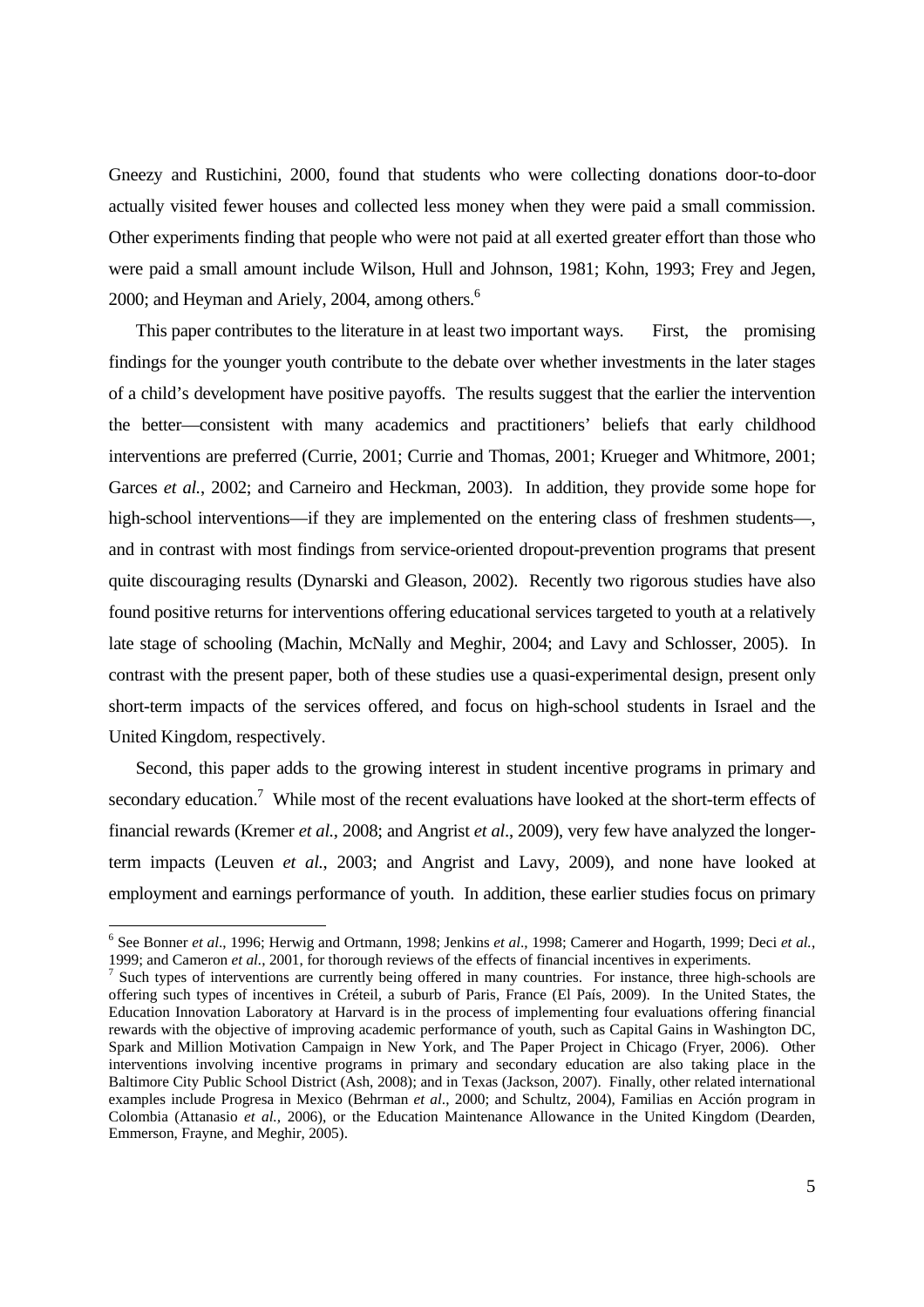Gneezy and Rustichini, 2000, found that students who were collecting donations door-to-door actually visited fewer houses and collected less money when they were paid a small commission. Other experiments finding that people who were not paid at all exerted greater effort than those who were paid a small amount include Wilson, Hull and Johnson, 1981; Kohn, 1993; Frey and Jegen, 2000; and Heyman and Ariely, 2004, among others.[6]

This paper contributes to the literature in at least two important ways. First, the promising findings for the younger youth contribute to the debate over whether investments in the later stages of a child's development have positive payoffs. The results suggest that the earlier the intervention the better—consistent with many academics and practitioners' beliefs that early childhood interventions are preferred (Currie, 2001; Currie and Thomas, 2001; Krueger and Whitmore, 2001; Garces *et al.*, 2002; and Carneiro and Heckman, 2003). In addition, they provide some hope for high-school interventions—if they are implemented on the entering class of freshmen students—, and in contrast with most findings from service-oriented dropout-prevention programs that present quite discouraging results (Dynarski and Gleason, 2002). Recently two rigorous studies have also found positive returns for interventions offering educational services targeted to youth at a relatively late stage of schooling (Machin, McNally and Meghir, 2004; and Lavy and Schlosser, 2005). In contrast with the present paper, both of these studies use a quasi-experimental design, present only short-term impacts of the services offered, and focus on high-school students in Israel and the United Kingdom, respectively.

Second, this paper adds to the growing interest in student incentive programs in primary and secondary education.[7] While most of the recent evaluations have looked at the short-term effects of financial rewards (Kremer *et al.*, 2008; and Angrist *et al*., 2009), very few have analyzed the longer-term impacts (Leuven *et al.*, 2003; and Angrist and Lavy, 2009), and none have looked at employment and earnings performance of youth. In addition, these earlier studies focus on primary

---

[6] See Bonner *et al*., 1996; Herwig and Ortmann, 1998; Jenkins *et al*., 1998; Camerer and Hogarth, 1999; Deci *et al.*, 1999; and Cameron *et al.*, 2001, for thorough reviews of the effects of financial incentives in experiments.

[7] Such types of interventions are currently being offered in many countries. For instance, three high-schools are offering such types of incentives in Créteil, a suburb of Paris, France (El País, 2009). In the United States, the Education Innovation Laboratory at Harvard is in the process of implementing four evaluations offering financial rewards with the objective of improving academic performance of youth, such as Capital Gains in Washington DC, Spark and Million Motivation Campaign in New York, and The Paper Project in Chicago (Fryer, 2006). Other interventions involving incentive programs in primary and secondary education are also taking place in the Baltimore City Public School District (Ash, 2008); and in Texas (Jackson, 2007). Finally, other related international examples include Progresa in Mexico (Behrman *et al*., 2000; and Schultz, 2004), Familias en Acción program in Colombia (Attanasio *et al.*, 2006), or the Education Maintenance Allowance in the United Kingdom (Dearden, Emmerson, Frayne, and Meghir, 2005).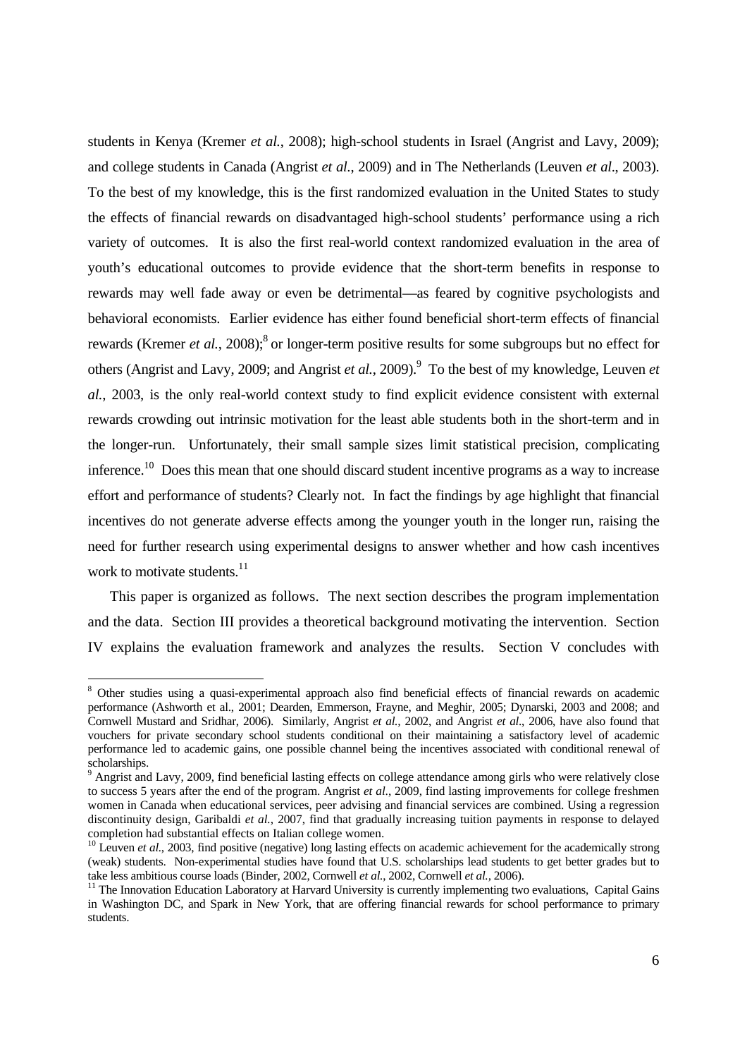students in Kenya (Kremer *et al.*, 2008); high-school students in Israel (Angrist and Lavy, 2009); and college students in Canada (Angrist *et al.*, 2009) and in The Netherlands (Leuven *et al*., 2003). To the best of my knowledge, this is the first randomized evaluation in the United States to study the effects of financial rewards on disadvantaged high-school students' performance using a rich variety of outcomes. It is also the first real-world context randomized evaluation in the area of youth's educational outcomes to provide evidence that the short-term benefits in response to rewards may well fade away or even be detrimental—as feared by cognitive psychologists and behavioral economists. Earlier evidence has either found beneficial short-term effects of financial rewards (Kremer *et al.*, 2008);[8] or longer-term positive results for some subgroups but no effect for others (Angrist and Lavy, 2009; and Angrist *et al.*, 2009).[9] To the best of my knowledge, Leuven *et al.*, 2003, is the only real-world context study to find explicit evidence consistent with external rewards crowding out intrinsic motivation for the least able students both in the short-term and in the longer-run. Unfortunately, their small sample sizes limit statistical precision, complicating inference.[10] Does this mean that one should discard student incentive programs as a way to increase effort and performance of students? Clearly not. In fact the findings by age highlight that financial incentives do not generate adverse effects among the younger youth in the longer run, raising the need for further research using experimental designs to answer whether and how cash incentives work to motivate students.[11]

This paper is organized as follows. The next section describes the program implementation and the data. Section III provides a theoretical background motivating the intervention. Section IV explains the evaluation framework and analyzes the results. Section V concludes with

---

[8] Other studies using a quasi-experimental approach also find beneficial effects of financial rewards on academic performance (Ashworth et al., 2001; Dearden, Emmerson, Frayne, and Meghir, 2005; Dynarski, 2003 and 2008; and Cornwell Mustard and Sridhar, 2006). Similarly, Angrist *et al.*, 2002, and Angrist *et al*., 2006, have also found that vouchers for private secondary school students conditional on their maintaining a satisfactory level of academic performance led to academic gains, one possible channel being the incentives associated with conditional renewal of scholarships.

[9] Angrist and Lavy, 2009, find beneficial lasting effects on college attendance among girls who were relatively close to success 5 years after the end of the program. Angrist *et al*., 2009, find lasting improvements for college freshmen women in Canada when educational services, peer advising and financial services are combined. Using a regression discontinuity design, Garibaldi *et al.*, 2007, find that gradually increasing tuition payments in response to delayed completion had substantial effects on Italian college women.

[10] Leuven *et al*., 2003, find positive (negative) long lasting effects on academic achievement for the academically strong (weak) students. Non-experimental studies have found that U.S. scholarships lead students to get better grades but to take less ambitious course loads (Binder, 2002, Cornwell *et al.*, 2002, Cornwell *et al.*, 2006).

[11] The Innovation Education Laboratory at Harvard University is currently implementing two evaluations, Capital Gains in Washington DC, and Spark in New York, that are offering financial rewards for school performance to primary students.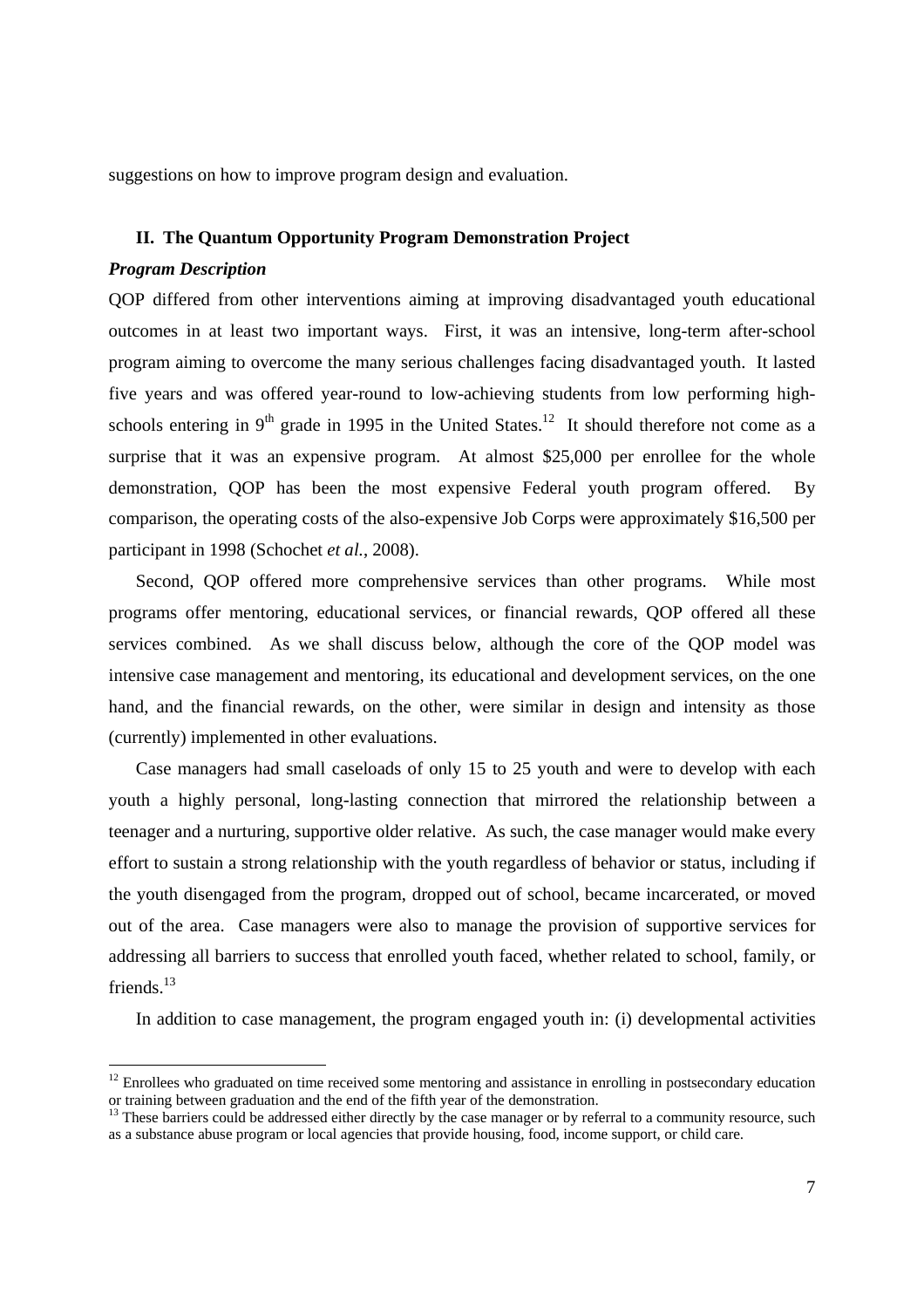suggestions on how to improve program design and evaluation.

## II. The Quantum Opportunity Program Demonstration Project

### *Program Description*

QOP differed from other interventions aiming at improving disadvantaged youth educational outcomes in at least two important ways. First, it was an intensive, long-term after-school program aiming to overcome the many serious challenges facing disadvantaged youth. It lasted five years and was offered year-round to low-achieving students from low performing high-schools entering in 9th grade in 1995 in the United States.[12] It should therefore not come as a surprise that it was an expensive program. At almost $25,000 per enrollee for the whole demonstration, QOP has been the most expensive Federal youth program offered. By comparison, the operating costs of the also-expensive Job Corps were approximately $16,500 per participant in 1998 (Schochet *et al.*, 2008).

Second, QOP offered more comprehensive services than other programs. While most programs offer mentoring, educational services, or financial rewards, QOP offered all these services combined. As we shall discuss below, although the core of the QOP model was intensive case management and mentoring, its educational and development services, on the one hand, and the financial rewards, on the other, were similar in design and intensity as those (currently) implemented in other evaluations.

Case managers had small caseloads of only 15 to 25 youth and were to develop with each youth a highly personal, long-lasting connection that mirrored the relationship between a teenager and a nurturing, supportive older relative. As such, the case manager would make every effort to sustain a strong relationship with the youth regardless of behavior or status, including if the youth disengaged from the program, dropped out of school, became incarcerated, or moved out of the area. Case managers were also to manage the provision of supportive services for addressing all barriers to success that enrolled youth faced, whether related to school, family, or friends.[13]

In addition to case management, the program engaged youth in: (i) developmental activities

---

[12] Enrollees who graduated on time received some mentoring and assistance in enrolling in postsecondary education or training between graduation and the end of the fifth year of the demonstration.

[13] These barriers could be addressed either directly by the case manager or by referral to a community resource, such as a substance abuse program or local agencies that provide housing, food, income support, or child care.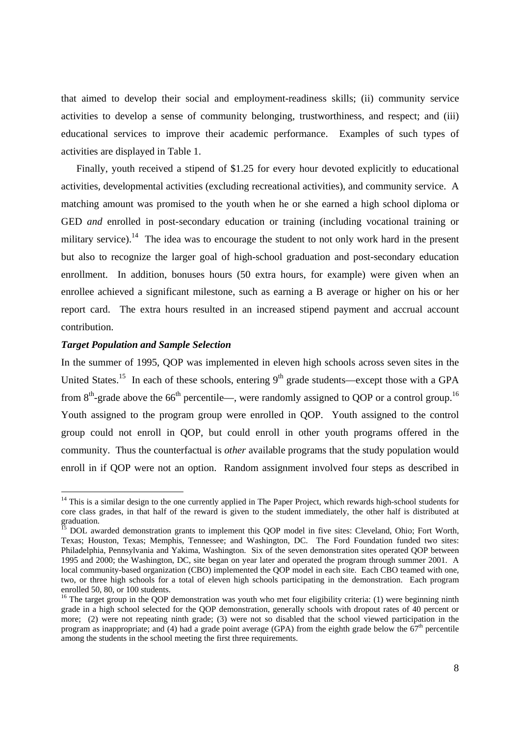that aimed to develop their social and employment-readiness skills; (ii) community service activities to develop a sense of community belonging, trustworthiness, and respect; and (iii) educational services to improve their academic performance. Examples of such types of activities are displayed in Table 1.

Finally, youth received a stipend of $1.25 for every hour devoted explicitly to educational activities, developmental activities (excluding recreational activities), and community service. A matching amount was promised to the youth when he or she earned a high school diploma or GED *and* enrolled in post-secondary education or training (including vocational training or military service).[14] The idea was to encourage the student to not only work hard in the present but also to recognize the larger goal of high-school graduation and post-secondary education enrollment. In addition, bonuses hours (50 extra hours, for example) were given when an enrollee achieved a significant milestone, such as earning a B average or higher on his or her report card. The extra hours resulted in an increased stipend payment and accrual account contribution.

***Target Population and Sample Selection***

In the summer of 1995, QOP was implemented in eleven high schools across seven sites in the United States.[15] In each of these schools, entering 9th grade students—except those with a GPA from 8th-grade above the 66th percentile—, were randomly assigned to QOP or a control group.[16] Youth assigned to the program group were enrolled in QOP. Youth assigned to the control group could not enroll in QOP, but could enroll in other youth programs offered in the community. Thus the counterfactual is *other* available programs that the study population would enroll in if QOP were not an option. Random assignment involved four steps as described in

---

[14] This is a similar design to the one currently applied in The Paper Project, which rewards high-school students for core class grades, in that half of the reward is given to the student immediately, the other half is distributed at graduation.

[15] DOL awarded demonstration grants to implement this QOP model in five sites: Cleveland, Ohio; Fort Worth, Texas; Houston, Texas; Memphis, Tennessee; and Washington, DC. The Ford Foundation funded two sites: Philadelphia, Pennsylvania and Yakima, Washington. Six of the seven demonstration sites operated QOP between 1995 and 2000; the Washington, DC, site began on year later and operated the program through summer 2001. A local community-based organization (CBO) implemented the QOP model in each site. Each CBO teamed with one, two, or three high schools for a total of eleven high schools participating in the demonstration. Each program enrolled 50, 80, or 100 students.

[16] The target group in the QOP demonstration was youth who met four eligibility criteria: (1) were beginning ninth grade in a high school selected for the QOP demonstration, generally schools with dropout rates of 40 percent or more; (2) were not repeating ninth grade; (3) were not so disabled that the school viewed participation in the program as inappropriate; and (4) had a grade point average (GPA) from the eighth grade below the 67th percentile among the students in the school meeting the first three requirements.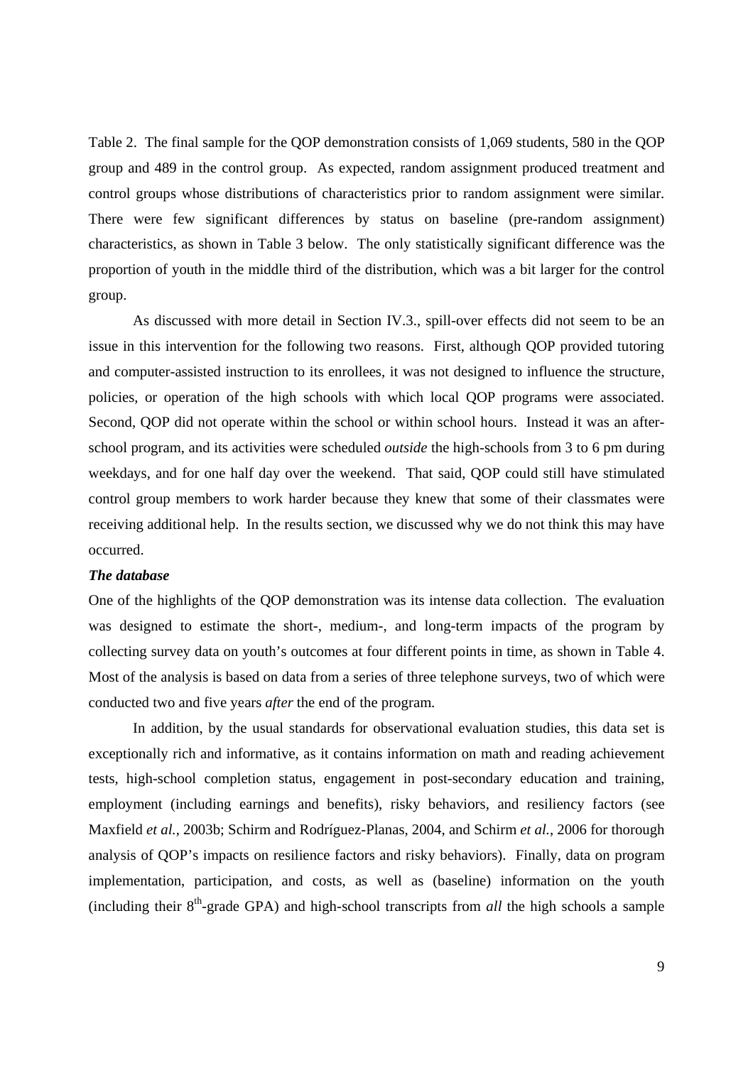Table 2. The final sample for the QOP demonstration consists of 1,069 students, 580 in the QOP group and 489 in the control group. As expected, random assignment produced treatment and control groups whose distributions of characteristics prior to random assignment were similar. There were few significant differences by status on baseline (pre-random assignment) characteristics, as shown in Table 3 below. The only statistically significant difference was the proportion of youth in the middle third of the distribution, which was a bit larger for the control group.

As discussed with more detail in Section IV.3., spill-over effects did not seem to be an issue in this intervention for the following two reasons. First, although QOP provided tutoring and computer-assisted instruction to its enrollees, it was not designed to influence the structure, policies, or operation of the high schools with which local QOP programs were associated. Second, QOP did not operate within the school or within school hours. Instead it was an after-school program, and its activities were scheduled *outside* the high-schools from 3 to 6 pm during weekdays, and for one half day over the weekend. That said, QOP could still have stimulated control group members to work harder because they knew that some of their classmates were receiving additional help. In the results section, we discussed why we do not think this may have occurred.

***The database***

One of the highlights of the QOP demonstration was its intense data collection. The evaluation was designed to estimate the short-, medium-, and long-term impacts of the program by collecting survey data on youth's outcomes at four different points in time, as shown in Table 4. Most of the analysis is based on data from a series of three telephone surveys, two of which were conducted two and five years *after* the end of the program.

In addition, by the usual standards for observational evaluation studies, this data set is exceptionally rich and informative, as it contains information on math and reading achievement tests, high-school completion status, engagement in post-secondary education and training, employment (including earnings and benefits), risky behaviors, and resiliency factors (see Maxfield *et al.*, 2003b; Schirm and Rodríguez-Planas, 2004, and Schirm *et al.*, 2006 for thorough analysis of QOP's impacts on resilience factors and risky behaviors). Finally, data on program implementation, participation, and costs, as well as (baseline) information on the youth (including their 8th-grade GPA) and high-school transcripts from *all* the high schools a sample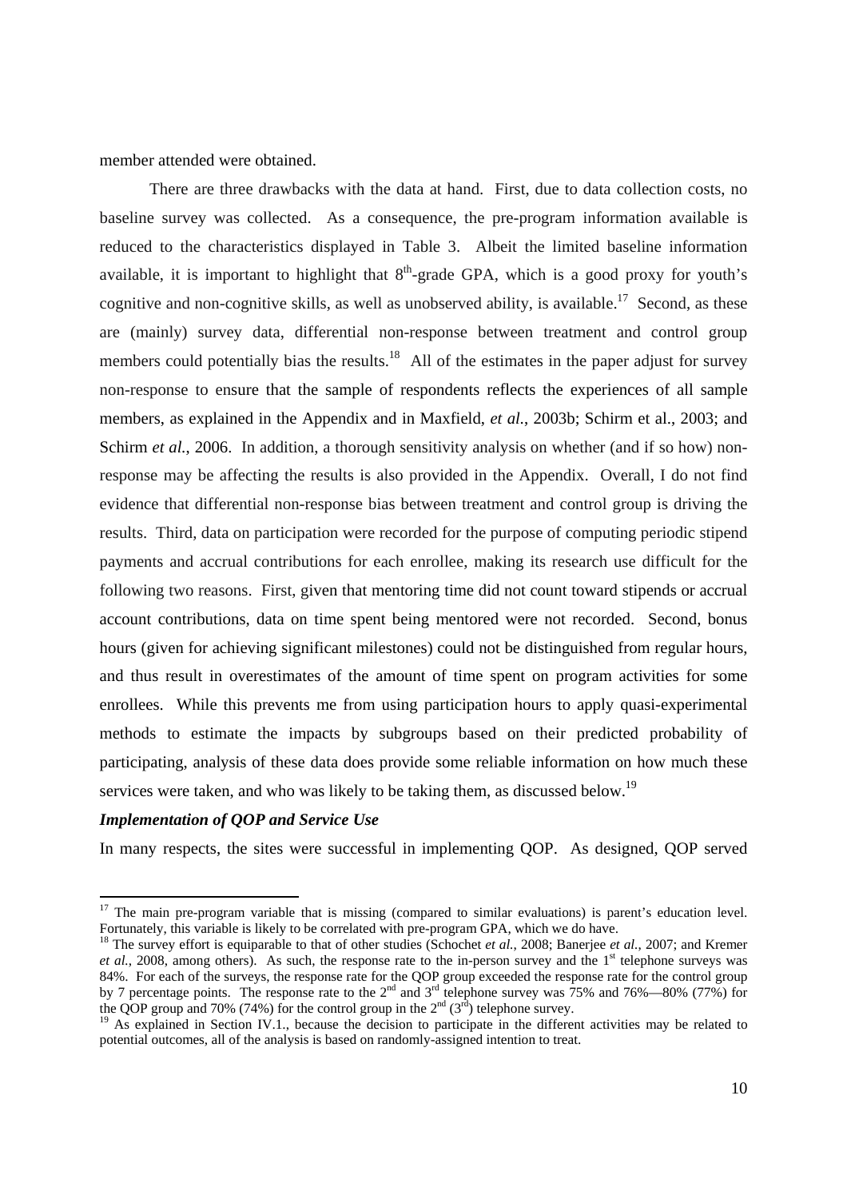member attended were obtained.

There are three drawbacks with the data at hand. First, due to data collection costs, no baseline survey was collected. As a consequence, the pre-program information available is reduced to the characteristics displayed in Table 3. Albeit the limited baseline information available, it is important to highlight that 8th-grade GPA, which is a good proxy for youth's cognitive and non-cognitive skills, as well as unobserved ability, is available.[17] Second, as these are (mainly) survey data, differential non-response between treatment and control group members could potentially bias the results.[18] All of the estimates in the paper adjust for survey non-response to ensure that the sample of respondents reflects the experiences of all sample members, as explained in the Appendix and in Maxfield, *et al.*, 2003b; Schirm et al., 2003; and Schirm *et al.*, 2006. In addition, a thorough sensitivity analysis on whether (and if so how) non-response may be affecting the results is also provided in the Appendix. Overall, I do not find evidence that differential non-response bias between treatment and control group is driving the results. Third, data on participation were recorded for the purpose of computing periodic stipend payments and accrual contributions for each enrollee, making its research use difficult for the following two reasons. First, given that mentoring time did not count toward stipends or accrual account contributions, data on time spent being mentored were not recorded. Second, bonus hours (given for achieving significant milestones) could not be distinguished from regular hours, and thus result in overestimates of the amount of time spent on program activities for some enrollees. While this prevents me from using participation hours to apply quasi-experimental methods to estimate the impacts by subgroups based on their predicted probability of participating, analysis of these data does provide some reliable information on how much these services were taken, and who was likely to be taking them, as discussed below.[19]

***Implementation of QOP and Service Use***

In many respects, the sites were successful in implementing QOP. As designed, QOP served

---

[17] The main pre-program variable that is missing (compared to similar evaluations) is parent's education level. Fortunately, this variable is likely to be correlated with pre-program GPA, which we do have.

[18] The survey effort is equiparable to that of other studies (Schochet *et al.*, 2008; Banerjee *et al.*, 2007; and Kremer *et al.*, 2008, among others). As such, the response rate to the in-person survey and the 1st telephone surveys was 84%. For each of the surveys, the response rate for the QOP group exceeded the response rate for the control group by 7 percentage points. The response rate to the 2nd and 3rd telephone survey was 75% and 76%—80% (77%) for the QOP group and 70% (74%) for the control group in the 2nd (3rd) telephone survey.

[19] As explained in Section IV.1., because the decision to participate in the different activities may be related to potential outcomes, all of the analysis is based on randomly-assigned intention to treat.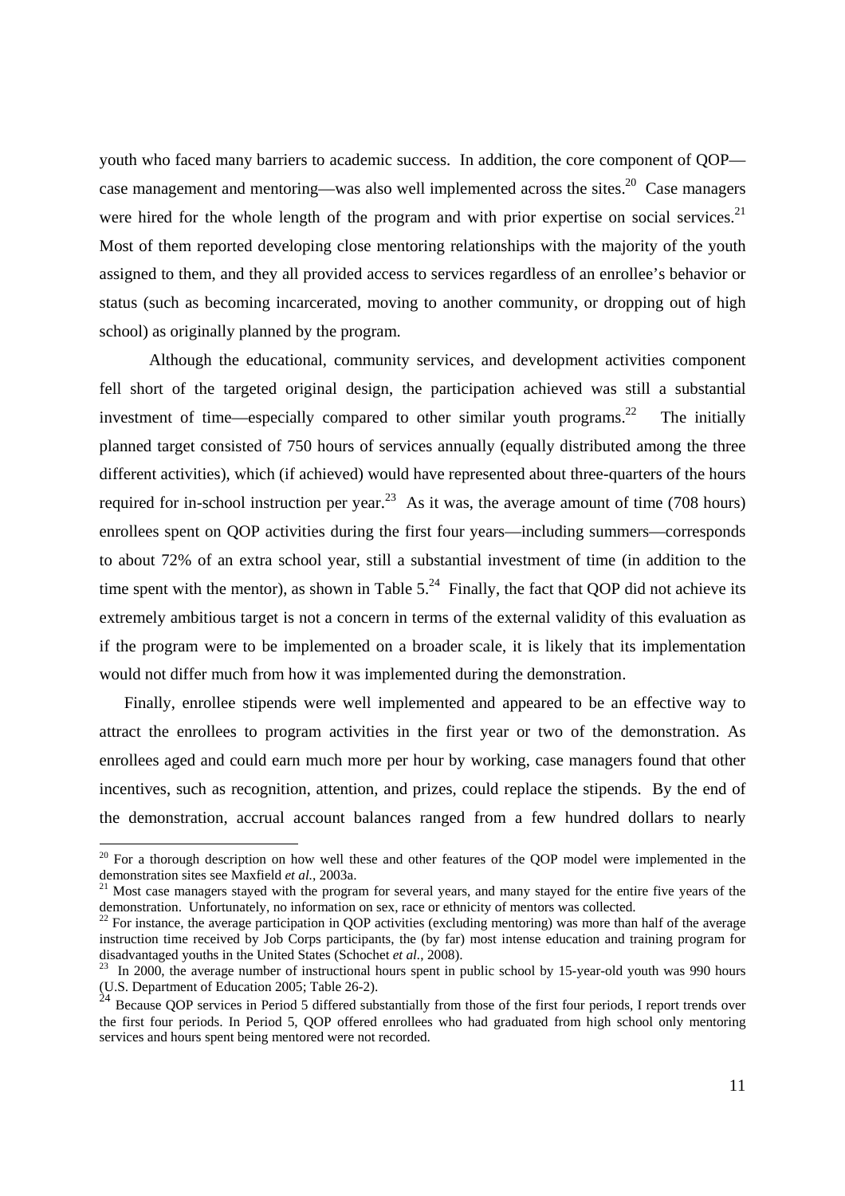youth who faced many barriers to academic success. In addition, the core component of QOP—case management and mentoring—was also well implemented across the sites.[20] Case managers were hired for the whole length of the program and with prior expertise on social services.[21] Most of them reported developing close mentoring relationships with the majority of the youth assigned to them, and they all provided access to services regardless of an enrollee's behavior or status (such as becoming incarcerated, moving to another community, or dropping out of high school) as originally planned by the program.

Although the educational, community services, and development activities component fell short of the targeted original design, the participation achieved was still a substantial investment of time—especially compared to other similar youth programs.[22] The initially planned target consisted of 750 hours of services annually (equally distributed among the three different activities), which (if achieved) would have represented about three-quarters of the hours required for in-school instruction per year.[23] As it was, the average amount of time (708 hours) enrollees spent on QOP activities during the first four years—including summers—corresponds to about 72% of an extra school year, still a substantial investment of time (in addition to the time spent with the mentor), as shown in Table 5.[24] Finally, the fact that QOP did not achieve its extremely ambitious target is not a concern in terms of the external validity of this evaluation as if the program were to be implemented on a broader scale, it is likely that its implementation would not differ much from how it was implemented during the demonstration.

Finally, enrollee stipends were well implemented and appeared to be an effective way to attract the enrollees to program activities in the first year or two of the demonstration. As enrollees aged and could earn much more per hour by working, case managers found that other incentives, such as recognition, attention, and prizes, could replace the stipends. By the end of the demonstration, accrual account balances ranged from a few hundred dollars to nearly

---

[20] For a thorough description on how well these and other features of the QOP model were implemented in the demonstration sites see Maxfield *et al.*, 2003a.

[21] Most case managers stayed with the program for several years, and many stayed for the entire five years of the demonstration. Unfortunately, no information on sex, race or ethnicity of mentors was collected.

[22] For instance, the average participation in QOP activities (excluding mentoring) was more than half of the average instruction time received by Job Corps participants, the (by far) most intense education and training program for disadvantaged youths in the United States (Schochet *et al.*, 2008).

[23] In 2000, the average number of instructional hours spent in public school by 15-year-old youth was 990 hours (U.S. Department of Education 2005; Table 26-2).

[24] Because QOP services in Period 5 differed substantially from those of the first four periods, I report trends over the first four periods. In Period 5, QOP offered enrollees who had graduated from high school only mentoring services and hours spent being mentored were not recorded.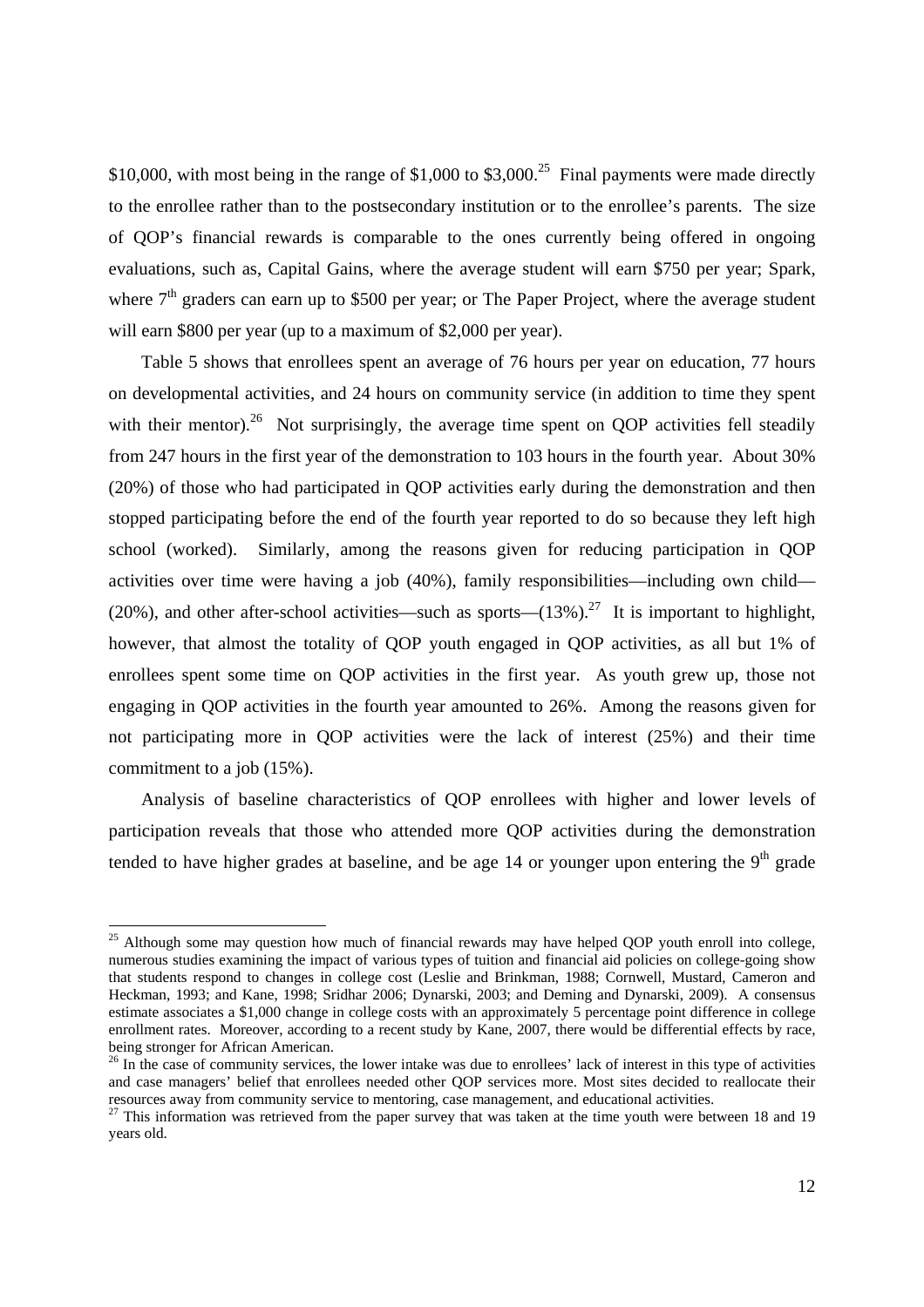$10,000, with most being in the range of $1,000 to $3,000.[25] Final payments were made directly to the enrollee rather than to the postsecondary institution or to the enrollee's parents. The size of QOP's financial rewards is comparable to the ones currently being offered in ongoing evaluations, such as, Capital Gains, where the average student will earn $750 per year; Spark, where 7th graders can earn up to $500 per year; or The Paper Project, where the average student will earn $800 per year (up to a maximum of $2,000 per year).

Table 5 shows that enrollees spent an average of 76 hours per year on education, 77 hours on developmental activities, and 24 hours on community service (in addition to time they spent with their mentor).[26] Not surprisingly, the average time spent on QOP activities fell steadily from 247 hours in the first year of the demonstration to 103 hours in the fourth year. About 30% (20%) of those who had participated in QOP activities early during the demonstration and then stopped participating before the end of the fourth year reported to do so because they left high school (worked). Similarly, among the reasons given for reducing participation in QOP activities over time were having a job (40%), family responsibilities—including own child—(20%), and other after-school activities—such as sports—(13%).[27] It is important to highlight, however, that almost the totality of QOP youth engaged in QOP activities, as all but 1% of enrollees spent some time on QOP activities in the first year. As youth grew up, those not engaging in QOP activities in the fourth year amounted to 26%. Among the reasons given for not participating more in QOP activities were the lack of interest (25%) and their time commitment to a job (15%).

Analysis of baseline characteristics of QOP enrollees with higher and lower levels of participation reveals that those who attended more QOP activities during the demonstration tended to have higher grades at baseline, and be age 14 or younger upon entering the 9th grade

---

[25] Although some may question how much of financial rewards may have helped QOP youth enroll into college, numerous studies examining the impact of various types of tuition and financial aid policies on college-going show that students respond to changes in college cost (Leslie and Brinkman, 1988; Cornwell, Mustard, Cameron and Heckman, 1993; and Kane, 1998; Sridhar 2006; Dynarski, 2003; and Deming and Dynarski, 2009). A consensus estimate associates a $1,000 change in college costs with an approximately 5 percentage point difference in college enrollment rates. Moreover, according to a recent study by Kane, 2007, there would be differential effects by race, being stronger for African American.

[26] In the case of community services, the lower intake was due to enrollees' lack of interest in this type of activities and case managers' belief that enrollees needed other QOP services more. Most sites decided to reallocate their resources away from community service to mentoring, case management, and educational activities.

[27] This information was retrieved from the paper survey that was taken at the time youth were between 18 and 19 years old.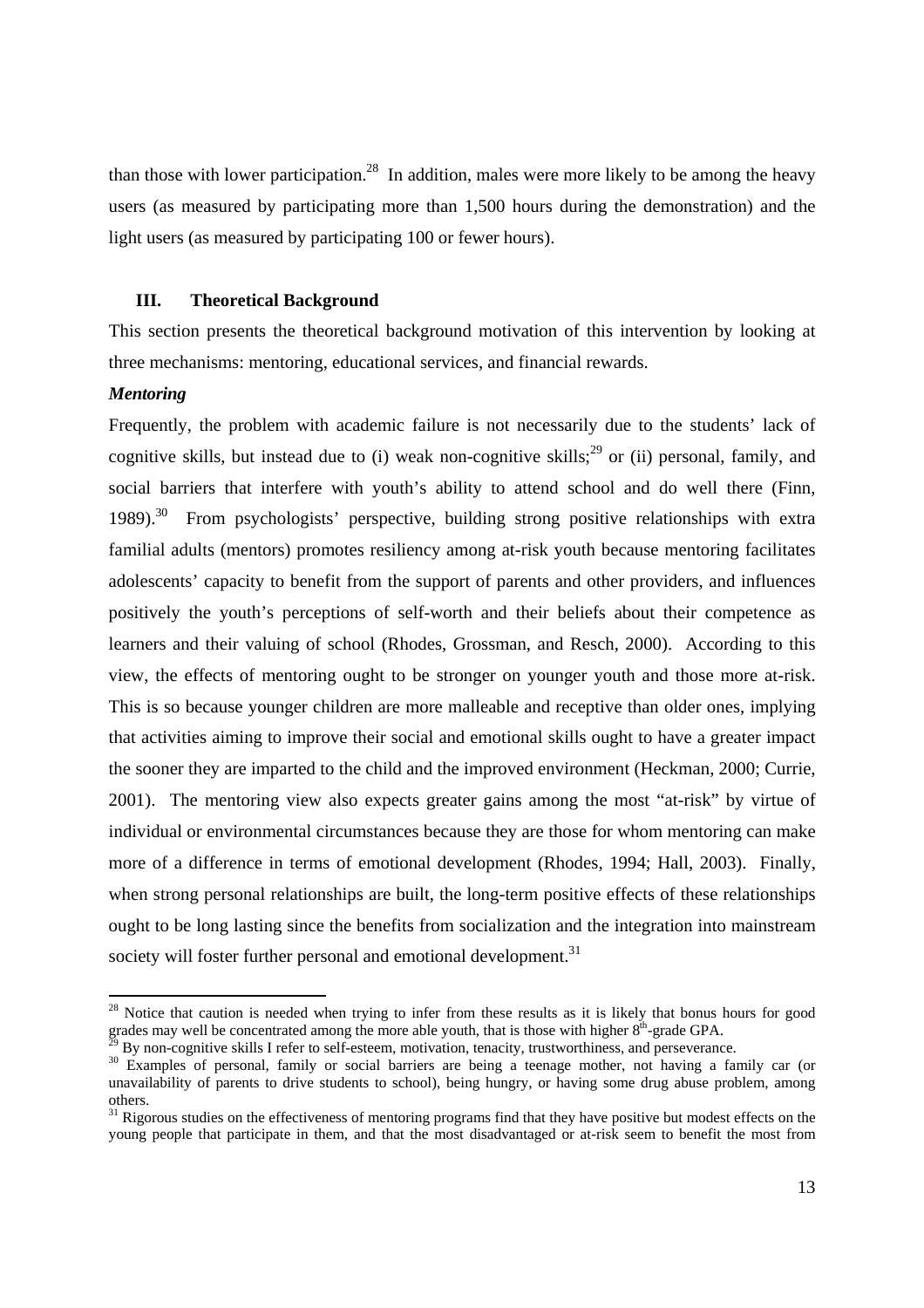than those with lower participation.[28] In addition, males were more likely to be among the heavy users (as measured by participating more than 1,500 hours during the demonstration) and the light users (as measured by participating 100 or fewer hours).

## III. Theoretical Background

This section presents the theoretical background motivation of this intervention by looking at three mechanisms: mentoring, educational services, and financial rewards.

***Mentoring***

Frequently, the problem with academic failure is not necessarily due to the students' lack of cognitive skills, but instead due to (i) weak non-cognitive skills;[29] or (ii) personal, family, and social barriers that interfere with youth's ability to attend school and do well there (Finn, 1989).[30] From psychologists' perspective, building strong positive relationships with extra familial adults (mentors) promotes resiliency among at-risk youth because mentoring facilitates adolescents' capacity to benefit from the support of parents and other providers, and influences positively the youth's perceptions of self-worth and their beliefs about their competence as learners and their valuing of school (Rhodes, Grossman, and Resch, 2000). According to this view, the effects of mentoring ought to be stronger on younger youth and those more at-risk. This is so because younger children are more malleable and receptive than older ones, implying that activities aiming to improve their social and emotional skills ought to have a greater impact the sooner they are imparted to the child and the improved environment (Heckman, 2000; Currie, 2001). The mentoring view also expects greater gains among the most "at-risk" by virtue of individual or environmental circumstances because they are those for whom mentoring can make more of a difference in terms of emotional development (Rhodes, 1994; Hall, 2003). Finally, when strong personal relationships are built, the long-term positive effects of these relationships ought to be long lasting since the benefits from socialization and the integration into mainstream society will foster further personal and emotional development.[31]

---

[28] Notice that caution is needed when trying to infer from these results as it is likely that bonus hours for good grades may well be concentrated among the more able youth, that is those with higher 8th-grade GPA.

[29] By non-cognitive skills I refer to self-esteem, motivation, tenacity, trustworthiness, and perseverance.

[30] Examples of personal, family or social barriers are being a teenage mother, not having a family car (or unavailability of parents to drive students to school), being hungry, or having some drug abuse problem, among others.

[31] Rigorous studies on the effectiveness of mentoring programs find that they have positive but modest effects on the young people that participate in them, and that the most disadvantaged or at-risk seem to benefit the most from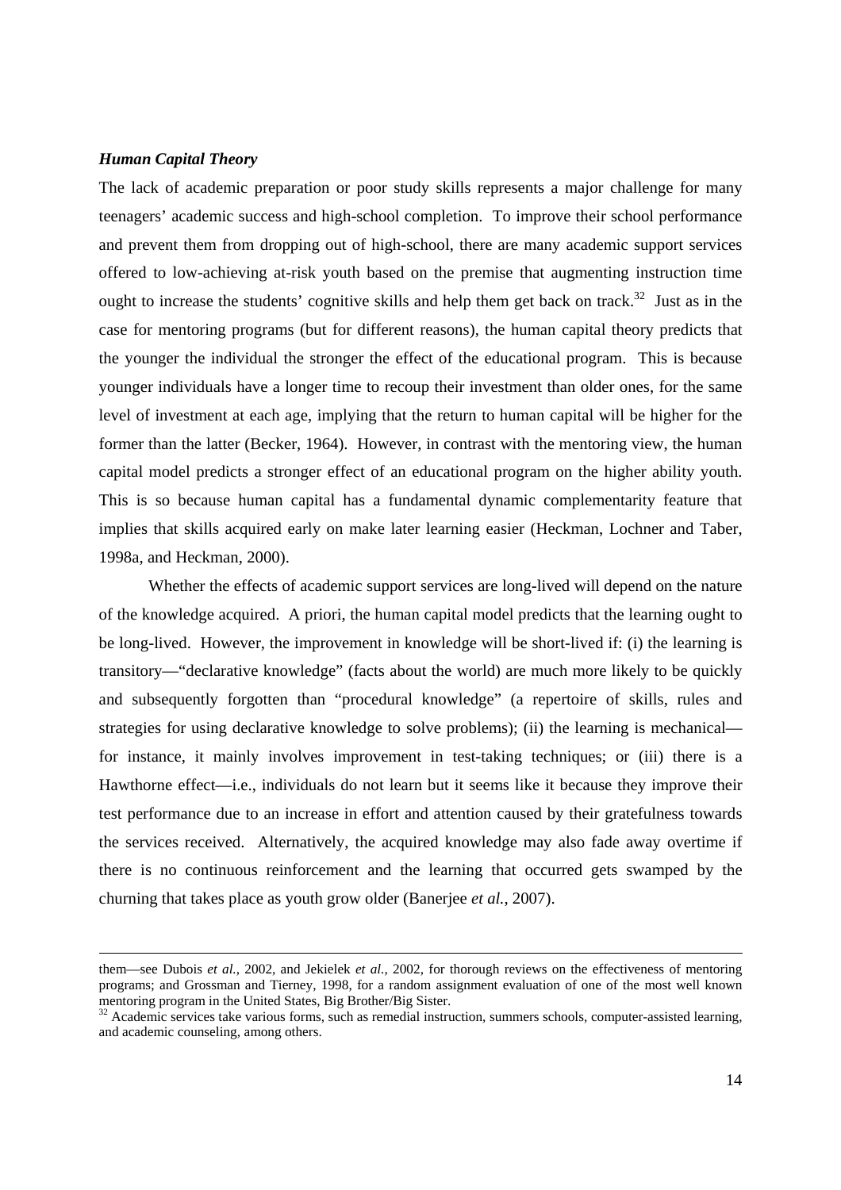***Human Capital Theory***

The lack of academic preparation or poor study skills represents a major challenge for many teenagers' academic success and high-school completion. To improve their school performance and prevent them from dropping out of high-school, there are many academic support services offered to low-achieving at-risk youth based on the premise that augmenting instruction time ought to increase the students' cognitive skills and help them get back on track.[32] Just as in the case for mentoring programs (but for different reasons), the human capital theory predicts that the younger the individual the stronger the effect of the educational program. This is because younger individuals have a longer time to recoup their investment than older ones, for the same level of investment at each age, implying that the return to human capital will be higher for the former than the latter (Becker, 1964). However, in contrast with the mentoring view, the human capital model predicts a stronger effect of an educational program on the higher ability youth. This is so because human capital has a fundamental dynamic complementarity feature that implies that skills acquired early on make later learning easier (Heckman, Lochner and Taber, 1998a, and Heckman, 2000).

Whether the effects of academic support services are long-lived will depend on the nature of the knowledge acquired. A priori, the human capital model predicts that the learning ought to be long-lived. However, the improvement in knowledge will be short-lived if: (i) the learning is transitory—"declarative knowledge" (facts about the world) are much more likely to be quickly and subsequently forgotten than "procedural knowledge" (a repertoire of skills, rules and strategies for using declarative knowledge to solve problems); (ii) the learning is mechanical—for instance, it mainly involves improvement in test-taking techniques; or (iii) there is a Hawthorne effect—i.e., individuals do not learn but it seems like it because they improve their test performance due to an increase in effort and attention caused by their gratefulness towards the services received. Alternatively, the acquired knowledge may also fade away overtime if there is no continuous reinforcement and the learning that occurred gets swamped by the churning that takes place as youth grow older (Banerjee *et al.*, 2007).

them—see Dubois *et al.*, 2002, and Jekielek *et al.*, 2002, for thorough reviews on the effectiveness of mentoring programs; and Grossman and Tierney, 1998, for a random assignment evaluation of one of the most well known mentoring program in the United States, Big Brother/Big Sister.

[32] Academic services take various forms, such as remedial instruction, summers schools, computer-assisted learning, and academic counseling, among others.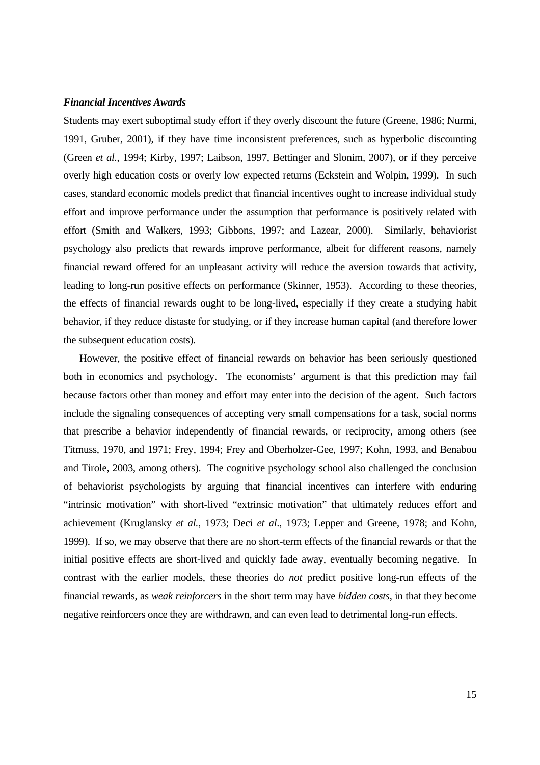### ***Financial Incentives Awards***

Students may exert suboptimal study effort if they overly discount the future (Greene, 1986; Nurmi, 1991, Gruber, 2001), if they have time inconsistent preferences, such as hyperbolic discounting (Green *et al*., 1994; Kirby, 1997; Laibson, 1997, Bettinger and Slonim, 2007), or if they perceive overly high education costs or overly low expected returns (Eckstein and Wolpin, 1999). In such cases, standard economic models predict that financial incentives ought to increase individual study effort and improve performance under the assumption that performance is positively related with effort (Smith and Walkers, 1993; Gibbons, 1997; and Lazear, 2000). Similarly, behaviorist psychology also predicts that rewards improve performance, albeit for different reasons, namely financial reward offered for an unpleasant activity will reduce the aversion towards that activity, leading to long-run positive effects on performance (Skinner, 1953). According to these theories, the effects of financial rewards ought to be long-lived, especially if they create a studying habit behavior, if they reduce distaste for studying, or if they increase human capital (and therefore lower the subsequent education costs).

However, the positive effect of financial rewards on behavior has been seriously questioned both in economics and psychology. The economists' argument is that this prediction may fail because factors other than money and effort may enter into the decision of the agent. Such factors include the signaling consequences of accepting very small compensations for a task, social norms that prescribe a behavior independently of financial rewards, or reciprocity, among others (see Titmuss, 1970, and 1971; Frey, 1994; Frey and Oberholzer-Gee, 1997; Kohn, 1993, and Benabou and Tirole, 2003, among others). The cognitive psychology school also challenged the conclusion of behaviorist psychologists by arguing that financial incentives can interfere with enduring "intrinsic motivation" with short-lived "extrinsic motivation" that ultimately reduces effort and achievement (Kruglansky *et al.*, 1973; Deci *et al*., 1973; Lepper and Greene, 1978; and Kohn, 1999). If so, we may observe that there are no short-term effects of the financial rewards or that the initial positive effects are short-lived and quickly fade away, eventually becoming negative. In contrast with the earlier models, these theories do *not* predict positive long-run effects of the financial rewards, as *weak reinforcers* in the short term may have *hidden costs*, in that they become negative reinforcers once they are withdrawn, and can even lead to detrimental long-run effects.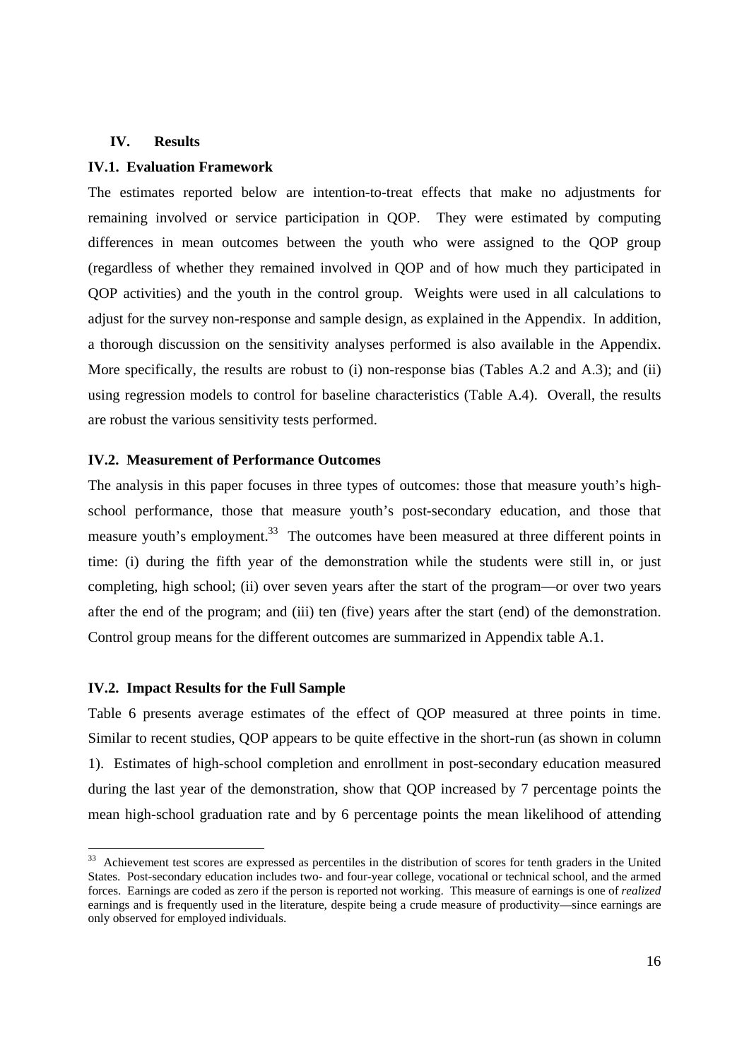## IV. Results

### IV.1. Evaluation Framework

The estimates reported below are intention-to-treat effects that make no adjustments for remaining involved or service participation in QOP. They were estimated by computing differences in mean outcomes between the youth who were assigned to the QOP group (regardless of whether they remained involved in QOP and of how much they participated in QOP activities) and the youth in the control group. Weights were used in all calculations to adjust for the survey non-response and sample design, as explained in the Appendix. In addition, a thorough discussion on the sensitivity analyses performed is also available in the Appendix. More specifically, the results are robust to (i) non-response bias (Tables A.2 and A.3); and (ii) using regression models to control for baseline characteristics (Table A.4). Overall, the results are robust the various sensitivity tests performed.

### IV.2. Measurement of Performance Outcomes

The analysis in this paper focuses in three types of outcomes: those that measure youth's high-school performance, those that measure youth's post-secondary education, and those that measure youth's employment.[33] The outcomes have been measured at three different points in time: (i) during the fifth year of the demonstration while the students were still in, or just completing, high school; (ii) over seven years after the start of the program—or over two years after the end of the program; and (iii) ten (five) years after the start (end) of the demonstration. Control group means for the different outcomes are summarized in Appendix table A.1.

### IV.2. Impact Results for the Full Sample

Table 6 presents average estimates of the effect of QOP measured at three points in time. Similar to recent studies, QOP appears to be quite effective in the short-run (as shown in column 1). Estimates of high-school completion and enrollment in post-secondary education measured during the last year of the demonstration, show that QOP increased by 7 percentage points the mean high-school graduation rate and by 6 percentage points the mean likelihood of attending

---

[33] Achievement test scores are expressed as percentiles in the distribution of scores for tenth graders in the United States. Post-secondary education includes two- and four-year college, vocational or technical school, and the armed forces. Earnings are coded as zero if the person is reported not working. This measure of earnings is one of *realized* earnings and is frequently used in the literature, despite being a crude measure of productivity—since earnings are only observed for employed individuals.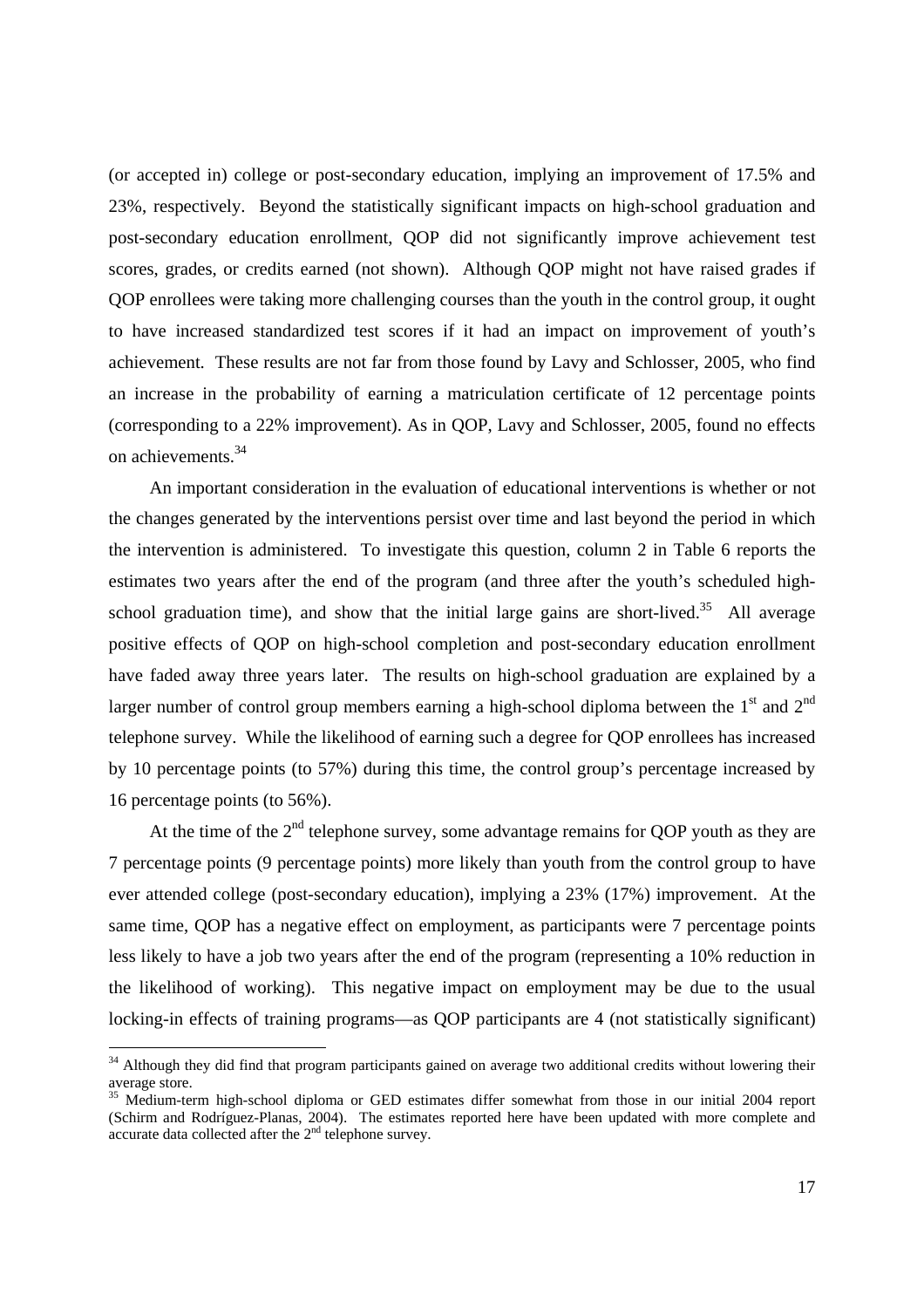(or accepted in) college or post-secondary education, implying an improvement of 17.5% and 23%, respectively. Beyond the statistically significant impacts on high-school graduation and post-secondary education enrollment, QOP did not significantly improve achievement test scores, grades, or credits earned (not shown). Although QOP might not have raised grades if QOP enrollees were taking more challenging courses than the youth in the control group, it ought to have increased standardized test scores if it had an impact on improvement of youth's achievement. These results are not far from those found by Lavy and Schlosser, 2005, who find an increase in the probability of earning a matriculation certificate of 12 percentage points (corresponding to a 22% improvement). As in QOP, Lavy and Schlosser, 2005, found no effects on achievements.[34]

An important consideration in the evaluation of educational interventions is whether or not the changes generated by the interventions persist over time and last beyond the period in which the intervention is administered. To investigate this question, column 2 in Table 6 reports the estimates two years after the end of the program (and three after the youth's scheduled high-school graduation time), and show that the initial large gains are short-lived.[35] All average positive effects of QOP on high-school completion and post-secondary education enrollment have faded away three years later. The results on high-school graduation are explained by a larger number of control group members earning a high-school diploma between the 1st and 2nd telephone survey. While the likelihood of earning such a degree for QOP enrollees has increased by 10 percentage points (to 57%) during this time, the control group's percentage increased by 16 percentage points (to 56%).

At the time of the 2nd telephone survey, some advantage remains for QOP youth as they are 7 percentage points (9 percentage points) more likely than youth from the control group to have ever attended college (post-secondary education), implying a 23% (17%) improvement. At the same time, QOP has a negative effect on employment, as participants were 7 percentage points less likely to have a job two years after the end of the program (representing a 10% reduction in the likelihood of working). This negative impact on employment may be due to the usual locking-in effects of training programs—as QOP participants are 4 (not statistically significant)

[34] Although they did find that program participants gained on average two additional credits without lowering their average store.

[35] Medium-term high-school diploma or GED estimates differ somewhat from those in our initial 2004 report (Schirm and Rodríguez-Planas, 2004). The estimates reported here have been updated with more complete and accurate data collected after the 2nd telephone survey.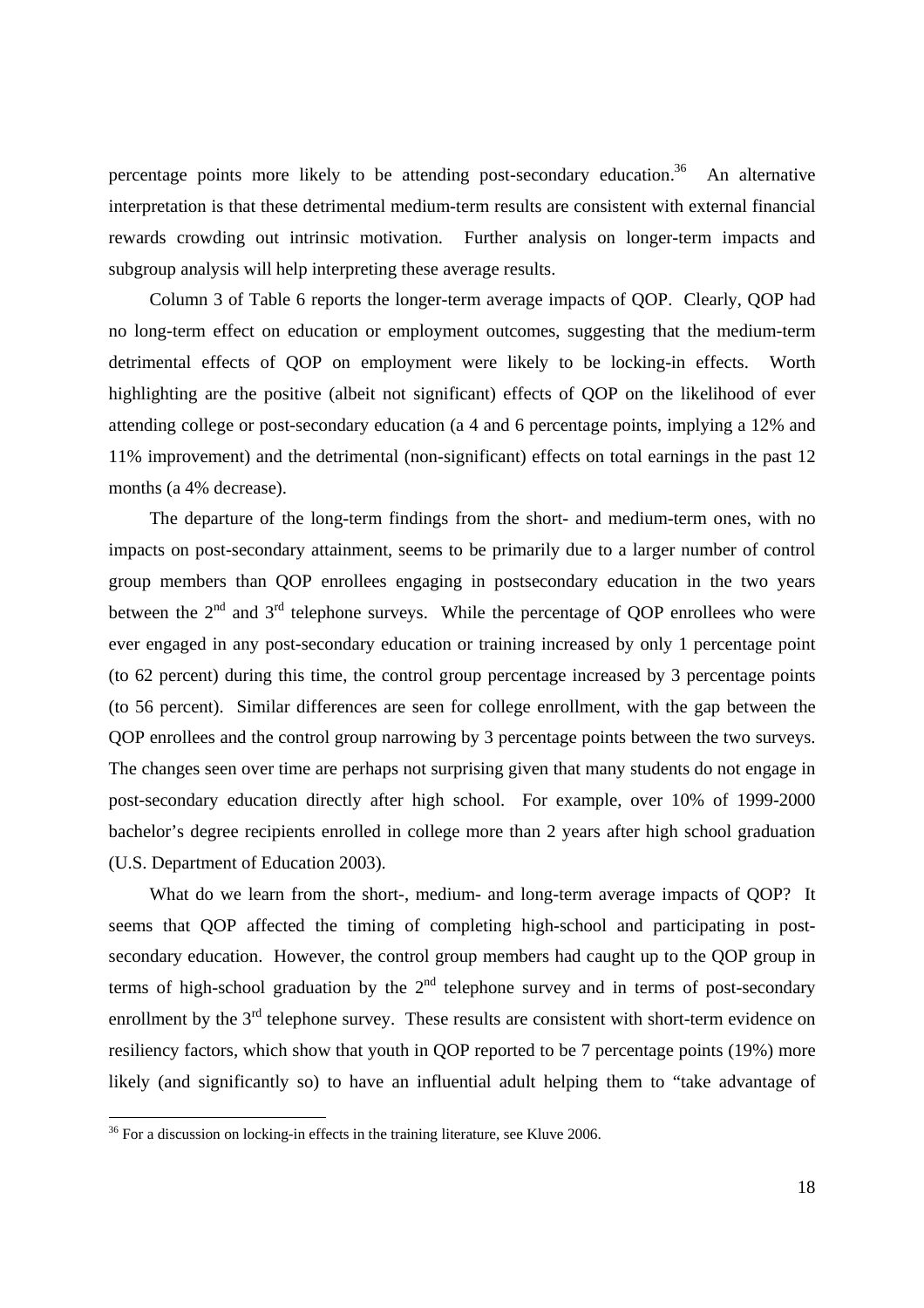percentage points more likely to be attending post-secondary education.[36] An alternative interpretation is that these detrimental medium-term results are consistent with external financial rewards crowding out intrinsic motivation. Further analysis on longer-term impacts and subgroup analysis will help interpreting these average results.

Column 3 of Table 6 reports the longer-term average impacts of QOP. Clearly, QOP had no long-term effect on education or employment outcomes, suggesting that the medium-term detrimental effects of QOP on employment were likely to be locking-in effects. Worth highlighting are the positive (albeit not significant) effects of QOP on the likelihood of ever attending college or post-secondary education (a 4 and 6 percentage points, implying a 12% and 11% improvement) and the detrimental (non-significant) effects on total earnings in the past 12 months (a 4% decrease).

The departure of the long-term findings from the short- and medium-term ones, with no impacts on post-secondary attainment, seems to be primarily due to a larger number of control group members than QOP enrollees engaging in postsecondary education in the two years between the 2nd and 3rd telephone surveys. While the percentage of QOP enrollees who were ever engaged in any post-secondary education or training increased by only 1 percentage point (to 62 percent) during this time, the control group percentage increased by 3 percentage points (to 56 percent). Similar differences are seen for college enrollment, with the gap between the QOP enrollees and the control group narrowing by 3 percentage points between the two surveys. The changes seen over time are perhaps not surprising given that many students do not engage in post-secondary education directly after high school. For example, over 10% of 1999-2000 bachelor's degree recipients enrolled in college more than 2 years after high school graduation (U.S. Department of Education 2003).

What do we learn from the short-, medium- and long-term average impacts of QOP? It seems that QOP affected the timing of completing high-school and participating in post-secondary education. However, the control group members had caught up to the QOP group in terms of high-school graduation by the 2nd telephone survey and in terms of post-secondary enrollment by the 3rd telephone survey. These results are consistent with short-term evidence on resiliency factors, which show that youth in QOP reported to be 7 percentage points (19%) more likely (and significantly so) to have an influential adult helping them to "take advantage of

[36] For a discussion on locking-in effects in the training literature, see Kluve 2006.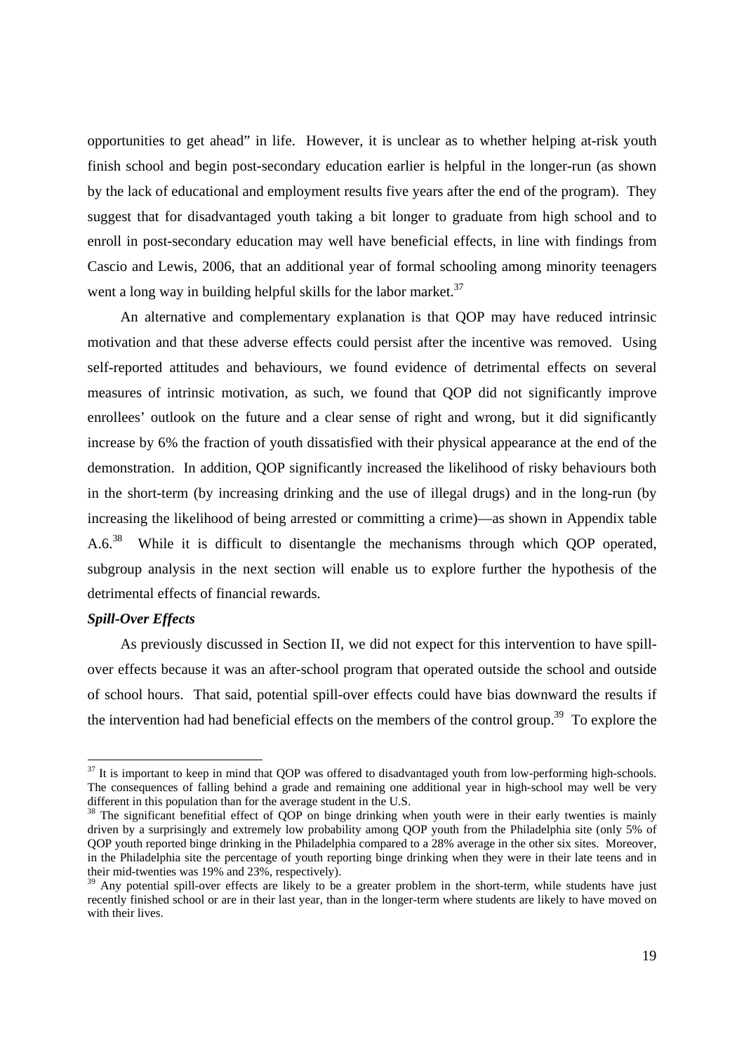opportunities to get ahead" in life. However, it is unclear as to whether helping at-risk youth finish school and begin post-secondary education earlier is helpful in the longer-run (as shown by the lack of educational and employment results five years after the end of the program). They suggest that for disadvantaged youth taking a bit longer to graduate from high school and to enroll in post-secondary education may well have beneficial effects, in line with findings from Cascio and Lewis, 2006, that an additional year of formal schooling among minority teenagers went a long way in building helpful skills for the labor market.[37]

An alternative and complementary explanation is that QOP may have reduced intrinsic motivation and that these adverse effects could persist after the incentive was removed. Using self-reported attitudes and behaviours, we found evidence of detrimental effects on several measures of intrinsic motivation, as such, we found that QOP did not significantly improve enrollees' outlook on the future and a clear sense of right and wrong, but it did significantly increase by 6% the fraction of youth dissatisfied with their physical appearance at the end of the demonstration. In addition, QOP significantly increased the likelihood of risky behaviours both in the short-term (by increasing drinking and the use of illegal drugs) and in the long-run (by increasing the likelihood of being arrested or committing a crime)—as shown in Appendix table A.6.[38] While it is difficult to disentangle the mechanisms through which QOP operated, subgroup analysis in the next section will enable us to explore further the hypothesis of the detrimental effects of financial rewards.

***Spill-Over Effects***

As previously discussed in Section II, we did not expect for this intervention to have spill-over effects because it was an after-school program that operated outside the school and outside of school hours. That said, potential spill-over effects could have bias downward the results if the intervention had had beneficial effects on the members of the control group.[39] To explore the

---

[37] It is important to keep in mind that QOP was offered to disadvantaged youth from low-performing high-schools. The consequences of falling behind a grade and remaining one additional year in high-school may well be very different in this population than for the average student in the U.S.

[38] The significant benefitial effect of QOP on binge drinking when youth were in their early twenties is mainly driven by a surprisingly and extremely low probability among QOP youth from the Philadelphia site (only 5% of QOP youth reported binge drinking in the Philadelphia compared to a 28% average in the other six sites. Moreover, in the Philadelphia site the percentage of youth reporting binge drinking when they were in their late teens and in their mid-twenties was 19% and 23%, respectively).

[39] Any potential spill-over effects are likely to be a greater problem in the short-term, while students have just recently finished school or are in their last year, than in the longer-term where students are likely to have moved on with their lives.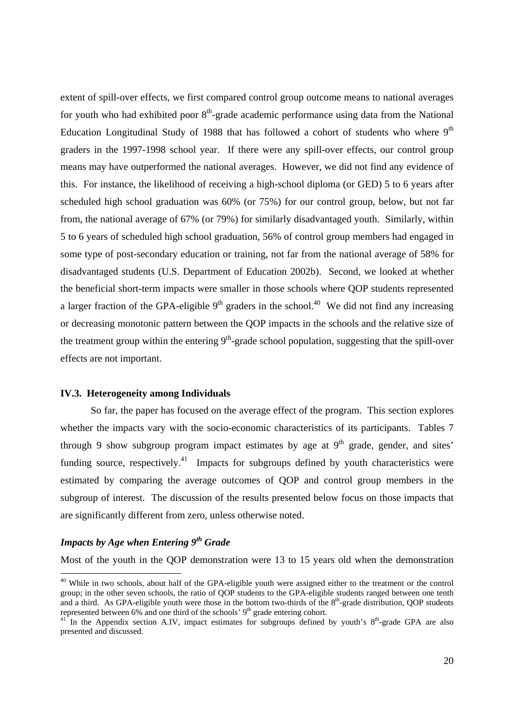extent of spill-over effects, we first compared control group outcome means to national averages for youth who had exhibited poor 8th-grade academic performance using data from the National Education Longitudinal Study of 1988 that has followed a cohort of students who where 9th graders in the 1997-1998 school year. If there were any spill-over effects, our control group means may have outperformed the national averages. However, we did not find any evidence of this. For instance, the likelihood of receiving a high-school diploma (or GED) 5 to 6 years after scheduled high school graduation was 60% (or 75%) for our control group, below, but not far from, the national average of 67% (or 79%) for similarly disadvantaged youth. Similarly, within 5 to 6 years of scheduled high school graduation, 56% of control group members had engaged in some type of post-secondary education or training, not far from the national average of 58% for disadvantaged students (U.S. Department of Education 2002b). Second, we looked at whether the beneficial short-term impacts were smaller in those schools where QOP students represented a larger fraction of the GPA-eligible 9th graders in the school.[40] We did not find any increasing or decreasing monotonic pattern between the QOP impacts in the schools and the relative size of the treatment group within the entering 9th-grade school population, suggesting that the spill-over effects are not important.

### IV.3. Heterogeneity among Individuals

So far, the paper has focused on the average effect of the program. This section explores whether the impacts vary with the socio-economic characteristics of its participants. Tables 7 through 9 show subgroup program impact estimates by age at 9th grade, gender, and sites' funding source, respectively.[41] Impacts for subgroups defined by youth characteristics were estimated by comparing the average outcomes of QOP and control group members in the subgroup of interest. The discussion of the results presented below focus on those impacts that are significantly different from zero, unless otherwise noted.

#### *Impacts by Age when Entering 9th Grade*

Most of the youth in the QOP demonstration were 13 to 15 years old when the demonstration

---

[40] While in two schools, about half of the GPA-eligible youth were assigned either to the treatment or the control group; in the other seven schools, the ratio of QOP students to the GPA-eligible students ranged between one tenth and a third. As GPA-eligible youth were those in the bottom two-thirds of the 8th-grade distribution, QOP students represented between 6% and one third of the schools' 9th grade entering cohort.

[41] In the Appendix section A.IV, impact estimates for subgroups defined by youth's 8th-grade GPA are also presented and discussed.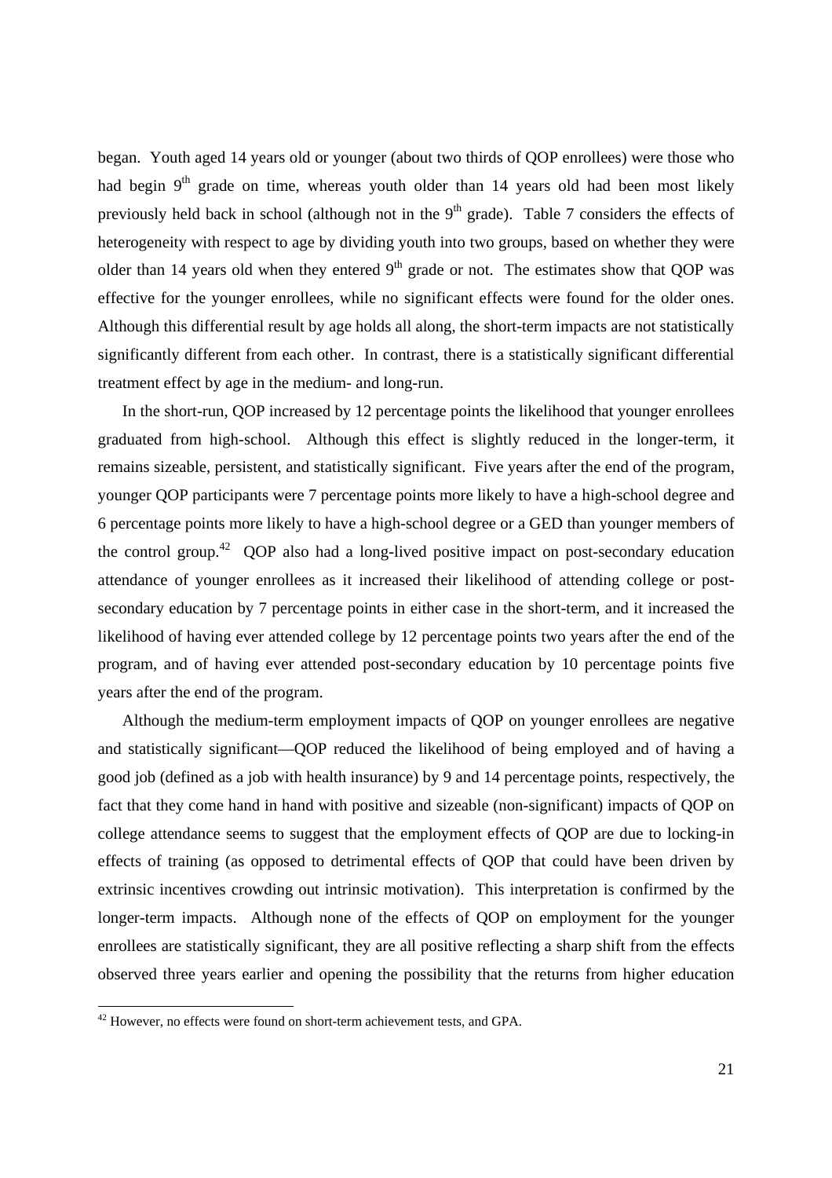began. Youth aged 14 years old or younger (about two thirds of QOP enrollees) were those who had begin 9th grade on time, whereas youth older than 14 years old had been most likely previously held back in school (although not in the 9th grade). Table 7 considers the effects of heterogeneity with respect to age by dividing youth into two groups, based on whether they were older than 14 years old when they entered 9th grade or not. The estimates show that QOP was effective for the younger enrollees, while no significant effects were found for the older ones. Although this differential result by age holds all along, the short-term impacts are not statistically significantly different from each other. In contrast, there is a statistically significant differential treatment effect by age in the medium- and long-run.

In the short-run, QOP increased by 12 percentage points the likelihood that younger enrollees graduated from high-school. Although this effect is slightly reduced in the longer-term, it remains sizeable, persistent, and statistically significant. Five years after the end of the program, younger QOP participants were 7 percentage points more likely to have a high-school degree and 6 percentage points more likely to have a high-school degree or a GED than younger members of the control group.[42] QOP also had a long-lived positive impact on post-secondary education attendance of younger enrollees as it increased their likelihood of attending college or post-secondary education by 7 percentage points in either case in the short-term, and it increased the likelihood of having ever attended college by 12 percentage points two years after the end of the program, and of having ever attended post-secondary education by 10 percentage points five years after the end of the program.

Although the medium-term employment impacts of QOP on younger enrollees are negative and statistically significant—QOP reduced the likelihood of being employed and of having a good job (defined as a job with health insurance) by 9 and 14 percentage points, respectively, the fact that they come hand in hand with positive and sizeable (non-significant) impacts of QOP on college attendance seems to suggest that the employment effects of QOP are due to locking-in effects of training (as opposed to detrimental effects of QOP that could have been driven by extrinsic incentives crowding out intrinsic motivation). This interpretation is confirmed by the longer-term impacts. Although none of the effects of QOP on employment for the younger enrollees are statistically significant, they are all positive reflecting a sharp shift from the effects observed three years earlier and opening the possibility that the returns from higher education

---

[42] However, no effects were found on short-term achievement tests, and GPA.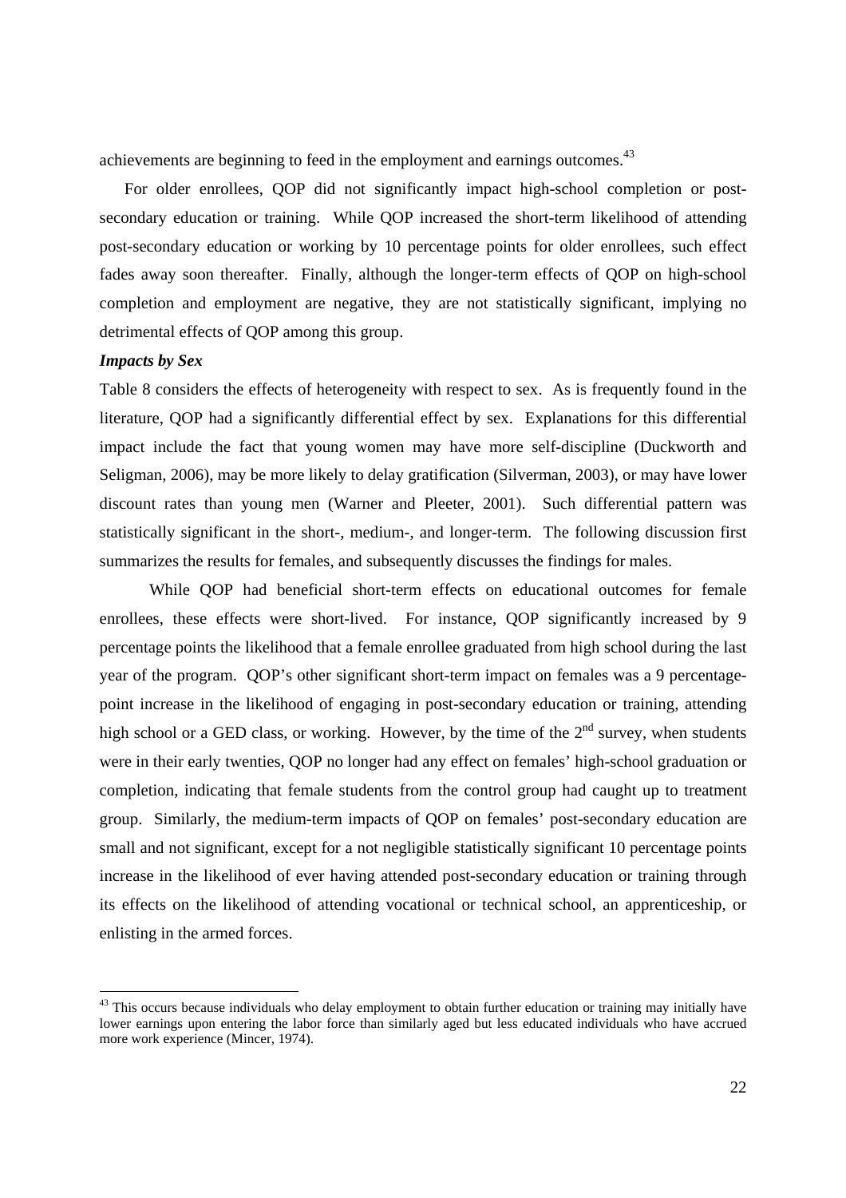achievements are beginning to feed in the employment and earnings outcomes.[43]

For older enrollees, QOP did not significantly impact high-school completion or post-secondary education or training. While QOP increased the short-term likelihood of attending post-secondary education or working by 10 percentage points for older enrollees, such effect fades away soon thereafter. Finally, although the longer-term effects of QOP on high-school completion and employment are negative, they are not statistically significant, implying no detrimental effects of QOP among this group.

***Impacts by Sex***

Table 8 considers the effects of heterogeneity with respect to sex. As is frequently found in the literature, QOP had a significantly differential effect by sex. Explanations for this differential impact include the fact that young women may have more self-discipline (Duckworth and Seligman, 2006), may be more likely to delay gratification (Silverman, 2003), or may have lower discount rates than young men (Warner and Pleeter, 2001). Such differential pattern was statistically significant in the short-, medium-, and longer-term. The following discussion first summarizes the results for females, and subsequently discusses the findings for males.

While QOP had beneficial short-term effects on educational outcomes for female enrollees, these effects were short-lived. For instance, QOP significantly increased by 9 percentage points the likelihood that a female enrollee graduated from high school during the last year of the program. QOP's other significant short-term impact on females was a 9 percentage-point increase in the likelihood of engaging in post-secondary education or training, attending high school or a GED class, or working. However, by the time of the 2nd survey, when students were in their early twenties, QOP no longer had any effect on females' high-school graduation or completion, indicating that female students from the control group had caught up to treatment group. Similarly, the medium-term impacts of QOP on females' post-secondary education are small and not significant, except for a not negligible statistically significant 10 percentage points increase in the likelihood of ever having attended post-secondary education or training through its effects on the likelihood of attending vocational or technical school, an apprenticeship, or enlisting in the armed forces.

[43] This occurs because individuals who delay employment to obtain further education or training may initially have lower earnings upon entering the labor force than similarly aged but less educated individuals who have accrued more work experience (Mincer, 1974).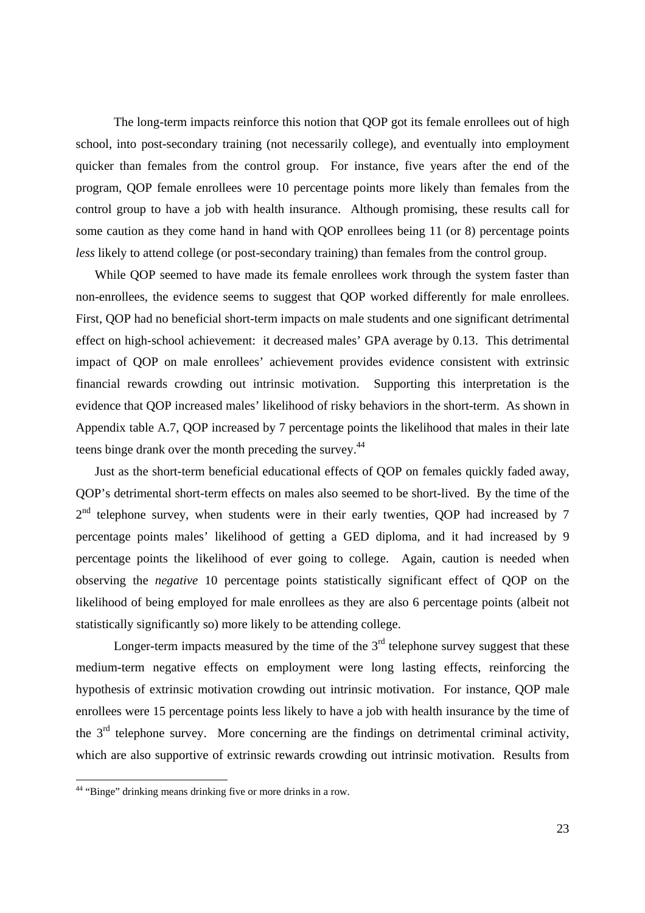The long-term impacts reinforce this notion that QOP got its female enrollees out of high school, into post-secondary training (not necessarily college), and eventually into employment quicker than females from the control group. For instance, five years after the end of the program, QOP female enrollees were 10 percentage points more likely than females from the control group to have a job with health insurance. Although promising, these results call for some caution as they come hand in hand with QOP enrollees being 11 (or 8) percentage points *less* likely to attend college (or post-secondary training) than females from the control group.

While QOP seemed to have made its female enrollees work through the system faster than non-enrollees, the evidence seems to suggest that QOP worked differently for male enrollees. First, QOP had no beneficial short-term impacts on male students and one significant detrimental effect on high-school achievement: it decreased males' GPA average by 0.13. This detrimental impact of QOP on male enrollees' achievement provides evidence consistent with extrinsic financial rewards crowding out intrinsic motivation. Supporting this interpretation is the evidence that QOP increased males' likelihood of risky behaviors in the short-term. As shown in Appendix table A.7, QOP increased by 7 percentage points the likelihood that males in their late teens binge drank over the month preceding the survey.[44]

Just as the short-term beneficial educational effects of QOP on females quickly faded away, QOP's detrimental short-term effects on males also seemed to be short-lived. By the time of the 2nd telephone survey, when students were in their early twenties, QOP had increased by 7 percentage points males' likelihood of getting a GED diploma, and it had increased by 9 percentage points the likelihood of ever going to college. Again, caution is needed when observing the *negative* 10 percentage points statistically significant effect of QOP on the likelihood of being employed for male enrollees as they are also 6 percentage points (albeit not statistically significantly so) more likely to be attending college.

Longer-term impacts measured by the time of the 3rd telephone survey suggest that these medium-term negative effects on employment were long lasting effects, reinforcing the hypothesis of extrinsic motivation crowding out intrinsic motivation. For instance, QOP male enrollees were 15 percentage points less likely to have a job with health insurance by the time of the 3rd telephone survey. More concerning are the findings on detrimental criminal activity, which are also supportive of extrinsic rewards crowding out intrinsic motivation. Results from

[44] "Binge" drinking means drinking five or more drinks in a row.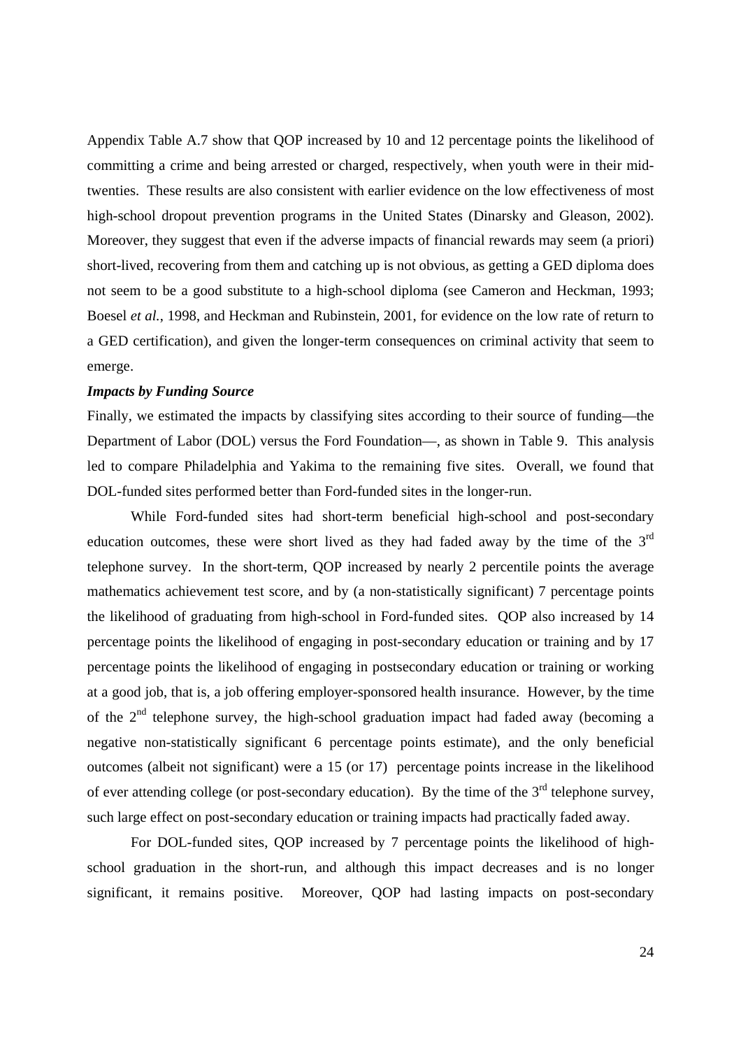Appendix Table A.7 show that QOP increased by 10 and 12 percentage points the likelihood of committing a crime and being arrested or charged, respectively, when youth were in their mid-twenties. These results are also consistent with earlier evidence on the low effectiveness of most high-school dropout prevention programs in the United States (Dinarsky and Gleason, 2002). Moreover, they suggest that even if the adverse impacts of financial rewards may seem (a priori) short-lived, recovering from them and catching up is not obvious, as getting a GED diploma does not seem to be a good substitute to a high-school diploma (see Cameron and Heckman, 1993; Boesel *et al.*, 1998, and Heckman and Rubinstein, 2001, for evidence on the low rate of return to a GED certification), and given the longer-term consequences on criminal activity that seem to emerge.

***Impacts by Funding Source***

Finally, we estimated the impacts by classifying sites according to their source of funding—the Department of Labor (DOL) versus the Ford Foundation—, as shown in Table 9. This analysis led to compare Philadelphia and Yakima to the remaining five sites. Overall, we found that DOL-funded sites performed better than Ford-funded sites in the longer-run.

While Ford-funded sites had short-term beneficial high-school and post-secondary education outcomes, these were short lived as they had faded away by the time of the 3rd telephone survey. In the short-term, QOP increased by nearly 2 percentile points the average mathematics achievement test score, and by (a non-statistically significant) 7 percentage points the likelihood of graduating from high-school in Ford-funded sites. QOP also increased by 14 percentage points the likelihood of engaging in post-secondary education or training and by 17 percentage points the likelihood of engaging in postsecondary education or training or working at a good job, that is, a job offering employer-sponsored health insurance. However, by the time of the 2nd telephone survey, the high-school graduation impact had faded away (becoming a negative non-statistically significant 6 percentage points estimate), and the only beneficial outcomes (albeit not significant) were a 15 (or 17) percentage points increase in the likelihood of ever attending college (or post-secondary education). By the time of the 3rd telephone survey, such large effect on post-secondary education or training impacts had practically faded away.

For DOL-funded sites, QOP increased by 7 percentage points the likelihood of high-school graduation in the short-run, and although this impact decreases and is no longer significant, it remains positive. Moreover, QOP had lasting impacts on post-secondary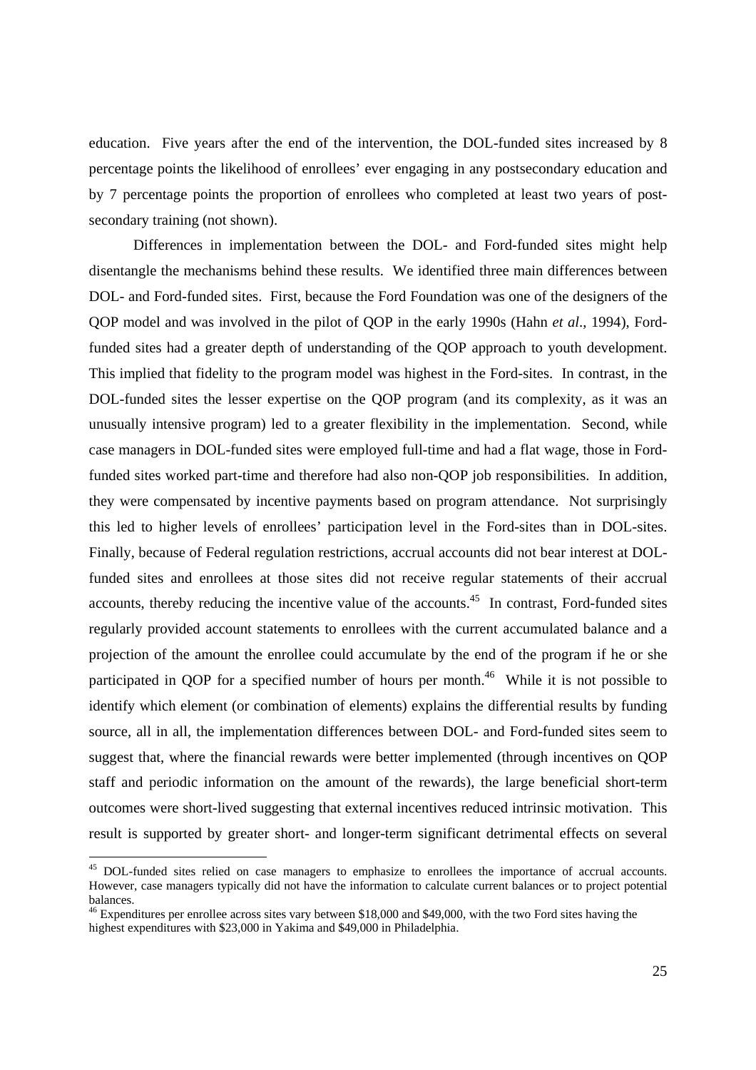education. Five years after the end of the intervention, the DOL-funded sites increased by 8 percentage points the likelihood of enrollees' ever engaging in any postsecondary education and by 7 percentage points the proportion of enrollees who completed at least two years of post-secondary training (not shown).

Differences in implementation between the DOL- and Ford-funded sites might help disentangle the mechanisms behind these results. We identified three main differences between DOL- and Ford-funded sites. First, because the Ford Foundation was one of the designers of the QOP model and was involved in the pilot of QOP in the early 1990s (Hahn *et al*., 1994), Ford-funded sites had a greater depth of understanding of the QOP approach to youth development. This implied that fidelity to the program model was highest in the Ford-sites. In contrast, in the DOL-funded sites the lesser expertise on the QOP program (and its complexity, as it was an unusually intensive program) led to a greater flexibility in the implementation. Second, while case managers in DOL-funded sites were employed full-time and had a flat wage, those in Ford-funded sites worked part-time and therefore had also non-QOP job responsibilities. In addition, they were compensated by incentive payments based on program attendance. Not surprisingly this led to higher levels of enrollees' participation level in the Ford-sites than in DOL-sites. Finally, because of Federal regulation restrictions, accrual accounts did not bear interest at DOL-funded sites and enrollees at those sites did not receive regular statements of their accrual accounts, thereby reducing the incentive value of the accounts.[45] In contrast, Ford-funded sites regularly provided account statements to enrollees with the current accumulated balance and a projection of the amount the enrollee could accumulate by the end of the program if he or she participated in QOP for a specified number of hours per month.[46] While it is not possible to identify which element (or combination of elements) explains the differential results by funding source, all in all, the implementation differences between DOL- and Ford-funded sites seem to suggest that, where the financial rewards were better implemented (through incentives on QOP staff and periodic information on the amount of the rewards), the large beneficial short-term outcomes were short-lived suggesting that external incentives reduced intrinsic motivation. This result is supported by greater short- and longer-term significant detrimental effects on several

[45] DOL-funded sites relied on case managers to emphasize to enrollees the importance of accrual accounts. However, case managers typically did not have the information to calculate current balances or to project potential balances.

[46] Expenditures per enrollee across sites vary between $18,000 and $49,000, with the two Ford sites having the highest expenditures with $23,000 in Yakima and $49,000 in Philadelphia.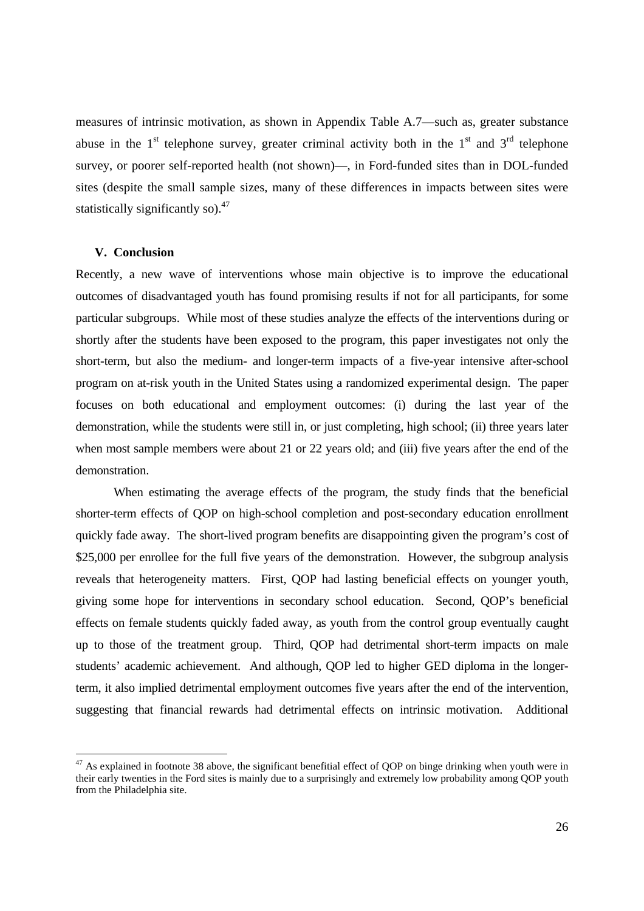measures of intrinsic motivation, as shown in Appendix Table A.7—such as, greater substance abuse in the 1st telephone survey, greater criminal activity both in the 1st and 3rd telephone survey, or poorer self-reported health (not shown)—, in Ford-funded sites than in DOL-funded sites (despite the small sample sizes, many of these differences in impacts between sites were statistically significantly so).[47]

## V. Conclusion

Recently, a new wave of interventions whose main objective is to improve the educational outcomes of disadvantaged youth has found promising results if not for all participants, for some particular subgroups. While most of these studies analyze the effects of the interventions during or shortly after the students have been exposed to the program, this paper investigates not only the short-term, but also the medium- and longer-term impacts of a five-year intensive after-school program on at-risk youth in the United States using a randomized experimental design. The paper focuses on both educational and employment outcomes: (i) during the last year of the demonstration, while the students were still in, or just completing, high school; (ii) three years later when most sample members were about 21 or 22 years old; and (iii) five years after the end of the demonstration.

When estimating the average effects of the program, the study finds that the beneficial shorter-term effects of QOP on high-school completion and post-secondary education enrollment quickly fade away. The short-lived program benefits are disappointing given the program's cost of \$25,000 per enrollee for the full five years of the demonstration. However, the subgroup analysis reveals that heterogeneity matters. First, QOP had lasting beneficial effects on younger youth, giving some hope for interventions in secondary school education. Second, QOP's beneficial effects on female students quickly faded away, as youth from the control group eventually caught up to those of the treatment group. Third, QOP had detrimental short-term impacts on male students' academic achievement. And although, QOP led to higher GED diploma in the longer-term, it also implied detrimental employment outcomes five years after the end of the intervention, suggesting that financial rewards had detrimental effects on intrinsic motivation. Additional

---

[47] As explained in footnote 38 above, the significant benefitial effect of QOP on binge drinking when youth were in their early twenties in the Ford sites is mainly due to a surprisingly and extremely low probability among QOP youth from the Philadelphia site.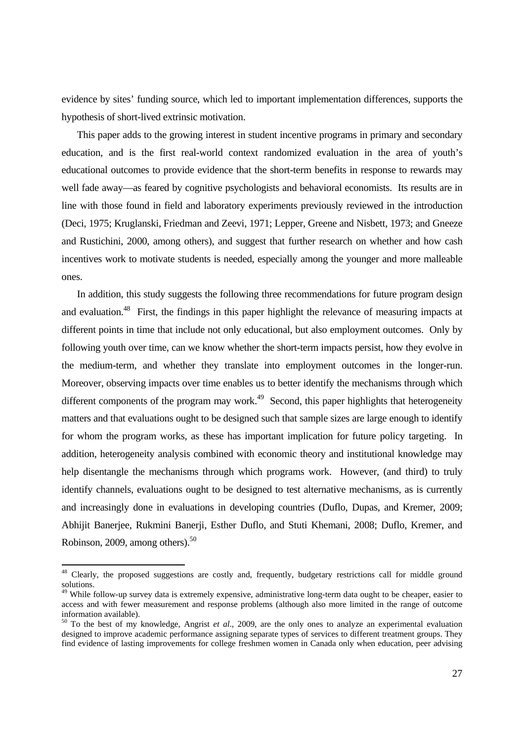evidence by sites' funding source, which led to important implementation differences, supports the hypothesis of short-lived extrinsic motivation.

This paper adds to the growing interest in student incentive programs in primary and secondary education, and is the first real-world context randomized evaluation in the area of youth's educational outcomes to provide evidence that the short-term benefits in response to rewards may well fade away—as feared by cognitive psychologists and behavioral economists. Its results are in line with those found in field and laboratory experiments previously reviewed in the introduction (Deci, 1975; Kruglanski, Friedman and Zeevi, 1971; Lepper, Greene and Nisbett, 1973; and Gneeze and Rustichini, 2000, among others), and suggest that further research on whether and how cash incentives work to motivate students is needed, especially among the younger and more malleable ones.

In addition, this study suggests the following three recommendations for future program design and evaluation.[48] First, the findings in this paper highlight the relevance of measuring impacts at different points in time that include not only educational, but also employment outcomes. Only by following youth over time, can we know whether the short-term impacts persist, how they evolve in the medium-term, and whether they translate into employment outcomes in the longer-run. Moreover, observing impacts over time enables us to better identify the mechanisms through which different components of the program may work.[49] Second, this paper highlights that heterogeneity matters and that evaluations ought to be designed such that sample sizes are large enough to identify for whom the program works, as these has important implication for future policy targeting. In addition, heterogeneity analysis combined with economic theory and institutional knowledge may help disentangle the mechanisms through which programs work. However, (and third) to truly identify channels, evaluations ought to be designed to test alternative mechanisms, as is currently and increasingly done in evaluations in developing countries (Duflo, Dupas, and Kremer, 2009; Abhijit Banerjee, Rukmini Banerji, Esther Duflo, and Stuti Khemani, 2008; Duflo, Kremer, and Robinson, 2009, among others).[50]

---

[48] Clearly, the proposed suggestions are costly and, frequently, budgetary restrictions call for middle ground solutions.

[49] While follow-up survey data is extremely expensive, administrative long-term data ought to be cheaper, easier to access and with fewer measurement and response problems (although also more limited in the range of outcome information available).

[50] To the best of my knowledge, Angrist *et al*., 2009, are the only ones to analyze an experimental evaluation designed to improve academic performance assigning separate types of services to different treatment groups. They find evidence of lasting improvements for college freshmen women in Canada only when education, peer advising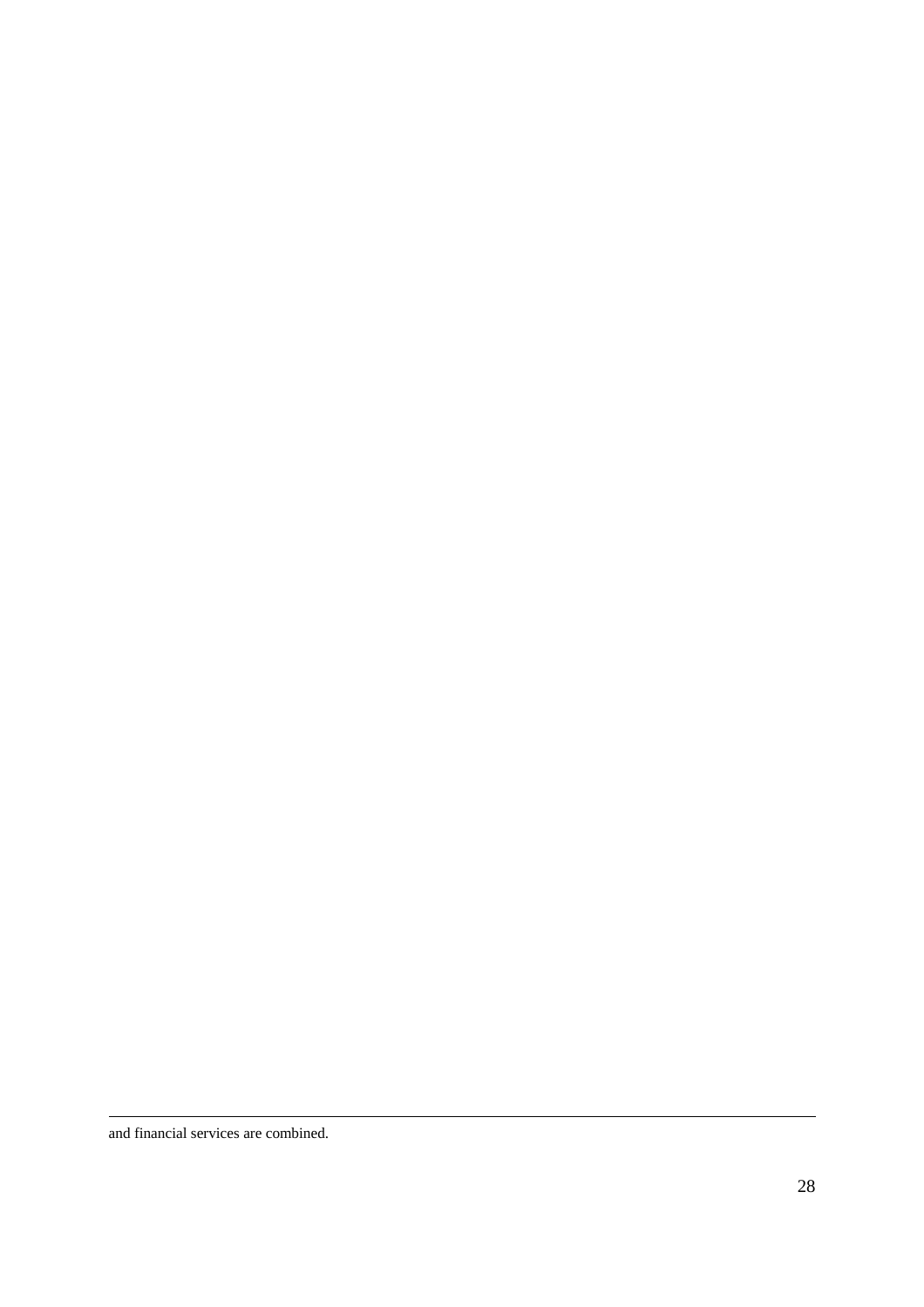and financial services are combined.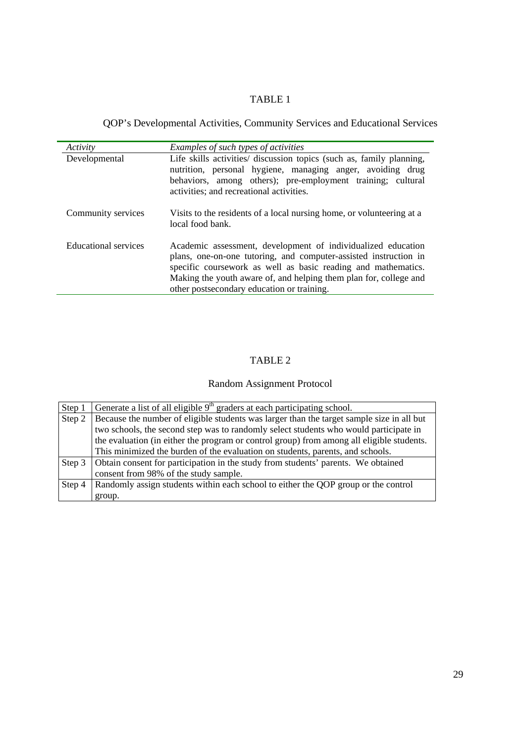TABLE 1

QOP's Developmental Activities, Community Services and Educational Services

| *Activity* | *Examples of such types of activities* |
|---|---|
| Developmental | Life skills activities/ discussion topics (such as, family planning, nutrition, personal hygiene, managing anger, avoiding drug behaviors, among others); pre-employment training; cultural activities; and recreational activities. |
| Community services | Visits to the residents of a local nursing home, or volunteering at a local food bank. |
| Educational services | Academic assessment, development of individualized education plans, one-on-one tutoring, and computer-assisted instruction in specific coursework as well as basic reading and mathematics. Making the youth aware of, and helping them plan for, college and other postsecondary education or training. |

TABLE 2

Random Assignment Protocol

| | |
|---|---|
| Step 1 | Generate a list of all eligible 9th graders at each participating school. |
| Step 2 | Because the number of eligible students was larger than the target sample size in all but two schools, the second step was to randomly select students who would participate in the evaluation (in either the program or control group) from among all eligible students. This minimized the burden of the evaluation on students, parents, and schools. |
| Step 3 | Obtain consent for participation in the study from students' parents. We obtained consent from 98% of the study sample. |
| Step 4 | Randomly assign students within each school to either the QOP group or the control group. |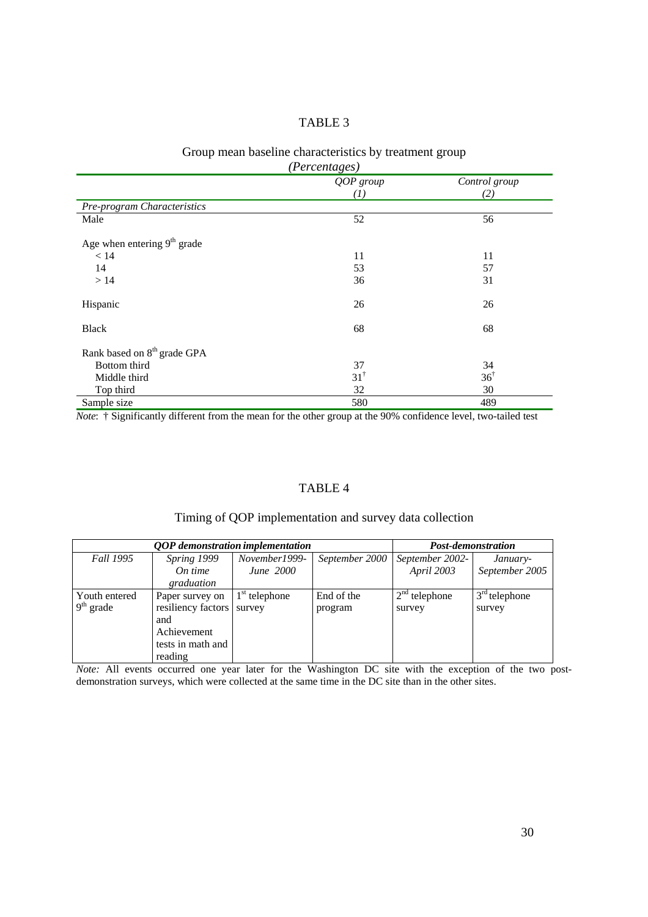## TABLE 3

Group mean baseline characteristics by treatment group

*(Percentages)*

| | *QOP group* *(1)* | *Control group* *(2)* |
|---|---|---|
| *Pre-program Characteristics* | | |
| Male | 52 | 56 |
| Age when entering 9th grade | | |
| < 14 | 11 | 11 |
| 14 | 53 | 57 |
| > 14 | 36 | 31 |
| Hispanic | 26 | 26 |
| Black | 68 | 68 |
| Rank based on 8th grade GPA | | |
| Bottom third | 37 | 34 |
| Middle third | 31† | 36† |
| Top third | 32 | 30 |
| Sample size | 580 | 489 |

*Note*: † Significantly different from the mean for the other group at the 90% confidence level, two-tailed test

## TABLE 4

Timing of QOP implementation and survey data collection

| ***QOP demonstration implementation*** | | | | ***Post-demonstration*** | |
|---|---|---|---|---|---|
| *Fall 1995* | *Spring 1999 On time graduation* | *November1999- June 2000* | *September 2000* | *September 2002- April 2003* | *January- September 2005* |
| Youth entered 9th grade | Paper survey on resiliency factors and Achievement tests in math and reading | 1st telephone survey | End of the program | 2nd telephone survey | 3rd telephone survey |

*Note:* All events occurred one year later for the Washington DC site with the exception of the two post-demonstration surveys, which were collected at the same time in the DC site than in the other sites.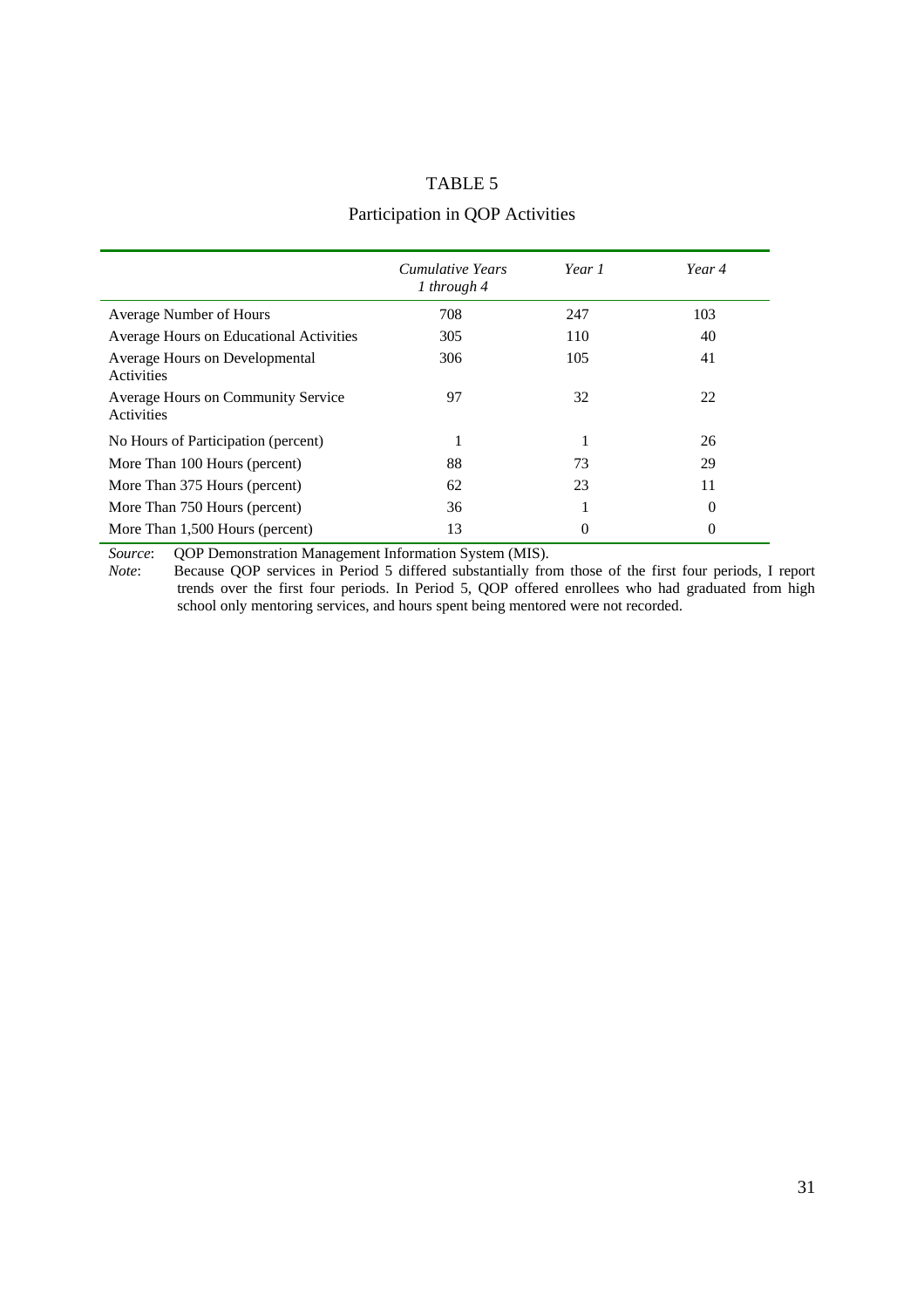TABLE 5

Participation in QOP Activities

| | *Cumulative Years 1 through 4* | *Year 1* | *Year 4* |
|---|---|---|---|
| Average Number of Hours | 708 | 247 | 103 |
| Average Hours on Educational Activities | 305 | 110 | 40 |
| Average Hours on Developmental Activities | 306 | 105 | 41 |
| Average Hours on Community Service Activities | 97 | 32 | 22 |
| No Hours of Participation (percent) | 1 | 1 | 26 |
| More Than 100 Hours (percent) | 88 | 73 | 29 |
| More Than 375 Hours (percent) | 62 | 23 | 11 |
| More Than 750 Hours (percent) | 36 | 1 | 0 |
| More Than 1,500 Hours (percent) | 13 | 0 | 0 |

*Source*: QOP Demonstration Management Information System (MIS).

*Note*: Because QOP services in Period 5 differed substantially from those of the first four periods, I report trends over the first four periods. In Period 5, QOP offered enrollees who had graduated from high school only mentoring services, and hours spent being mentored were not recorded.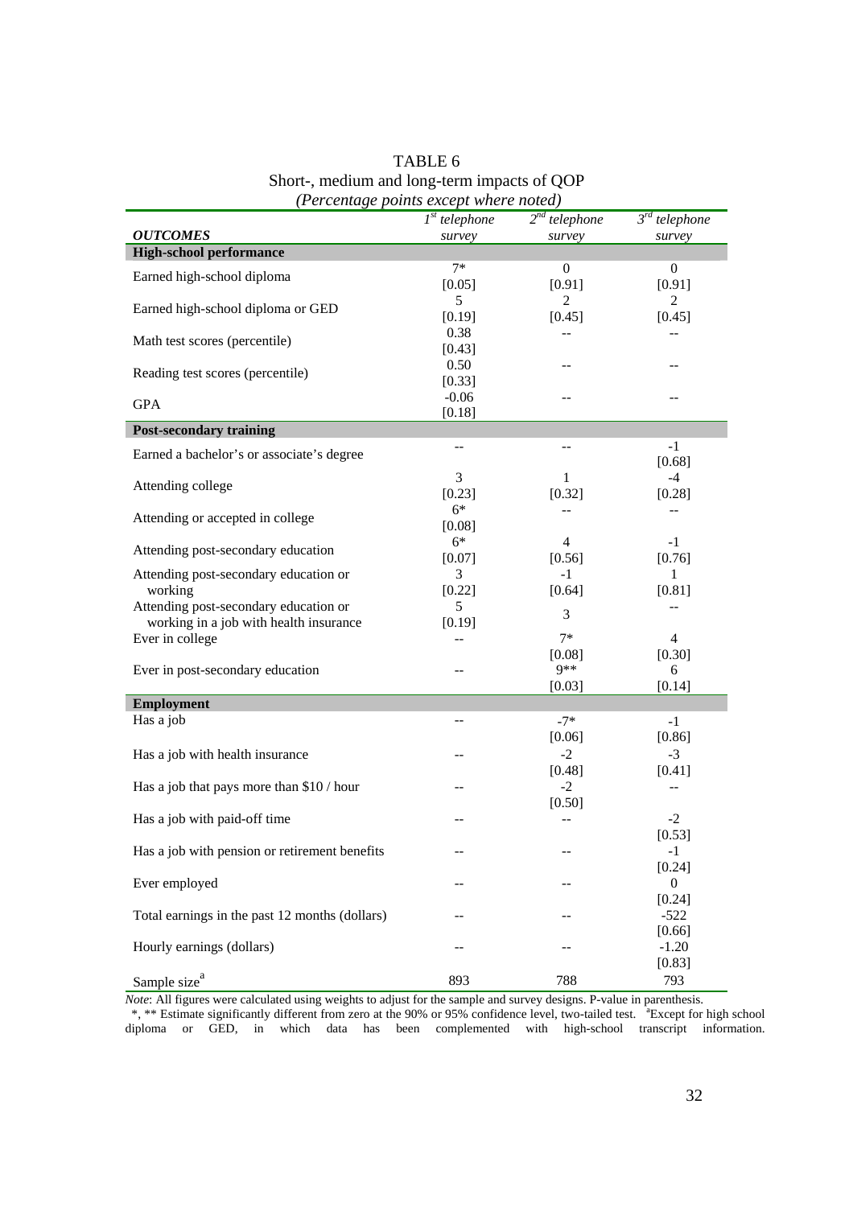TABLE 6

Short-, medium and long-term impacts of QOP

*(Percentage points except where noted)*

| ***OUTCOMES*** | *1[st] telephone survey* | *2[nd] telephone survey* | *3[rd] telephone survey* |
|---|---|---|---|
| **High-school performance** | | | |
| Earned high-school diploma | 7* [0.05] | 0 [0.91] | 0 [0.91] |
| Earned high-school diploma or GED | 5 [0.19] | 2 [0.45] | 2 [0.45] |
| Math test scores (percentile) | 0.38 [0.43] | -- | -- |
| Reading test scores (percentile) | 0.50 [0.33] | -- | -- |
| GPA | -0.06 [0.18] | -- | -- |
| **Post-secondary training** | | | |
| Earned a bachelor's or associate's degree | -- | -- | -1 [0.68] |
| Attending college | 3 [0.23] | 1 [0.32] | -4 [0.28] |
| Attending or accepted in college | 6* [0.08] | -- | -- |
| Attending post-secondary education | 6* [0.07] | 4 [0.56] | -1 [0.76] |
| Attending post-secondary education or working | 3 [0.22] | -1 [0.64] | 1 [0.81] |
| Attending post-secondary education or working in a job with health insurance | 5 [0.19] | 3 | -- |
| Ever in college | -- | 7* [0.08] | 4 [0.30] |
| Ever in post-secondary education | -- | 9** [0.03] | 6 [0.14] |
| **Employment** | | | |
| Has a job | -- | -7* [0.06] | -1 [0.86] |
| Has a job with health insurance | -- | -2 [0.48] | -3 [0.41] |
| Has a job that pays more than $10 / hour | -- | -2 [0.50] | -- |
| Has a job with paid-off time | -- | -- | -2 [0.53] |
| Has a job with pension or retirement benefits | -- | -- | -1 [0.24] |
| Ever employed | -- | -- | 0 [0.24] |
| Total earnings in the past 12 months (dollars) | -- | -- | -522 [0.66] |
| Hourly earnings (dollars) | -- | -- | -1.20 [0.83] |
| Sample size[a] | 893 | 788 | 793 |

*Note*: All figures were calculated using weights to adjust for the sample and survey designs. P-value in parenthesis.

*, ** Estimate significantly different from zero at the 90% or 95% confidence level, two-tailed test. [a]Except for high school diploma or GED, in which data has been complemented with high-school transcript information.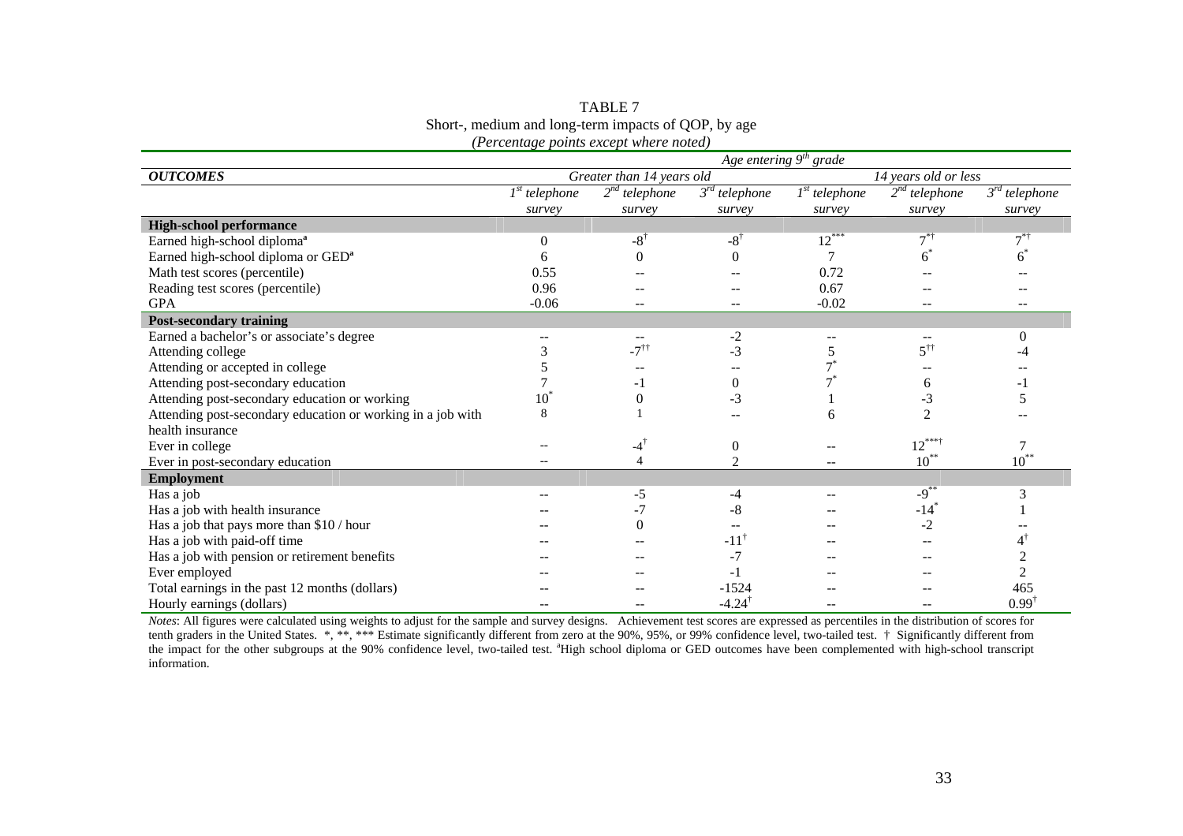TABLE 7

Short-, medium and long-term impacts of QOP, by age

*(Percentage points except where noted)*

| ***OUTCOMES*** | *Age entering 9th grade* | | | | | |
|---|---|---|---|---|---|---|
| | *Greater than 14 years old* | | | *14 years old or less* | | |
| | *1st telephone survey* | *2nd telephone survey* | *3rd telephone survey* | *1st telephone survey* | *2nd telephone survey* | *3rd telephone survey* |
| **High-school performance** | | | | | | |
| Earned high-school diploma[a] | 0 | -8† | -8† | 12*** | 7*† | 7*† |
| Earned high-school diploma or GED[a] | 6 | 0 | 0 | 7 | 6* | 6* |
| Math test scores (percentile) | 0.55 | -- | -- | 0.72 | -- | -- |
| Reading test scores (percentile) | 0.96 | -- | -- | 0.67 | -- | -- |
| GPA | -0.06 | -- | -- | -0.02 | -- | -- |
| **Post-secondary training** | | | | | | |
| Earned a bachelor's or associate's degree | -- | -- | -2 | -- | -- | 0 |
| Attending college | 3 | -7†† | -3 | 5 | 5†† | -4 |
| Attending or accepted in college | 5 | -- | -- | 7* | -- | -- |
| Attending post-secondary education | 7 | -1 | 0 | 7* | 6 | -1 |
| Attending post-secondary education or working | 10* | 0 | -3 | 1 | -3 | 5 |
| Attending post-secondary education or working in a job with health insurance | 8 | 1 | -- | 6 | 2 | -- |
| Ever in college | -- | -4† | 0 | -- | 12***† | 7 |
| Ever in post-secondary education | -- | 4 | 2 | -- | 10** | 10** |
| **Employment** | | | | | | |
| Has a job | -- | -5 | -4 | -- | -9** | 3 |
| Has a job with health insurance | -- | -7 | -8 | -- | -14* | 1 |
| Has a job that pays more than $10 / hour | -- | 0 | -- | -- | -2 | -- |
| Has a job with paid-off time | -- | -- | -11† | -- | -- | 4† |
| Has a job with pension or retirement benefits | -- | -- | -7 | -- | -- | 2 |
| Ever employed | -- | -- | -1 | -- | -- | 2 |
| Total earnings in the past 12 months (dollars) | -- | -- | -1524 | -- | -- | 465 |
| Hourly earnings (dollars) | -- | -- | -4.24† | -- | -- | 0.99† |

*Notes*: All figures were calculated using weights to adjust for the sample and survey designs. Achievement test scores are expressed as percentiles in the distribution of scores for tenth graders in the United States. *, **, *** Estimate significantly different from zero at the 90%, 95%, or 99% confidence level, two-tailed test. † Significantly different from the impact for the other subgroups at the 90% confidence level, two-tailed test. [a]High school diploma or GED outcomes have been complemented with high-school transcript information.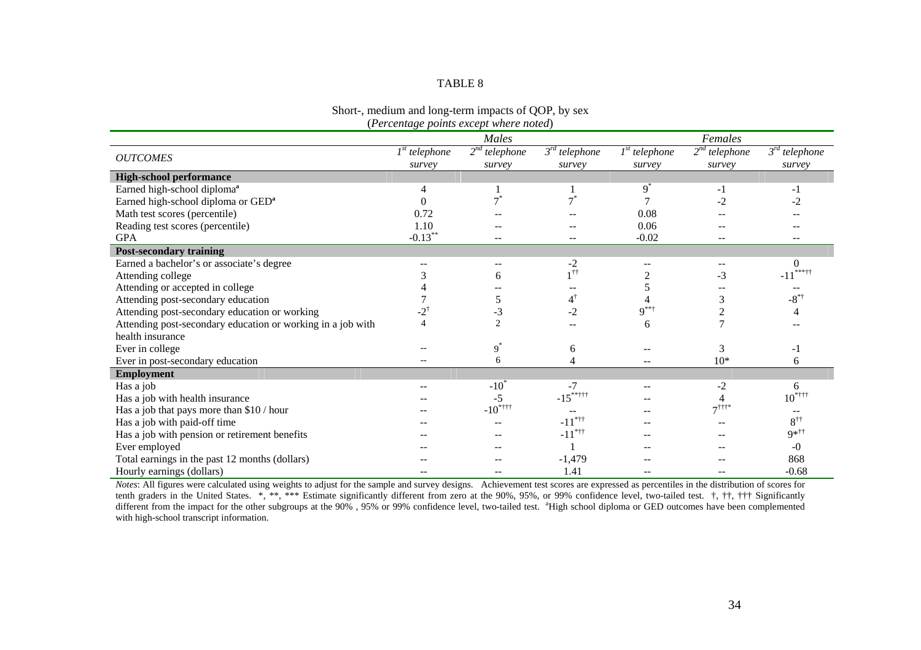TABLE 8

Short-, medium and long-term impacts of QOP, by sex
(*Percentage points except where noted*)

| *OUTCOMES* | *Males* | | | *Females* | | |
|---|---|---|---|---|---|---|
| | *1st telephone survey* | *2nd telephone survey* | *3rd telephone survey* | *1st telephone survey* | *2nd telephone survey* | *3rd telephone survey* |
| **High-school performance** | | | | | | |
| Earned high-school diploma[a] | 4 | 1 | 1 | 9* | -1 | -1 |
| Earned high-school diploma or GED[a] | 0 | 7* | 7* | 7 | -2 | -2 |
| Math test scores (percentile) | 0.72 | -- | -- | 0.08 | -- | -- |
| Reading test scores (percentile) | 1.10 | -- | -- | 0.06 | -- | -- |
| GPA | -0.13** | -- | -- | -0.02 | -- | -- |
| **Post-secondary training** | | | | | | |
| Earned a bachelor's or associate's degree | -- | -- | -2 | -- | -- | 0 |
| Attending college | 3 | 6 | 1†† | 2 | -3 | -11***†† |
| Attending or accepted in college | 4 | -- | -- | 5 | -- | -- |
| Attending post-secondary education | 7 | 5 | 4† | 4 | 3 | -8*† |
| Attending post-secondary education or working | -2† | -3 | -2 | 9**† | 2 | 4 |
| Attending post-secondary education or working in a job with health insurance | 4 | 2 | -- | 6 | 7 | -- |
| Ever in college | -- | 9* | 6 | -- | 3 | -1 |
| Ever in post-secondary education | -- | 6 | 4 | -- | 10* | 6 |
| **Employment** | | | | | | |
| Has a job | -- | -10* | -7 | -- | -2 | 6 |
| Has a job with health insurance | -- | -5 | -15**††† | -- | 4 | 10*††† |
| Has a job that pays more than $10 / hour | -- | -10*††† | -- | -- | 7†††* | -- |
| Has a job with paid-off time | -- | -- | -11*†† | -- | -- | 8†† |
| Has a job with pension or retirement benefits | -- | -- | -11*†† | -- | -- | 9*†† |
| Ever employed | -- | -- | 1 | -- | -- | -0 |
| Total earnings in the past 12 months (dollars) | -- | -- | -1,479 | -- | -- | 868 |
| Hourly earnings (dollars) | -- | -- | 1.41 | -- | -- | -0.68 |

*Notes*: All figures were calculated using weights to adjust for the sample and survey designs. Achievement test scores are expressed as percentiles in the distribution of scores for tenth graders in the United States. *, **, *** Estimate significantly different from zero at the 90%, 95%, or 99% confidence level, two-tailed test. †, ††, ††† Significantly different from the impact for the other subgroups at the 90% , 95% or 99% confidence level, two-tailed test. [a]High school diploma or GED outcomes have been complemented with high-school transcript information.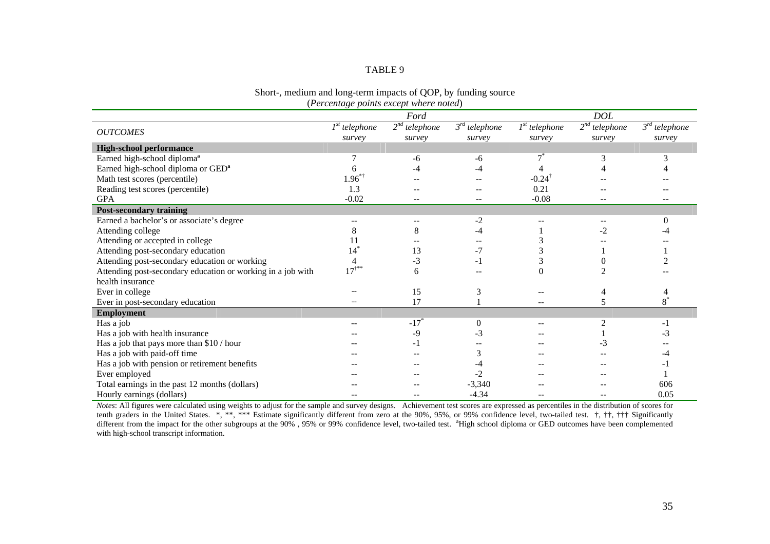TABLE 9

Short-, medium and long-term impacts of QOP, by funding source
(*Percentage points except where noted*)

| *OUTCOMES* | *Ford* | | | *DOL* | | |
|---|---|---|---|---|---|---|
| | *1st telephone survey* | *2nd telephone survey* | *3rd telephone survey* | *1st telephone survey* | *2nd telephone survey* | *3rd telephone survey* |
| **High-school performance** | | | | | | |
| Earned high-school diploma[a] | 7 | -6 | -6 | 7* | 3 | 3 |
| Earned high-school diploma or GED[a] | 6 | -4 | -4 | 4 | 4 | 4 |
| Math test scores (percentile) | 1.96*† | -- | -- | -0.24† | -- | -- |
| Reading test scores (percentile) | 1.3 | -- | -- | 0.21 | -- | -- |
| GPA | -0.02 | -- | -- | -0.08 | -- | -- |
| **Post-secondary training** | | | | | | |
| Earned a bachelor's or associate's degree | -- | -- | -2 | -- | -- | 0 |
| Attending college | 8 | 8 | -4 | 1 | -2 | -4 |
| Attending or accepted in college | 11 | -- | -- | 3 | -- | -- |
| Attending post-secondary education | 14* | 13 | -7 | 3 | 1 | 1 |
| Attending post-secondary education or working | 4 | -3 | -1 | 3 | 0 | 2 |
| Attending post-secondary education or working in a job with health insurance | 17†** | 6 | -- | 0 | 2 | -- |
| Ever in college | -- | 15 | 3 | -- | 4 | 4 |
| Ever in post-secondary education | -- | 17 | 1 | -- | 5 | 8* |
| **Employment** | | | | | | |
| Has a job | -- | -17* | 0 | -- | 2 | -1 |
| Has a job with health insurance | -- | -9 | -3 | -- | 1 | -3 |
| Has a job that pays more than $10 / hour | -- | -1 | -- | -- | -3 | -- |
| Has a job with paid-off time | -- | -- | 3 | -- | -- | -4 |
| Has a job with pension or retirement benefits | -- | -- | -4 | -- | -- | -1 |
| Ever employed | -- | -- | -2 | -- | -- | 1 |
| Total earnings in the past 12 months (dollars) | -- | -- | -3,340 | -- | -- | 606 |
| Hourly earnings (dollars) | -- | -- | -4.34 | -- | -- | 0.05 |

*Notes*: All figures were calculated using weights to adjust for the sample and survey designs. Achievement test scores are expressed as percentiles in the distribution of scores for tenth graders in the United States. *, **, *** Estimate significantly different from zero at the 90%, 95%, or 99% confidence level, two-tailed test. †, ††, ††† Significantly different from the impact for the other subgroups at the 90% , 95% or 99% confidence level, two-tailed test. [a]High school diploma or GED outcomes have been complemented with high-school transcript information.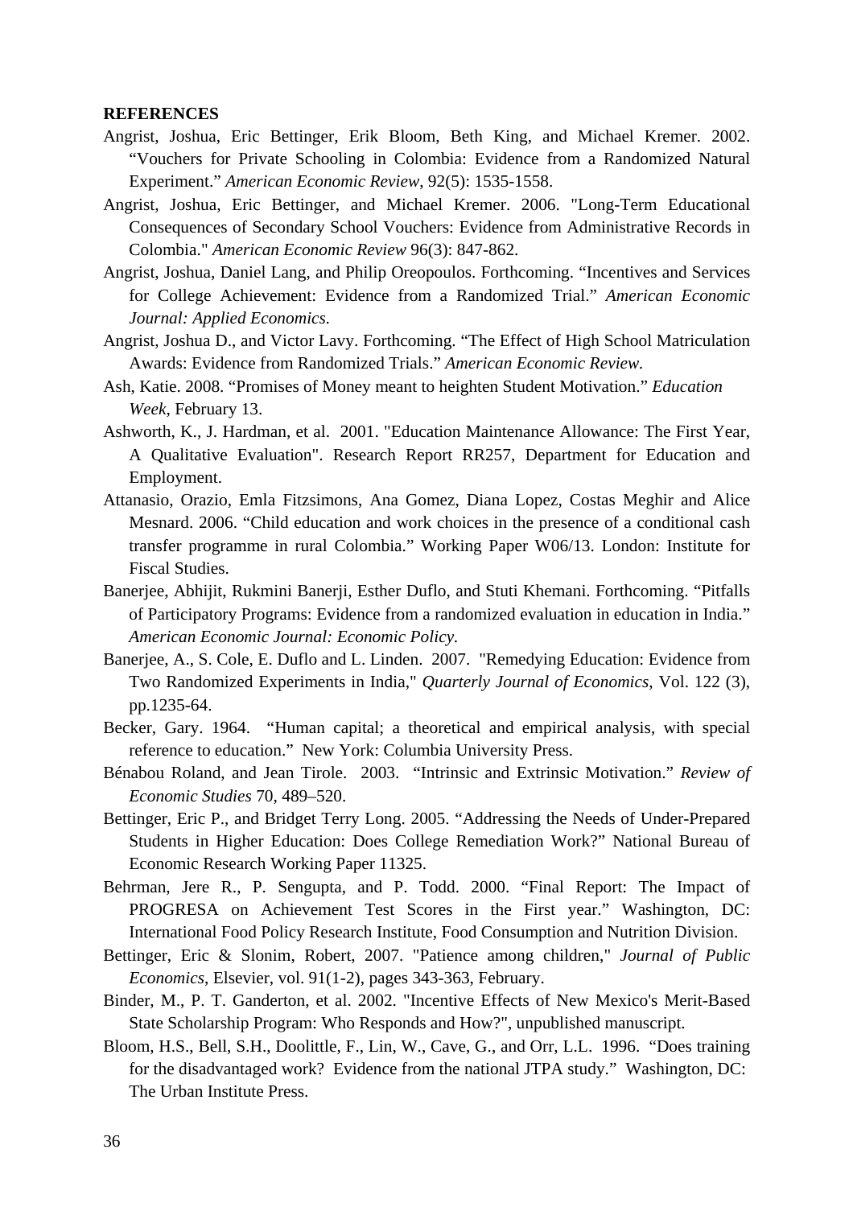**REFERENCES**

Angrist, Joshua, Eric Bettinger, Erik Bloom, Beth King, and Michael Kremer. 2002. "Vouchers for Private Schooling in Colombia: Evidence from a Randomized Natural Experiment." *American Economic Review*, 92(5): 1535-1558.

Angrist, Joshua, Eric Bettinger, and Michael Kremer. 2006. "Long-Term Educational Consequences of Secondary School Vouchers: Evidence from Administrative Records in Colombia." *American Economic Review* 96(3): 847-862.

Angrist, Joshua, Daniel Lang, and Philip Oreopoulos. Forthcoming. "Incentives and Services for College Achievement: Evidence from a Randomized Trial." *American Economic Journal: Applied Economics.*

Angrist, Joshua D., and Victor Lavy. Forthcoming. "The Effect of High School Matriculation Awards: Evidence from Randomized Trials." *American Economic Review.*

Ash, Katie. 2008. "Promises of Money meant to heighten Student Motivation." *Education Week*, February 13.

Ashworth, K., J. Hardman, et al. 2001. "Education Maintenance Allowance: The First Year, A Qualitative Evaluation". Research Report RR257, Department for Education and Employment.

Attanasio, Orazio, Emla Fitzsimons, Ana Gomez, Diana Lopez, Costas Meghir and Alice Mesnard. 2006. "Child education and work choices in the presence of a conditional cash transfer programme in rural Colombia." Working Paper W06/13. London: Institute for Fiscal Studies.

Banerjee, Abhijit, Rukmini Banerji, Esther Duflo, and Stuti Khemani. Forthcoming. "Pitfalls of Participatory Programs: Evidence from a randomized evaluation in education in India." *American Economic Journal: Economic Policy.*

Banerjee, A., S. Cole, E. Duflo and L. Linden. 2007. "Remedying Education: Evidence from Two Randomized Experiments in India," *Quarterly Journal of Economics*, Vol. 122 (3), pp.1235-64.

Becker, Gary. 1964. "Human capital; a theoretical and empirical analysis, with special reference to education." New York: Columbia University Press.

Bénabou Roland, and Jean Tirole. 2003. "Intrinsic and Extrinsic Motivation." *Review of Economic Studies* 70, 489–520.

Bettinger, Eric P., and Bridget Terry Long. 2005. "Addressing the Needs of Under-Prepared Students in Higher Education: Does College Remediation Work?" National Bureau of Economic Research Working Paper 11325.

Behrman, Jere R., P. Sengupta, and P. Todd. 2000. "Final Report: The Impact of PROGRESA on Achievement Test Scores in the First year." Washington, DC: International Food Policy Research Institute, Food Consumption and Nutrition Division.

Bettinger, Eric & Slonim, Robert, 2007. "Patience among children," *Journal of Public Economics*, Elsevier, vol. 91(1-2), pages 343-363, February.

Binder, M., P. T. Ganderton, et al. 2002. "Incentive Effects of New Mexico's Merit-Based State Scholarship Program: Who Responds and How?", unpublished manuscript.

Bloom, H.S., Bell, S.H., Doolittle, F., Lin, W., Cave, G., and Orr, L.L. 1996. "Does training for the disadvantaged work? Evidence from the national JTPA study." Washington, DC: The Urban Institute Press.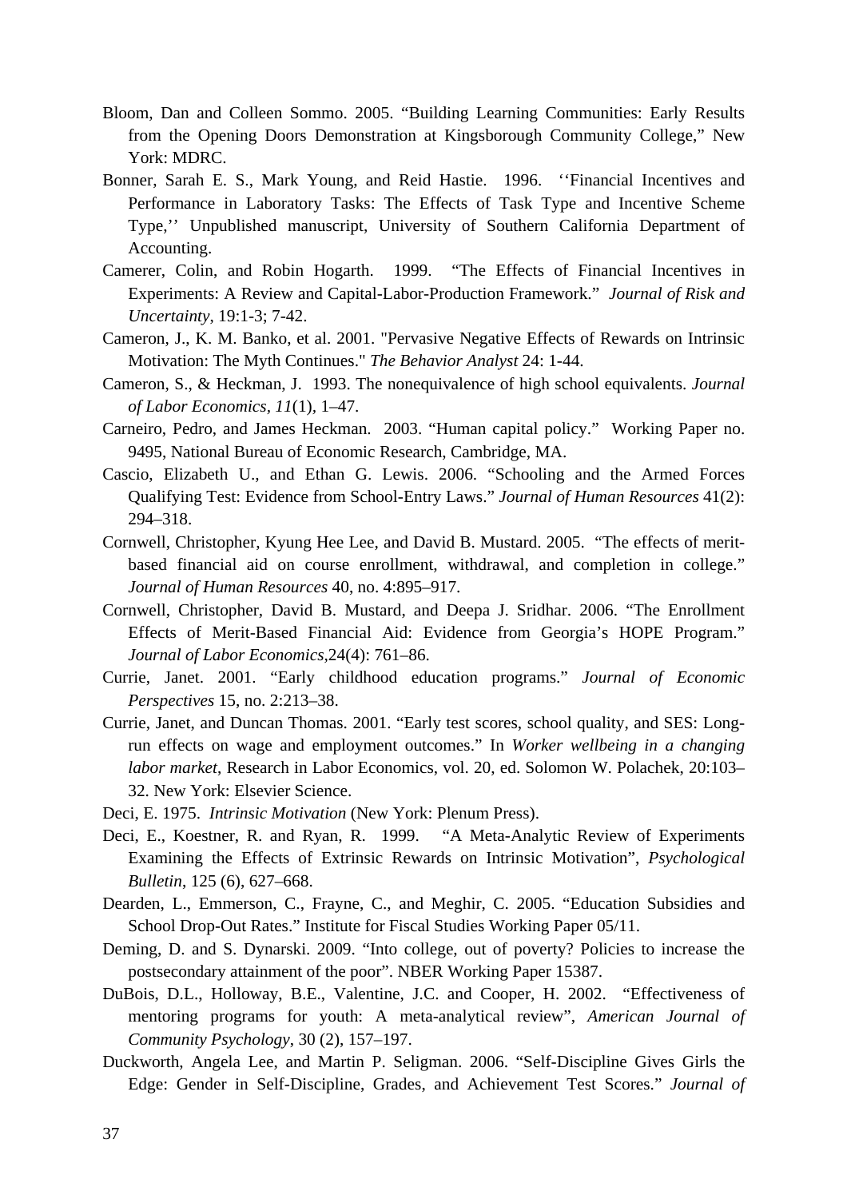Bloom, Dan and Colleen Sommo. 2005. "Building Learning Communities: Early Results from the Opening Doors Demonstration at Kingsborough Community College," New York: MDRC.

Bonner, Sarah E. S., Mark Young, and Reid Hastie. 1996. ''Financial Incentives and Performance in Laboratory Tasks: The Effects of Task Type and Incentive Scheme Type,'' Unpublished manuscript, University of Southern California Department of Accounting.

Camerer, Colin, and Robin Hogarth. 1999. "The Effects of Financial Incentives in Experiments: A Review and Capital-Labor-Production Framework." *Journal of Risk and Uncertainty*, 19:1-3; 7-42.

Cameron, J., K. M. Banko, et al. 2001. "Pervasive Negative Effects of Rewards on Intrinsic Motivation: The Myth Continues." *The Behavior Analyst* 24: 1-44.

Cameron, S., & Heckman, J. 1993. The nonequivalence of high school equivalents. *Journal of Labor Economics, 11*(1), 1–47.

Carneiro, Pedro, and James Heckman. 2003. "Human capital policy." Working Paper no. 9495, National Bureau of Economic Research, Cambridge, MA.

Cascio, Elizabeth U., and Ethan G. Lewis. 2006. "Schooling and the Armed Forces Qualifying Test: Evidence from School-Entry Laws." *Journal of Human Resources* 41(2): 294–318.

Cornwell, Christopher, Kyung Hee Lee, and David B. Mustard. 2005. "The effects of merit-based financial aid on course enrollment, withdrawal, and completion in college." *Journal of Human Resources* 40, no. 4:895–917.

Cornwell, Christopher, David B. Mustard, and Deepa J. Sridhar. 2006. "The Enrollment Effects of Merit-Based Financial Aid: Evidence from Georgia's HOPE Program." *Journal of Labor Economics*,24(4): 761–86.

Currie, Janet. 2001. "Early childhood education programs." *Journal of Economic Perspectives* 15, no. 2:213–38.

Currie, Janet, and Duncan Thomas. 2001. "Early test scores, school quality, and SES: Long-run effects on wage and employment outcomes." In *Worker wellbeing in a changing labor market*, Research in Labor Economics, vol. 20, ed. Solomon W. Polachek, 20:103–32. New York: Elsevier Science.

Deci, E. 1975. *Intrinsic Motivation* (New York: Plenum Press).

Deci, E., Koestner, R. and Ryan, R. 1999. "A Meta-Analytic Review of Experiments Examining the Effects of Extrinsic Rewards on Intrinsic Motivation", *Psychological Bulletin*, 125 (6), 627–668.

Dearden, L., Emmerson, C., Frayne, C., and Meghir, C. 2005. "Education Subsidies and School Drop-Out Rates." Institute for Fiscal Studies Working Paper 05/11.

Deming, D. and S. Dynarski. 2009. "Into college, out of poverty? Policies to increase the postsecondary attainment of the poor". NBER Working Paper 15387.

DuBois, D.L., Holloway, B.E., Valentine, J.C. and Cooper, H. 2002. "Effectiveness of mentoring programs for youth: A meta-analytical review", *American Journal of Community Psychology*, 30 (2), 157–197.

Duckworth, Angela Lee, and Martin P. Seligman. 2006. "Self-Discipline Gives Girls the Edge: Gender in Self-Discipline, Grades, and Achievement Test Scores." *Journal of*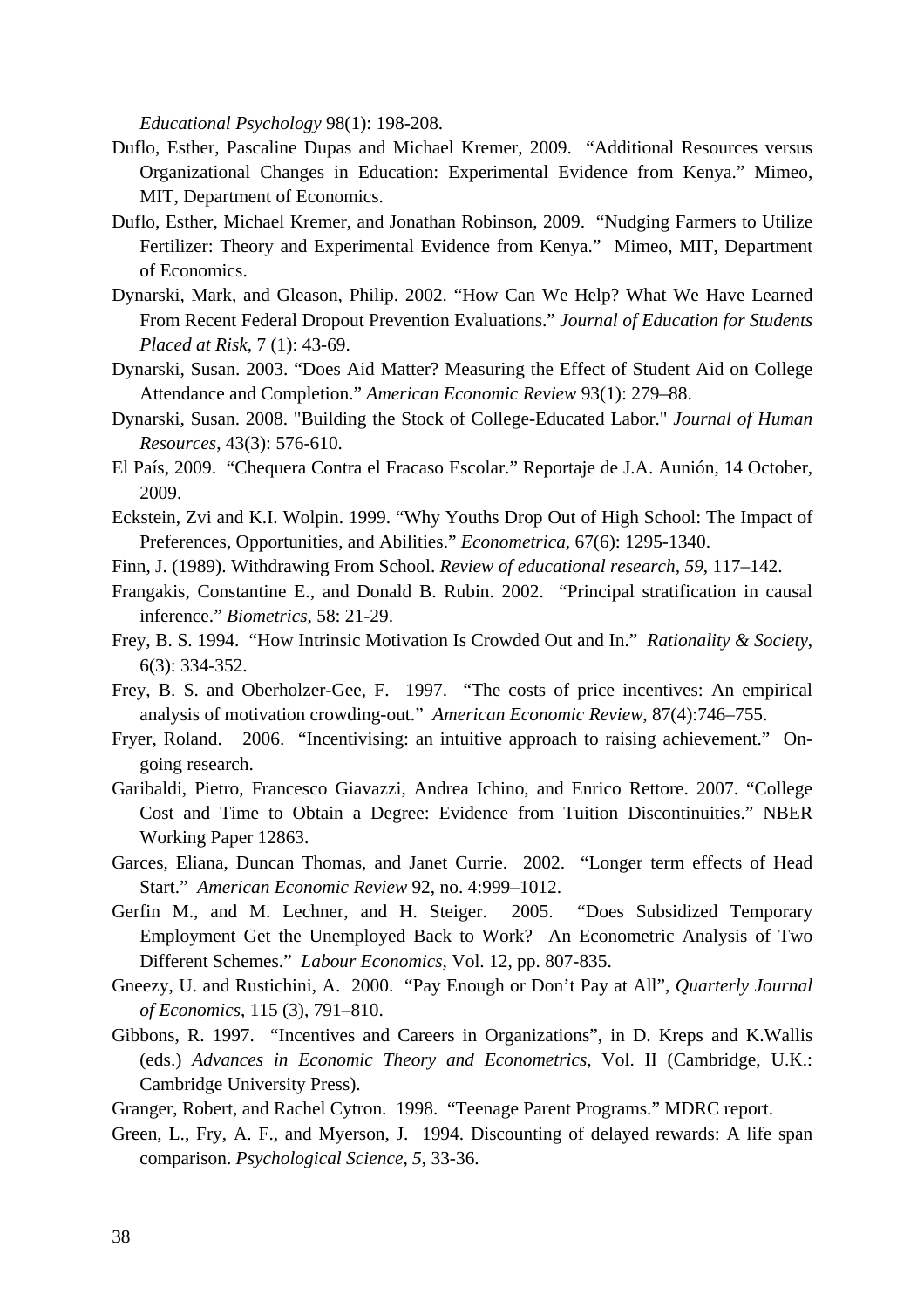*Educational Psychology* 98(1): 198-208.

Duflo, Esther, Pascaline Dupas and Michael Kremer, 2009. "Additional Resources versus Organizational Changes in Education: Experimental Evidence from Kenya." Mimeo, MIT, Department of Economics.

Duflo, Esther, Michael Kremer, and Jonathan Robinson, 2009. "Nudging Farmers to Utilize Fertilizer: Theory and Experimental Evidence from Kenya." Mimeo, MIT, Department of Economics.

Dynarski, Mark, and Gleason, Philip. 2002. "How Can We Help? What We Have Learned From Recent Federal Dropout Prevention Evaluations." *Journal of Education for Students Placed at Risk*, 7 (1): 43-69.

Dynarski, Susan. 2003. "Does Aid Matter? Measuring the Effect of Student Aid on College Attendance and Completion." *American Economic Review* 93(1): 279–88.

Dynarski, Susan. 2008. "Building the Stock of College-Educated Labor." *Journal of Human Resources*, 43(3): 576-610.

El País, 2009. "Chequera Contra el Fracaso Escolar." Reportaje de J.A. Aunión, 14 October, 2009.

Eckstein, Zvi and K.I. Wolpin. 1999. "Why Youths Drop Out of High School: The Impact of Preferences, Opportunities, and Abilities." *Econometrica*, 67(6): 1295-1340.

Finn, J. (1989). Withdrawing From School. *Review of educational research, 59*, 117–142.

Frangakis, Constantine E., and Donald B. Rubin. 2002. "Principal stratification in causal inference." *Biometrics*, 58: 21-29.

Frey, B. S. 1994. "How Intrinsic Motivation Is Crowded Out and In." *Rationality & Society*, 6(3): 334-352.

Frey, B. S. and Oberholzer-Gee, F. 1997. "The costs of price incentives: An empirical analysis of motivation crowding-out." *American Economic Review*, 87(4):746–755.

Fryer, Roland. 2006. "Incentivising: an intuitive approach to raising achievement." On-going research.

Garibaldi, Pietro, Francesco Giavazzi, Andrea Ichino, and Enrico Rettore. 2007. "College Cost and Time to Obtain a Degree: Evidence from Tuition Discontinuities." NBER Working Paper 12863.

Garces, Eliana, Duncan Thomas, and Janet Currie. 2002. "Longer term effects of Head Start." *American Economic Review* 92, no. 4:999–1012.

Gerfin M., and M. Lechner, and H. Steiger. 2005. "Does Subsidized Temporary Employment Get the Unemployed Back to Work? An Econometric Analysis of Two Different Schemes." *Labour Economics*, Vol. 12, pp. 807-835.

Gneezy, U. and Rustichini, A. 2000. "Pay Enough or Don't Pay at All", *Quarterly Journal of Economics*, 115 (3), 791–810.

Gibbons, R. 1997. "Incentives and Careers in Organizations", in D. Kreps and K.Wallis (eds.) *Advances in Economic Theory and Econometrics*, Vol. II (Cambridge, U.K.: Cambridge University Press).

Granger, Robert, and Rachel Cytron. 1998. "Teenage Parent Programs." MDRC report.

Green, L., Fry, A. F., and Myerson, J. 1994. Discounting of delayed rewards: A life span comparison. *Psychological Science, 5*, 33-36.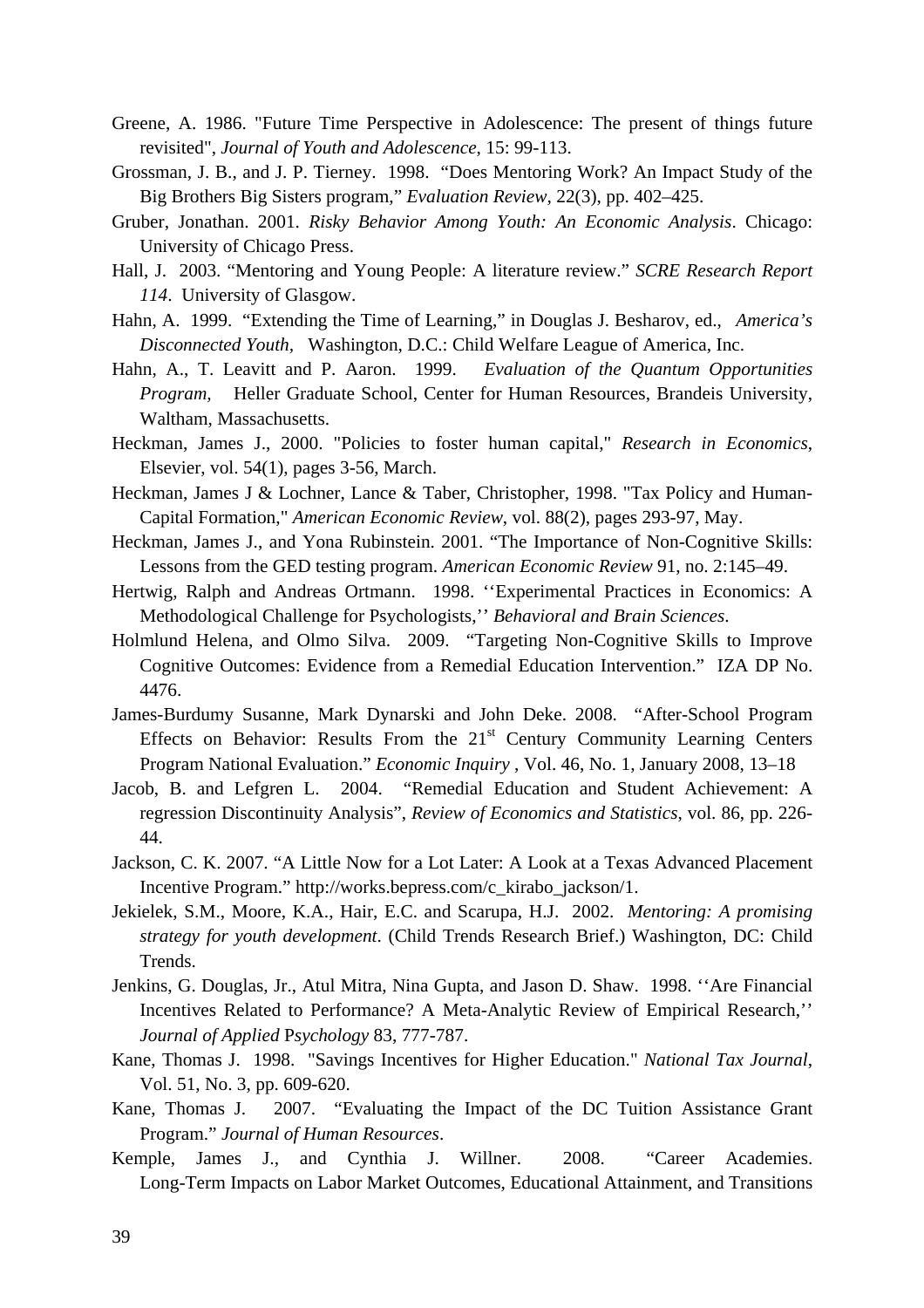Greene, A. 1986. "Future Time Perspective in Adolescence: The present of things future revisited", *Journal of Youth and Adolescence*, 15: 99-113.

Grossman, J. B., and J. P. Tierney. 1998. "Does Mentoring Work? An Impact Study of the Big Brothers Big Sisters program," *Evaluation Review*, 22(3), pp. 402–425.

Gruber, Jonathan. 2001. *Risky Behavior Among Youth: An Economic Analysis*. Chicago: University of Chicago Press.

Hall, J. 2003. "Mentoring and Young People: A literature review." *SCRE Research Report 114*. University of Glasgow.

Hahn, A. 1999. "Extending the Time of Learning," in Douglas J. Besharov, ed., *America's Disconnected Youth*, Washington, D.C.: Child Welfare League of America, Inc.

Hahn, A., T. Leavitt and P. Aaron. 1999. *Evaluation of the Quantum Opportunities Program*, Heller Graduate School, Center for Human Resources, Brandeis University, Waltham, Massachusetts.

Heckman, James J., 2000. "Policies to foster human capital," *Research in Economics*, Elsevier, vol. 54(1), pages 3-56, March.

Heckman, James J & Lochner, Lance & Taber, Christopher, 1998. "Tax Policy and Human-Capital Formation," *American Economic Review*, vol. 88(2), pages 293-97, May.

Heckman, James J., and Yona Rubinstein. 2001. "The Importance of Non-Cognitive Skills: Lessons from the GED testing program. *American Economic Review* 91, no. 2:145–49.

Hertwig, Ralph and Andreas Ortmann. 1998. ''Experimental Practices in Economics: A Methodological Challenge for Psychologists,'' *Behavioral and Brain Sciences*.

Holmlund Helena, and Olmo Silva. 2009. "Targeting Non-Cognitive Skills to Improve Cognitive Outcomes: Evidence from a Remedial Education Intervention." IZA DP No. 4476.

James-Burdumy Susanne, Mark Dynarski and John Deke. 2008. "After-School Program Effects on Behavior: Results From the 21st Century Community Learning Centers Program National Evaluation." *Economic Inquiry* , Vol. 46, No. 1, January 2008, 13–18

Jacob, B. and Lefgren L. 2004. "Remedial Education and Student Achievement: A regression Discontinuity Analysis", *Review of Economics and Statistics*, vol. 86, pp. 226-44.

Jackson, C. K. 2007. "A Little Now for a Lot Later: A Look at a Texas Advanced Placement Incentive Program." http://works.bepress.com/c_kirabo_jackson/1.

Jekielek, S.M., Moore, K.A., Hair, E.C. and Scarupa, H.J. 2002. *Mentoring: A promising strategy for youth development*. (Child Trends Research Brief.) Washington, DC: Child Trends.

Jenkins, G. Douglas, Jr., Atul Mitra, Nina Gupta, and Jason D. Shaw. 1998. ''Are Financial Incentives Related to Performance? A Meta-Analytic Review of Empirical Research,'' *Journal of Applied Psychology* 83, 777-787.

Kane, Thomas J. 1998. "Savings Incentives for Higher Education." *National Tax Journal*, Vol. 51, No. 3, pp. 609-620.

Kane, Thomas J. 2007. "Evaluating the Impact of the DC Tuition Assistance Grant Program." *Journal of Human Resources*.

Kemple, James J., and Cynthia J. Willner. 2008. "Career Academies. Long-Term Impacts on Labor Market Outcomes, Educational Attainment, and Transitions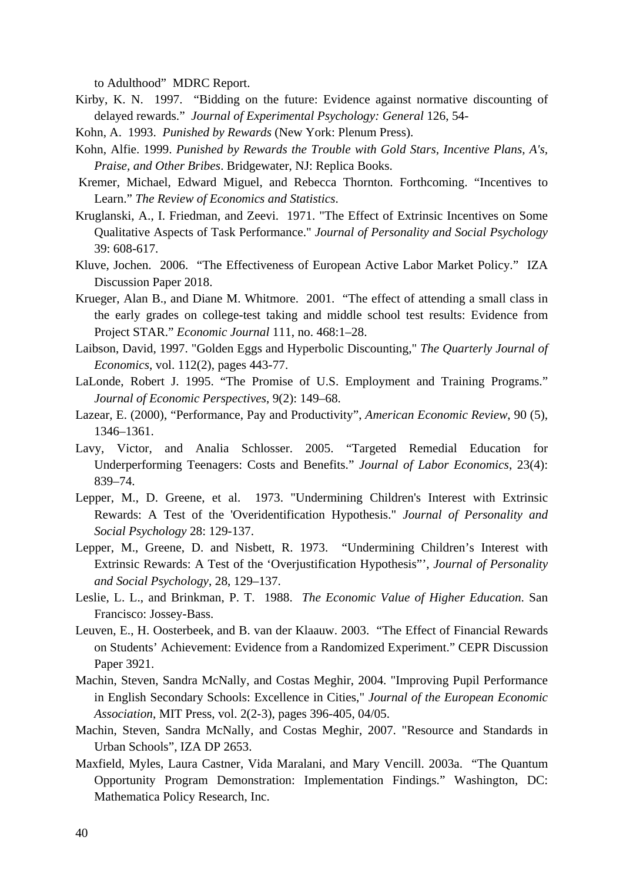to Adulthood" MDRC Report.

Kirby, K. N. 1997. "Bidding on the future: Evidence against normative discounting of delayed rewards." *Journal of Experimental Psychology: General* 126, 54-

Kohn, A. 1993. *Punished by Rewards* (New York: Plenum Press).

Kohn, Alfie. 1999. *Punished by Rewards the Trouble with Gold Stars, Incentive Plans, A's, Praise, and Other Bribes*. Bridgewater, NJ: Replica Books.

Kremer, Michael, Edward Miguel, and Rebecca Thornton. Forthcoming. "Incentives to Learn." *The Review of Economics and Statistics*.

Kruglanski, A., I. Friedman, and Zeevi. 1971. "The Effect of Extrinsic Incentives on Some Qualitative Aspects of Task Performance." *Journal of Personality and Social Psychology* 39: 608-617.

Kluve, Jochen. 2006. "The Effectiveness of European Active Labor Market Policy." IZA Discussion Paper 2018.

Krueger, Alan B., and Diane M. Whitmore. 2001. "The effect of attending a small class in the early grades on college-test taking and middle school test results: Evidence from Project STAR." *Economic Journal* 111, no. 468:1–28.

Laibson, David, 1997. "Golden Eggs and Hyperbolic Discounting," *The Quarterly Journal of Economics*, vol. 112(2), pages 443-77.

LaLonde, Robert J. 1995. "The Promise of U.S. Employment and Training Programs." *Journal of Economic Perspectives*, 9(2): 149–68.

Lazear, E. (2000), "Performance, Pay and Productivity", *American Economic Review*, 90 (5), 1346–1361.

Lavy, Victor, and Analia Schlosser. 2005. "Targeted Remedial Education for Underperforming Teenagers: Costs and Benefits." *Journal of Labor Economics*, 23(4): 839–74.

Lepper, M., D. Greene, et al. 1973. "Undermining Children's Interest with Extrinsic Rewards: A Test of the 'Overidentification Hypothesis." *Journal of Personality and Social Psychology* 28: 129-137.

Lepper, M., Greene, D. and Nisbett, R. 1973. "Undermining Children's Interest with Extrinsic Rewards: A Test of the 'Overjustification Hypothesis"', *Journal of Personality and Social Psychology*, 28, 129–137.

Leslie, L. L., and Brinkman, P. T. 1988. *The Economic Value of Higher Education*. San Francisco: Jossey-Bass.

Leuven, E., H. Oosterbeek, and B. van der Klaauw. 2003. "The Effect of Financial Rewards on Students' Achievement: Evidence from a Randomized Experiment." CEPR Discussion Paper 3921.

Machin, Steven, Sandra McNally, and Costas Meghir, 2004. "Improving Pupil Performance in English Secondary Schools: Excellence in Cities," *Journal of the European Economic Association*, MIT Press, vol. 2(2-3), pages 396-405, 04/05.

Machin, Steven, Sandra McNally, and Costas Meghir, 2007. "Resource and Standards in Urban Schools", IZA DP 2653.

Maxfield, Myles, Laura Castner, Vida Maralani, and Mary Vencill. 2003a. "The Quantum Opportunity Program Demonstration: Implementation Findings." Washington, DC: Mathematica Policy Research, Inc.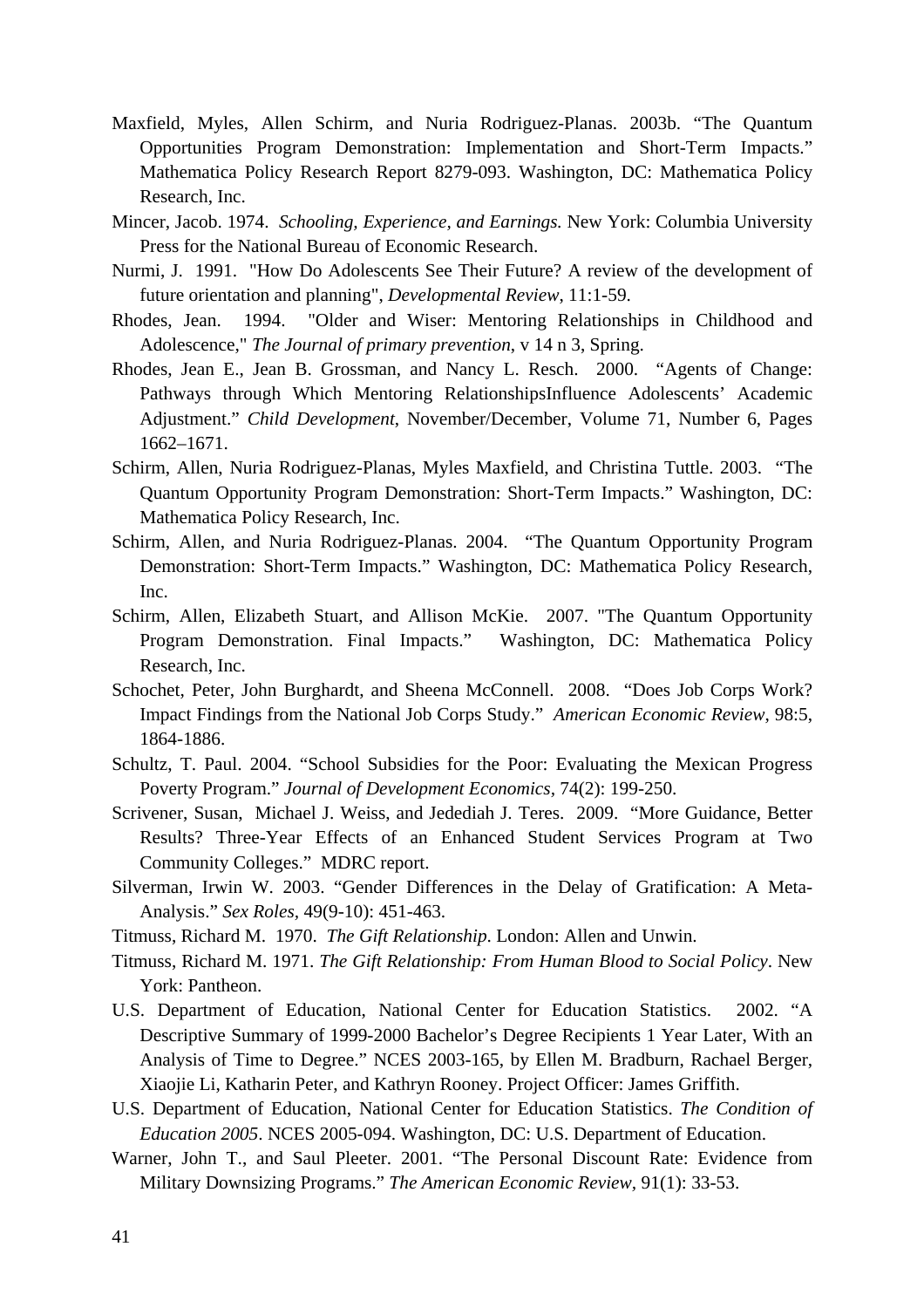Maxfield, Myles, Allen Schirm, and Nuria Rodriguez-Planas. 2003b. “The Quantum Opportunities Program Demonstration: Implementation and Short-Term Impacts.” Mathematica Policy Research Report 8279-093. Washington, DC: Mathematica Policy Research, Inc.

Mincer, Jacob. 1974. *Schooling, Experience, and Earnings.* New York: Columbia University Press for the National Bureau of Economic Research.

Nurmi, J. 1991. "How Do Adolescents See Their Future? A review of the development of future orientation and planning", *Developmental Review*, 11:1-59.

Rhodes, Jean. 1994. "Older and Wiser: Mentoring Relationships in Childhood and Adolescence," *The Journal of primary prevention*, v 14 n 3, Spring.

Rhodes, Jean E., Jean B. Grossman, and Nancy L. Resch. 2000. “Agents of Change: Pathways through Which Mentoring RelationshipsInfluence Adolescents’ Academic Adjustment.” *Child Development*, November/December, Volume 71, Number 6, Pages 1662–1671.

Schirm, Allen, Nuria Rodriguez-Planas, Myles Maxfield, and Christina Tuttle. 2003. “The Quantum Opportunity Program Demonstration: Short-Term Impacts.” Washington, DC: Mathematica Policy Research, Inc.

Schirm, Allen, and Nuria Rodriguez-Planas. 2004. “The Quantum Opportunity Program Demonstration: Short-Term Impacts.” Washington, DC: Mathematica Policy Research, Inc.

Schirm, Allen, Elizabeth Stuart, and Allison McKie. 2007. "The Quantum Opportunity Program Demonstration. Final Impacts.” Washington, DC: Mathematica Policy Research, Inc.

Schochet, Peter, John Burghardt, and Sheena McConnell. 2008. “Does Job Corps Work? Impact Findings from the National Job Corps Study.” *American Economic Review*, 98:5, 1864-1886.

Schultz, T. Paul. 2004. “School Subsidies for the Poor: Evaluating the Mexican Progress Poverty Program.” *Journal of Development Economics*, 74(2): 199-250.

Scrivener, Susan, Michael J. Weiss, and Jedediah J. Teres. 2009. “More Guidance, Better Results? Three-Year Effects of an Enhanced Student Services Program at Two Community Colleges.” MDRC report.

Silverman, Irwin W. 2003. “Gender Differences in the Delay of Gratification: A Meta-Analysis.” *Sex Roles*, 49(9-10): 451-463.

Titmuss, Richard M. 1970. *The Gift Relationship*. London: Allen and Unwin.

Titmuss, Richard M. 1971. *The Gift Relationship: From Human Blood to Social Policy*. New York: Pantheon.

U.S. Department of Education, National Center for Education Statistics. 2002. “A Descriptive Summary of 1999-2000 Bachelor’s Degree Recipients 1 Year Later, With an Analysis of Time to Degree.” NCES 2003-165, by Ellen M. Bradburn, Rachael Berger, Xiaojie Li, Katharin Peter, and Kathryn Rooney. Project Officer: James Griffith.

U.S. Department of Education, National Center for Education Statistics. *The Condition of Education 2005*. NCES 2005-094. Washington, DC: U.S. Department of Education.

Warner, John T., and Saul Pleeter. 2001. “The Personal Discount Rate: Evidence from Military Downsizing Programs.” *The American Economic Review*, 91(1): 33-53.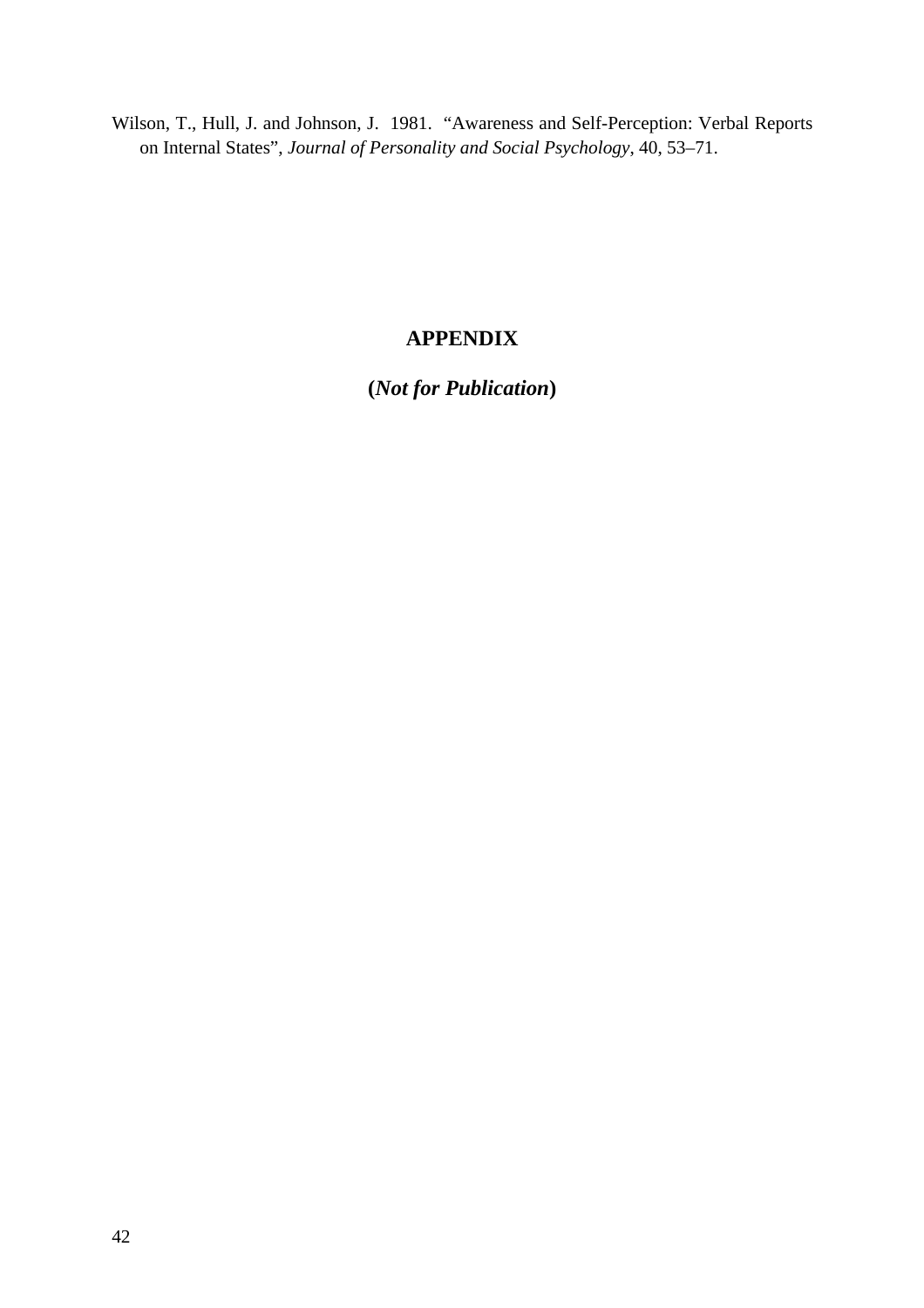Wilson, T., Hull, J. and Johnson, J. 1981. "Awareness and Self-Perception: Verbal Reports on Internal States", *Journal of Personality and Social Psychology*, 40, 53–71.

# APPENDIX

**(*Not for Publication*)**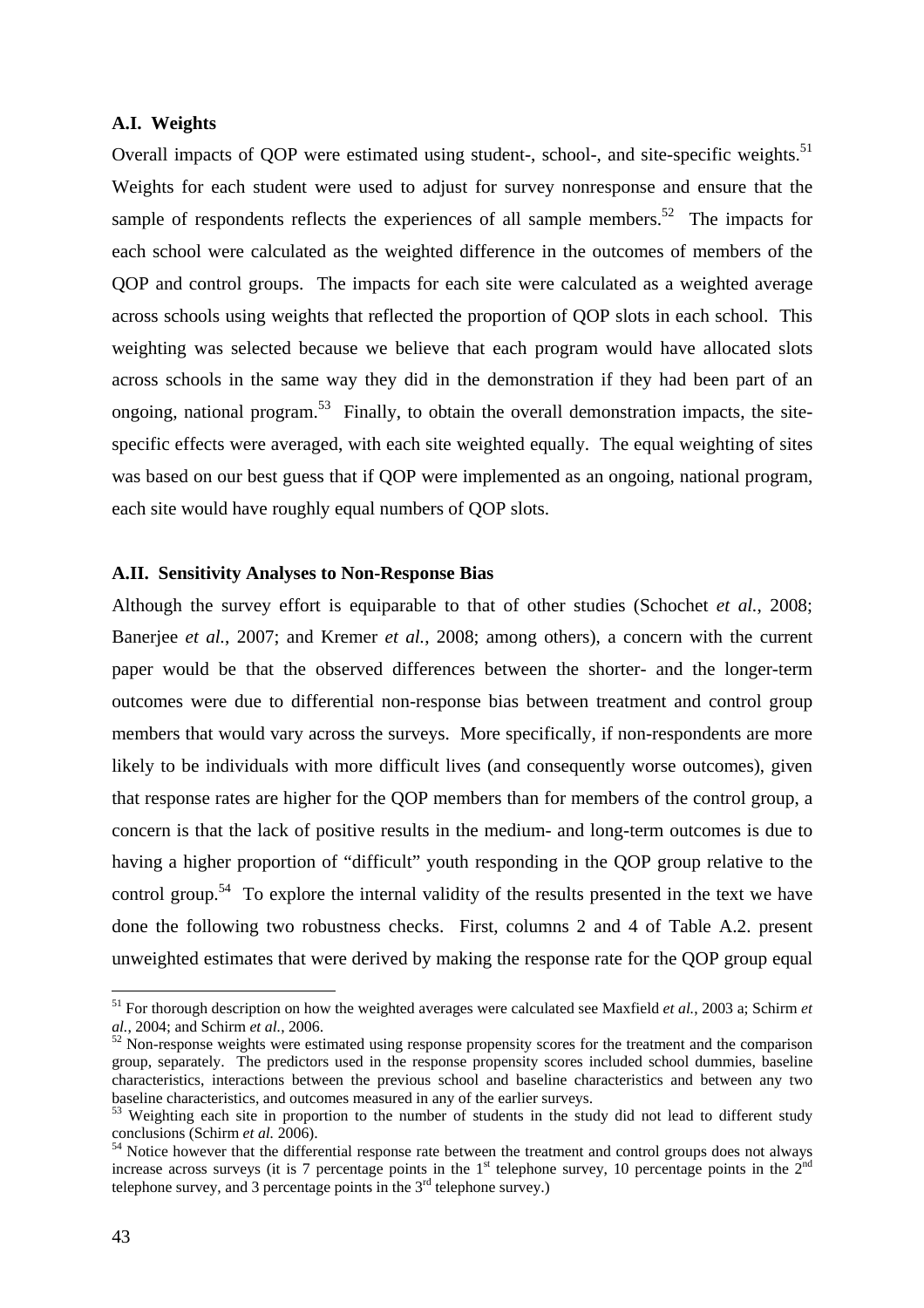### A.I. Weights

Overall impacts of QOP were estimated using student-, school-, and site-specific weights.[51] Weights for each student were used to adjust for survey nonresponse and ensure that the sample of respondents reflects the experiences of all sample members.[52] The impacts for each school were calculated as the weighted difference in the outcomes of members of the QOP and control groups. The impacts for each site were calculated as a weighted average across schools using weights that reflected the proportion of QOP slots in each school. This weighting was selected because we believe that each program would have allocated slots across schools in the same way they did in the demonstration if they had been part of an ongoing, national program.[53] Finally, to obtain the overall demonstration impacts, the site-specific effects were averaged, with each site weighted equally. The equal weighting of sites was based on our best guess that if QOP were implemented as an ongoing, national program, each site would have roughly equal numbers of QOP slots.

### A.II. Sensitivity Analyses to Non-Response Bias

Although the survey effort is equiparable to that of other studies (Schochet *et al.*, 2008; Banerjee *et al.*, 2007; and Kremer *et al.*, 2008; among others), a concern with the current paper would be that the observed differences between the shorter- and the longer-term outcomes were due to differential non-response bias between treatment and control group members that would vary across the surveys. More specifically, if non-respondents are more likely to be individuals with more difficult lives (and consequently worse outcomes), given that response rates are higher for the QOP members than for members of the control group, a concern is that the lack of positive results in the medium- and long-term outcomes is due to having a higher proportion of "difficult" youth responding in the QOP group relative to the control group.[54] To explore the internal validity of the results presented in the text we have done the following two robustness checks. First, columns 2 and 4 of Table A.2. present unweighted estimates that were derived by making the response rate for the QOP group equal

---

[51] For thorough description on how the weighted averages were calculated see Maxfield *et al.*, 2003 a; Schirm *et al.*, 2004; and Schirm *et al.*, 2006.

[52] Non-response weights were estimated using response propensity scores for the treatment and the comparison group, separately. The predictors used in the response propensity scores included school dummies, baseline characteristics, interactions between the previous school and baseline characteristics and between any two baseline characteristics, and outcomes measured in any of the earlier surveys.

[53] Weighting each site in proportion to the number of students in the study did not lead to different study conclusions (Schirm *et al.* 2006).

[54] Notice however that the differential response rate between the treatment and control groups does not always increase across surveys (it is 7 percentage points in the 1st telephone survey, 10 percentage points in the 2nd telephone survey, and 3 percentage points in the 3rd telephone survey.)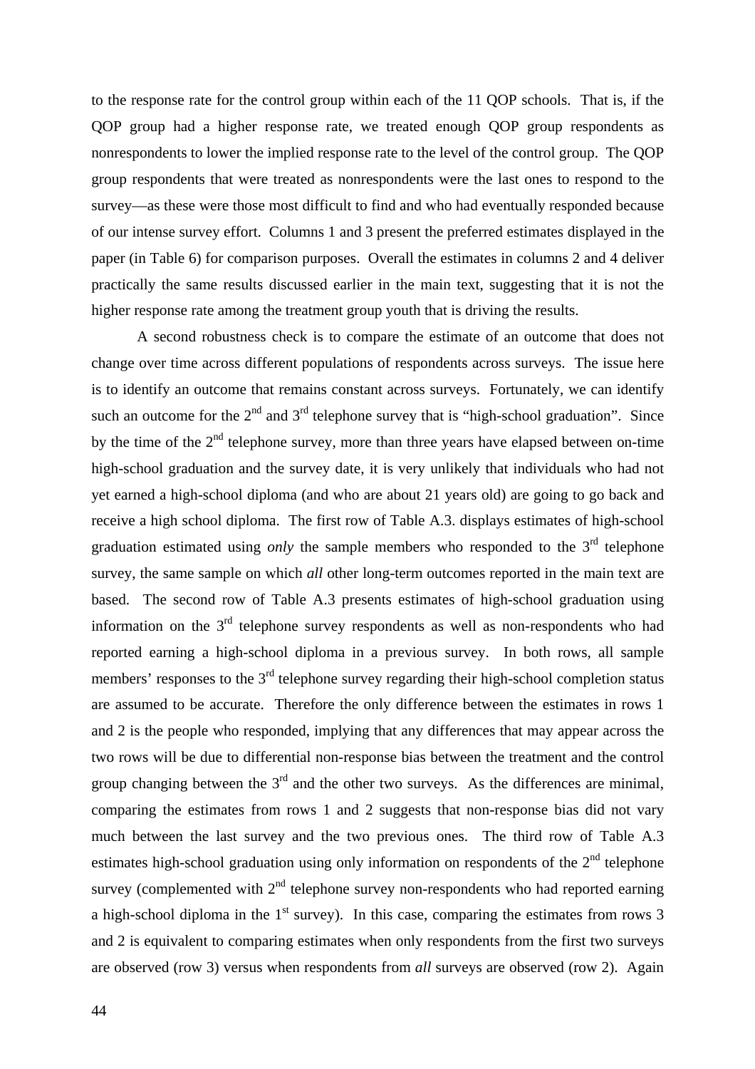to the response rate for the control group within each of the 11 QOP schools. That is, if the QOP group had a higher response rate, we treated enough QOP group respondents as nonrespondents to lower the implied response rate to the level of the control group. The QOP group respondents that were treated as nonrespondents were the last ones to respond to the survey—as these were those most difficult to find and who had eventually responded because of our intense survey effort. Columns 1 and 3 present the preferred estimates displayed in the paper (in Table 6) for comparison purposes. Overall the estimates in columns 2 and 4 deliver practically the same results discussed earlier in the main text, suggesting that it is not the higher response rate among the treatment group youth that is driving the results.

A second robustness check is to compare the estimate of an outcome that does not change over time across different populations of respondents across surveys. The issue here is to identify an outcome that remains constant across surveys. Fortunately, we can identify such an outcome for the 2nd and 3rd telephone survey that is "high-school graduation". Since by the time of the 2nd telephone survey, more than three years have elapsed between on-time high-school graduation and the survey date, it is very unlikely that individuals who had not yet earned a high-school diploma (and who are about 21 years old) are going to go back and receive a high school diploma. The first row of Table A.3. displays estimates of high-school graduation estimated using *only* the sample members who responded to the 3rd telephone survey, the same sample on which *all* other long-term outcomes reported in the main text are based. The second row of Table A.3 presents estimates of high-school graduation using information on the 3rd telephone survey respondents as well as non-respondents who had reported earning a high-school diploma in a previous survey. In both rows, all sample members' responses to the 3rd telephone survey regarding their high-school completion status are assumed to be accurate. Therefore the only difference between the estimates in rows 1 and 2 is the people who responded, implying that any differences that may appear across the two rows will be due to differential non-response bias between the treatment and the control group changing between the 3rd and the other two surveys. As the differences are minimal, comparing the estimates from rows 1 and 2 suggests that non-response bias did not vary much between the last survey and the two previous ones. The third row of Table A.3 estimates high-school graduation using only information on respondents of the 2nd telephone survey (complemented with 2nd telephone survey non-respondents who had reported earning a high-school diploma in the 1st survey). In this case, comparing the estimates from rows 3 and 2 is equivalent to comparing estimates when only respondents from the first two surveys are observed (row 3) versus when respondents from *all* surveys are observed (row 2). Again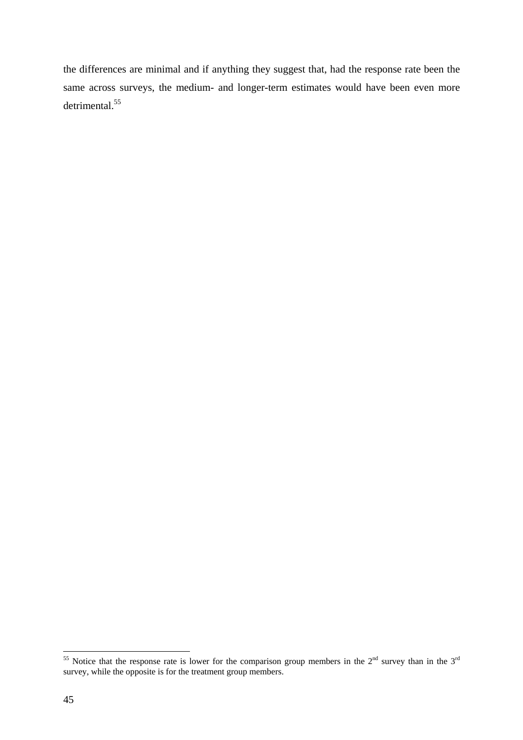the differences are minimal and if anything they suggest that, had the response rate been the same across surveys, the medium- and longer-term estimates would have been even more detrimental.[55]

[55] Notice that the response rate is lower for the comparison group members in the 2nd survey than in the 3rd survey, while the opposite is for the treatment group members.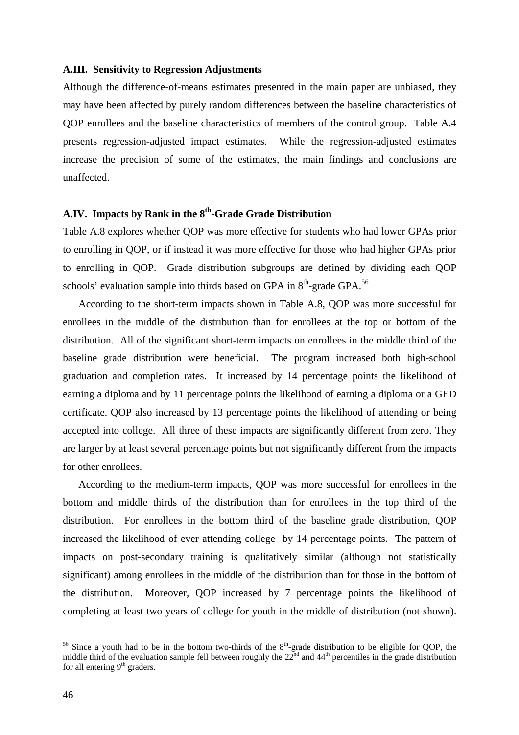### A.III. Sensitivity to Regression Adjustments

Although the difference-of-means estimates presented in the main paper are unbiased, they may have been affected by purely random differences between the baseline characteristics of QOP enrollees and the baseline characteristics of members of the control group. Table A.4 presents regression-adjusted impact estimates. While the regression-adjusted estimates increase the precision of some of the estimates, the main findings and conclusions are unaffected.

### A.IV. Impacts by Rank in the 8th-Grade Grade Distribution

Table A.8 explores whether QOP was more effective for students who had lower GPAs prior to enrolling in QOP, or if instead it was more effective for those who had higher GPAs prior to enrolling in QOP. Grade distribution subgroups are defined by dividing each QOP schools' evaluation sample into thirds based on GPA in 8th-grade GPA.[56]

According to the short-term impacts shown in Table A.8, QOP was more successful for enrollees in the middle of the distribution than for enrollees at the top or bottom of the distribution. All of the significant short-term impacts on enrollees in the middle third of the baseline grade distribution were beneficial. The program increased both high-school graduation and completion rates. It increased by 14 percentage points the likelihood of earning a diploma and by 11 percentage points the likelihood of earning a diploma or a GED certificate. QOP also increased by 13 percentage points the likelihood of attending or being accepted into college. All three of these impacts are significantly different from zero. They are larger by at least several percentage points but not significantly different from the impacts for other enrollees.

According to the medium-term impacts, QOP was more successful for enrollees in the bottom and middle thirds of the distribution than for enrollees in the top third of the distribution. For enrollees in the bottom third of the baseline grade distribution, QOP increased the likelihood of ever attending college by 14 percentage points. The pattern of impacts on post-secondary training is qualitatively similar (although not statistically significant) among enrollees in the middle of the distribution than for those in the bottom of the distribution. Moreover, QOP increased by 7 percentage points the likelihood of completing at least two years of college for youth in the middle of distribution (not shown).

---

[56] Since a youth had to be in the bottom two-thirds of the 8th-grade distribution to be eligible for QOP, the middle third of the evaluation sample fell between roughly the 22nd and 44th percentiles in the grade distribution for all entering 9th graders.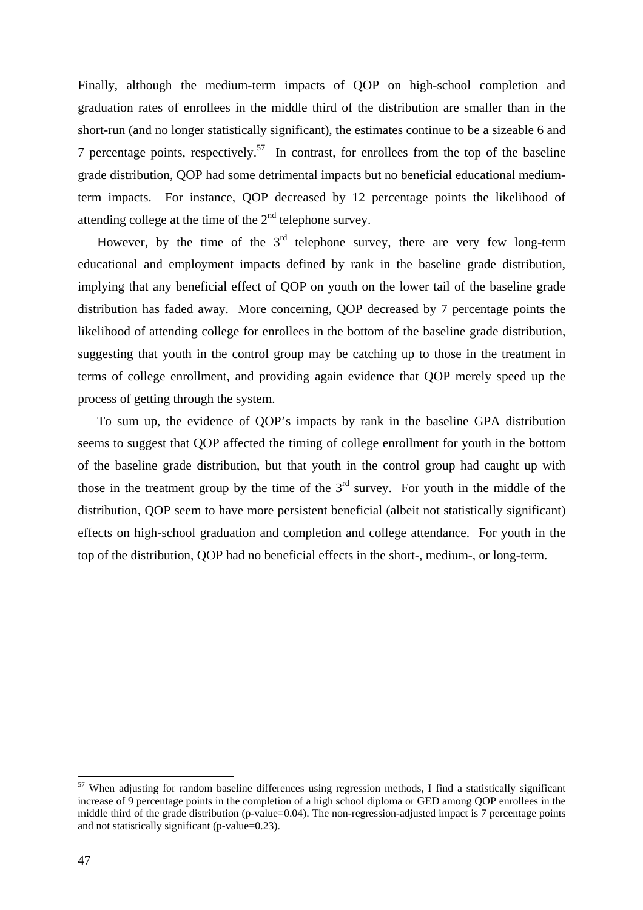Finally, although the medium-term impacts of QOP on high-school completion and graduation rates of enrollees in the middle third of the distribution are smaller than in the short-run (and no longer statistically significant), the estimates continue to be a sizeable 6 and 7 percentage points, respectively.[57] In contrast, for enrollees from the top of the baseline grade distribution, QOP had some detrimental impacts but no beneficial educational medium-term impacts. For instance, QOP decreased by 12 percentage points the likelihood of attending college at the time of the 2nd telephone survey.

However, by the time of the 3rd telephone survey, there are very few long-term educational and employment impacts defined by rank in the baseline grade distribution, implying that any beneficial effect of QOP on youth on the lower tail of the baseline grade distribution has faded away. More concerning, QOP decreased by 7 percentage points the likelihood of attending college for enrollees in the bottom of the baseline grade distribution, suggesting that youth in the control group may be catching up to those in the treatment in terms of college enrollment, and providing again evidence that QOP merely speed up the process of getting through the system.

To sum up, the evidence of QOP's impacts by rank in the baseline GPA distribution seems to suggest that QOP affected the timing of college enrollment for youth in the bottom of the baseline grade distribution, but that youth in the control group had caught up with those in the treatment group by the time of the 3rd survey. For youth in the middle of the distribution, QOP seem to have more persistent beneficial (albeit not statistically significant) effects on high-school graduation and completion and college attendance. For youth in the top of the distribution, QOP had no beneficial effects in the short-, medium-, or long-term.

---

[57] When adjusting for random baseline differences using regression methods, I find a statistically significant increase of 9 percentage points in the completion of a high school diploma or GED among QOP enrollees in the middle third of the grade distribution (p-value=0.04). The non-regression-adjusted impact is 7 percentage points and not statistically significant (p-value=0.23).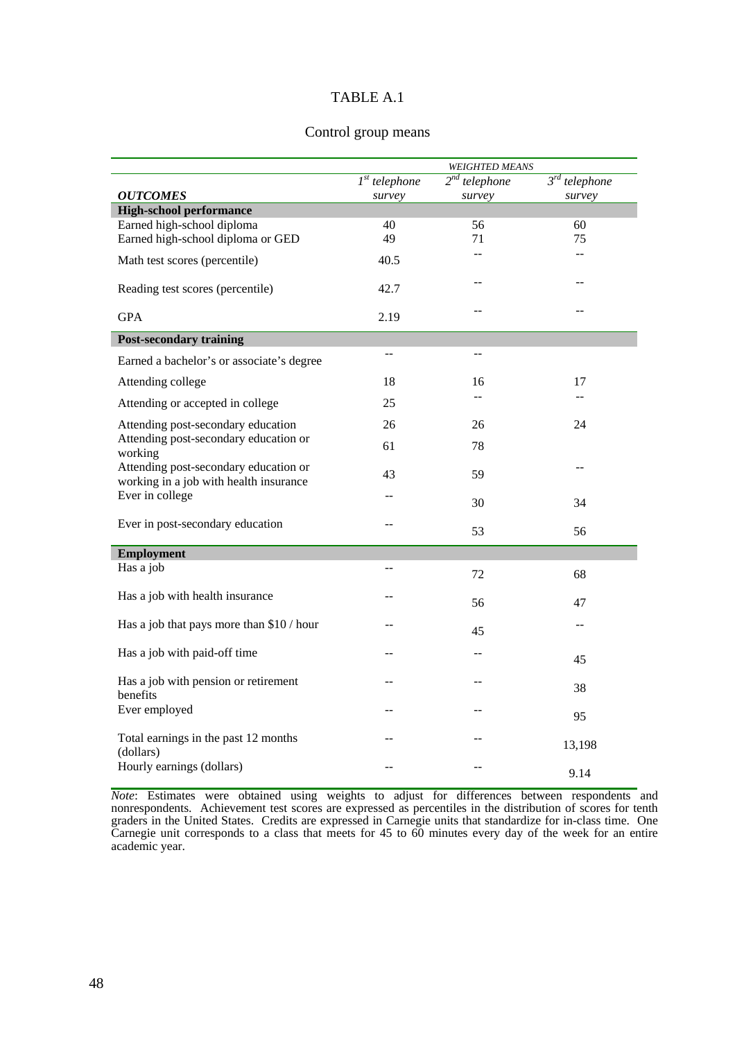TABLE A.1

Control group means

| | *WEIGHTED MEANS* | | |
|---|---|---|---|
| ***OUTCOMES*** | *1st telephone survey* | *2nd telephone survey* | *3rd telephone survey* |
| **High-school performance** | | | |
| Earned high-school diploma | 40 | 56 | 60 |
| Earned high-school diploma or GED | 49 | 71 | 75 |
| Math test scores (percentile) | 40.5 | -- | -- |
| Reading test scores (percentile) | 42.7 | -- | -- |
| GPA | 2.19 | -- | -- |
| **Post-secondary training** | | | |
| Earned a bachelor's or associate's degree | -- | -- | |
| Attending college | 18 | 16 | 17 |
| Attending or accepted in college | 25 | -- | -- |
| Attending post-secondary education | 26 | 26 | 24 |
| Attending post-secondary education or working | 61 | 78 | |
| Attending post-secondary education or working in a job with health insurance | 43 | 59 | -- |
| Ever in college | -- | 30 | 34 |
| Ever in post-secondary education | -- | 53 | 56 |
| **Employment** | | | |
| Has a job | -- | 72 | 68 |
| Has a job with health insurance | -- | 56 | 47 |
| Has a job that pays more than $10 / hour | -- | 45 | -- |
| Has a job with paid-off time | -- | -- | 45 |
| Has a job with pension or retirement benefits | -- | -- | 38 |
| Ever employed | -- | -- | 95 |
| Total earnings in the past 12 months (dollars) | -- | -- | 13,198 |
| Hourly earnings (dollars) | -- | -- | 9.14 |

*Note*: Estimates were obtained using weights to adjust for differences between respondents and nonrespondents. Achievement test scores are expressed as percentiles in the distribution of scores for tenth graders in the United States. Credits are expressed in Carnegie units that standardize for in-class time. One Carnegie unit corresponds to a class that meets for 45 to 60 minutes every day of the week for an entire academic year.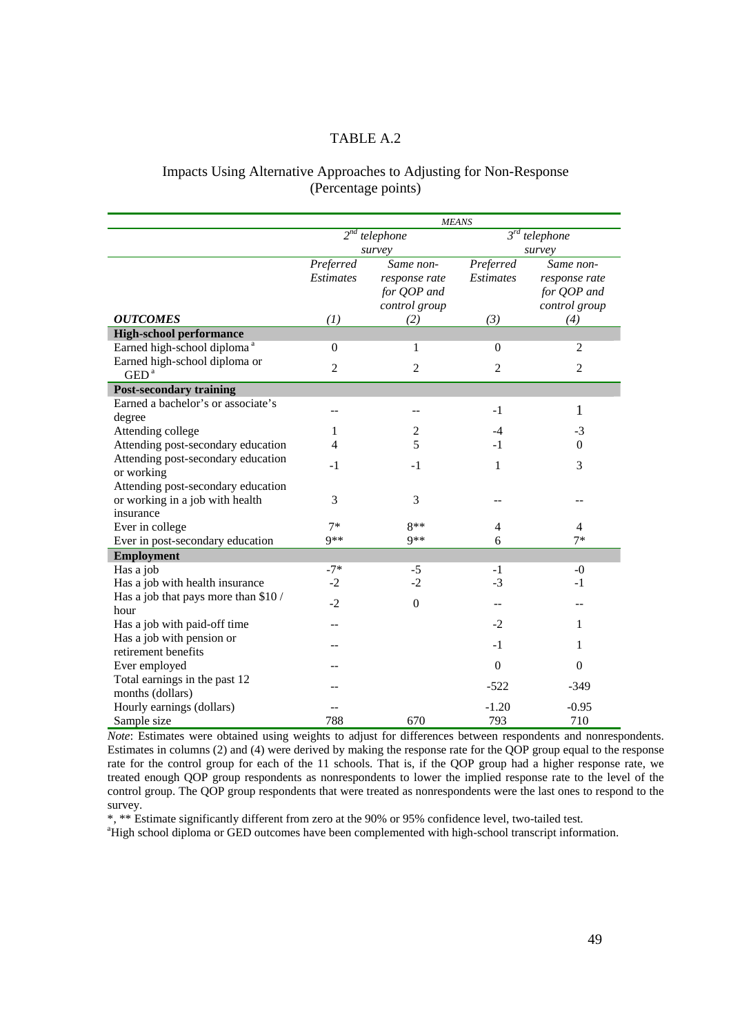# TABLE A.2

## Impacts Using Alternative Approaches to Adjusting for Non-Response (Percentage points)

| | *MEANS* | | | |
|---|---|---|---|---|
| | *2nd telephone survey* | | *3rd telephone survey* | |
| | *Preferred Estimates* | *Same non-response rate for QOP and control group* | *Preferred Estimates* | *Same non-response rate for QOP and control group* |
| ***OUTCOMES*** | *(1)* | *(2)* | *(3)* | *(4)* |
| **High-school performance** | | | | |
| Earned high-school diploma [a] | 0 | 1 | 0 | 2 |
| Earned high-school diploma or GED [a] | 2 | 2 | 2 | 2 |
| **Post-secondary training** | | | | |
| Earned a bachelor's or associate's degree | -- | -- | -1 | 1 |
| Attending college | 1 | 2 | -4 | -3 |
| Attending post-secondary education | 4 | 5 | -1 | 0 |
| Attending post-secondary education or working | -1 | -1 | 1 | 3 |
| Attending post-secondary education or working in a job with health insurance | 3 | 3 | -- | -- |
| Ever in college | 7* | 8** | 4 | 4 |
| Ever in post-secondary education | 9** | 9** | 6 | 7* |
| **Employment** | | | | |
| Has a job | -7* | -5 | -1 | -0 |
| Has a job with health insurance | -2 | -2 | -3 | -1 |
| Has a job that pays more than $10 / hour | -2 | 0 | -- | -- |
| Has a job with paid-off time | -- | | -2 | 1 |
| Has a job with pension or retirement benefits | -- | | -1 | 1 |
| Ever employed | -- | | 0 | 0 |
| Total earnings in the past 12 months (dollars) | -- | | -522 | -349 |
| Hourly earnings (dollars) | -- | | -1.20 | -0.95 |
| Sample size | 788 | 670 | 793 | 710 |

*Note*: Estimates were obtained using weights to adjust for differences between respondents and nonrespondents. Estimates in columns (2) and (4) were derived by making the response rate for the QOP group equal to the response rate for the control group for each of the 11 schools. That is, if the QOP group had a higher response rate, we treated enough QOP group respondents as nonrespondents to lower the implied response rate to the level of the control group. The QOP group respondents that were treated as nonrespondents were the last ones to respond to the survey.

*, ** Estimate significantly different from zero at the 90% or 95% confidence level, two-tailed test.

[a]High school diploma or GED outcomes have been complemented with high-school transcript information.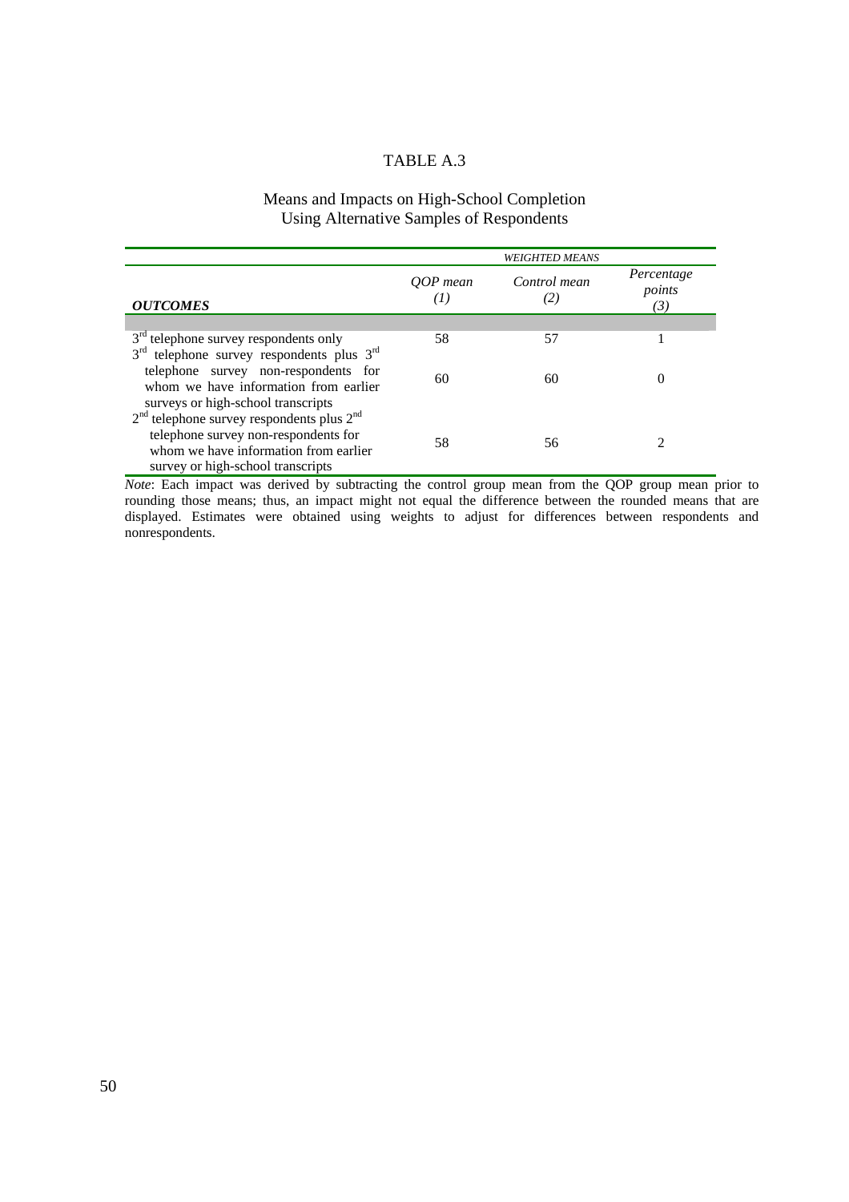# TABLE A.3

## Means and Impacts on High-School Completion Using Alternative Samples of Respondents

| | *WEIGHTED MEANS* | | |
|---|---|---|---|
| ***OUTCOMES*** | *QOP mean (1)* | *Control mean (2)* | *Percentage points (3)* |
| 3rd telephone survey respondents only | 58 | 57 | 1 |
| 3rd telephone survey respondents plus 3rd telephone survey non-respondents for whom we have information from earlier surveys or high-school transcripts | 60 | 60 | 0 |
| 2nd telephone survey respondents plus 2nd telephone survey non-respondents for whom we have information from earlier survey or high-school transcripts | 58 | 56 | 2 |

*Note*: Each impact was derived by subtracting the control group mean from the QOP group mean prior to rounding those means; thus, an impact might not equal the difference between the rounded means that are displayed. Estimates were obtained using weights to adjust for differences between respondents and nonrespondents.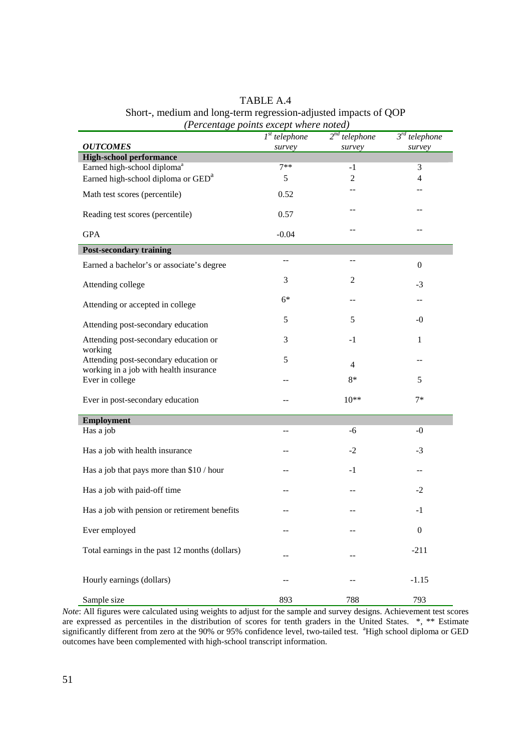TABLE A.4

Short-, medium and long-term regression-adjusted impacts of QOP

*(Percentage points except where noted)*

| ***OUTCOMES*** | *1[st] telephone survey* | *2[nd] telephone survey* | *3[rd] telephone survey* |
|---|---|---|---|
| **High-school performance** | | | |
| Earned high-school diploma[a] | 7** | -1 | 3 |
| Earned high-school diploma or GED[a] | 5 | 2 | 4 |
| Math test scores (percentile) | 0.52 | -- | -- |
| Reading test scores (percentile) | 0.57 | -- | -- |
| GPA | -0.04 | -- | -- |
| **Post-secondary training** | | | |
| Earned a bachelor's or associate's degree | -- | -- | 0 |
| Attending college | 3 | 2 | -3 |
| Attending or accepted in college | 6* | -- | -- |
| Attending post-secondary education | 5 | 5 | -0 |
| Attending post-secondary education or working | 3 | -1 | 1 |
| Attending post-secondary education or working in a job with health insurance | 5 | 4 | -- |
| Ever in college | -- | 8* | 5 |
| Ever in post-secondary education | -- | 10** | 7* |
| **Employment** | | | |
| Has a job | -- | -6 | -0 |
| Has a job with health insurance | -- | -2 | -3 |
| Has a job that pays more than $10 / hour | -- | -1 | -- |
| Has a job with paid-off time | -- | -- | -2 |
| Has a job with pension or retirement benefits | -- | -- | -1 |
| Ever employed | -- | -- | 0 |
| Total earnings in the past 12 months (dollars) | -- | -- | -211 |
| Hourly earnings (dollars) | -- | -- | -1.15 |
| Sample size | 893 | 788 | 793 |

*Note*: All figures were calculated using weights to adjust for the sample and survey designs. Achievement test scores are expressed as percentiles in the distribution of scores for tenth graders in the United States. *, ** Estimate significantly different from zero at the 90% or 95% confidence level, two-tailed test. [a]High school diploma or GED outcomes have been complemented with high-school transcript information.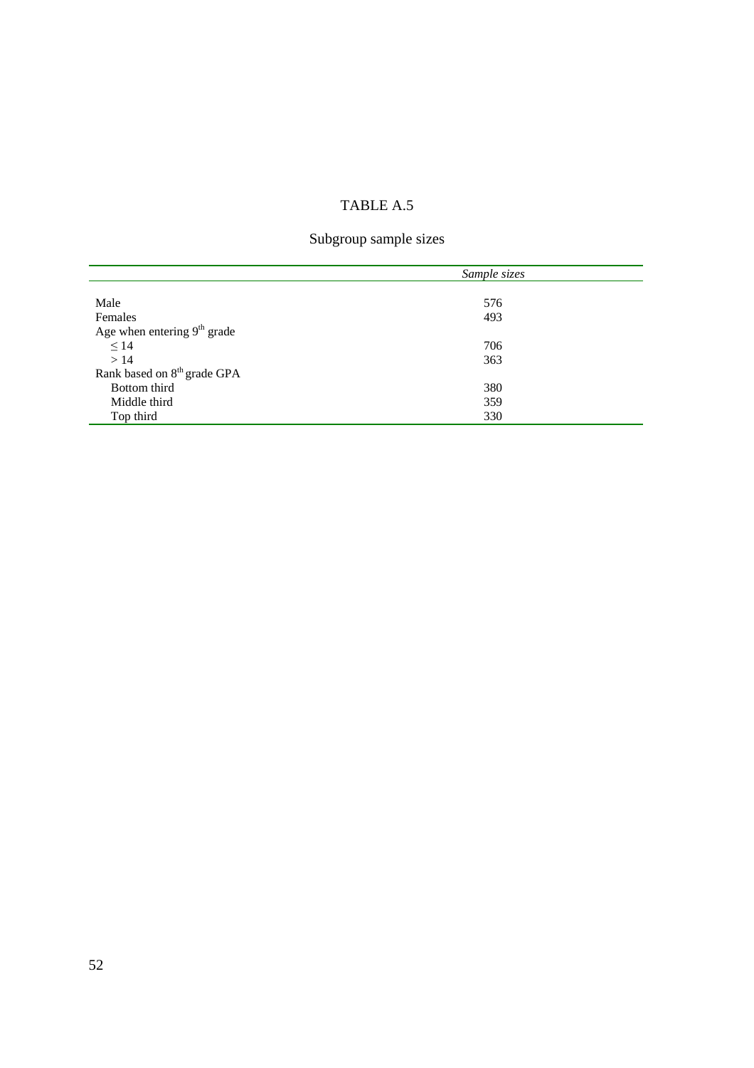TABLE A.5

Subgroup sample sizes

| | *Sample sizes* |
|---|---|
| Male | 576 |
| Females | 493 |
| Age when entering 9th grade | |
| $\leq 14$ | 706 |
| $> 14$ | 363 |
| Rank based on 8th grade GPA | |
| Bottom third | 380 |
| Middle third | 359 |
| Top third | 330 |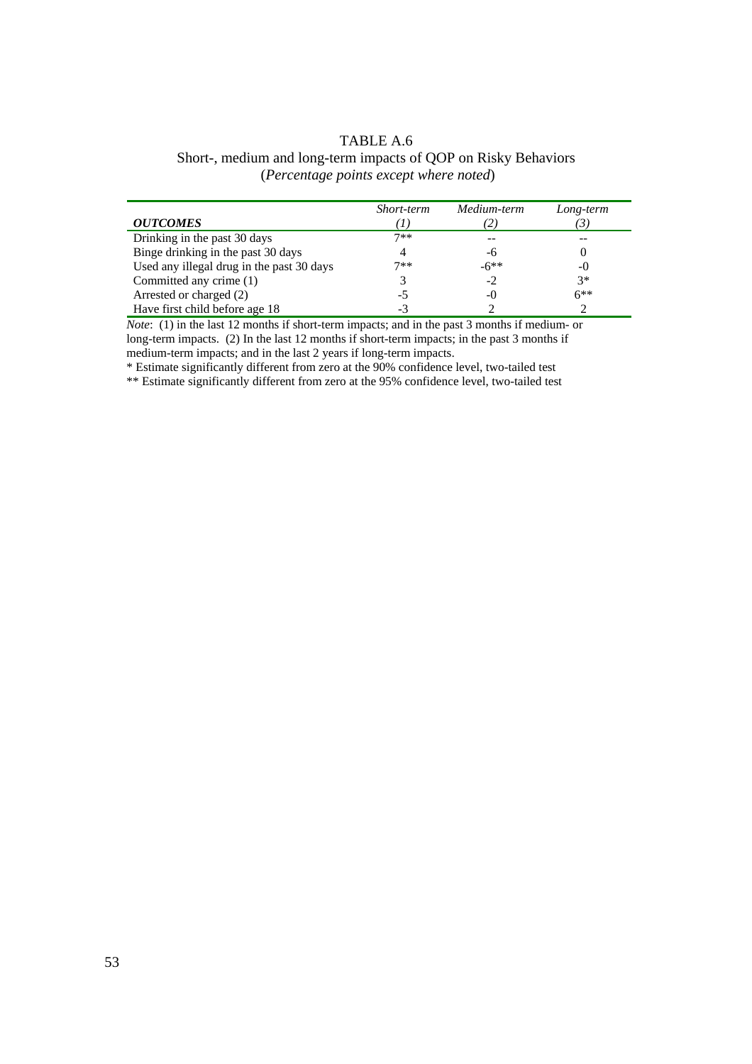TABLE A.6

Short-, medium and long-term impacts of QOP on Risky Behaviors

(*Percentage points except where noted*)

| ***OUTCOMES*** | *Short-term* *(1)* | *Medium-term* *(2)* | *Long-term* *(3)* |
|---|---|---|---|
| Drinking in the past 30 days | 7** | -- | -- |
| Binge drinking in the past 30 days | 4 | -6 | 0 |
| Used any illegal drug in the past 30 days | 7** | -6** | -0 |
| Committed any crime (1) | 3 | -2 | 3* |
| Arrested or charged (2) | -5 | -0 | 6** |
| Have first child before age 18 | -3 | 2 | 2 |

*Note*: (1) in the last 12 months if short-term impacts; and in the past 3 months if medium- or long-term impacts. (2) In the last 12 months if short-term impacts; in the past 3 months if medium-term impacts; and in the last 2 years if long-term impacts.

* Estimate significantly different from zero at the 90% confidence level, two-tailed test

** Estimate significantly different from zero at the 95% confidence level, two-tailed test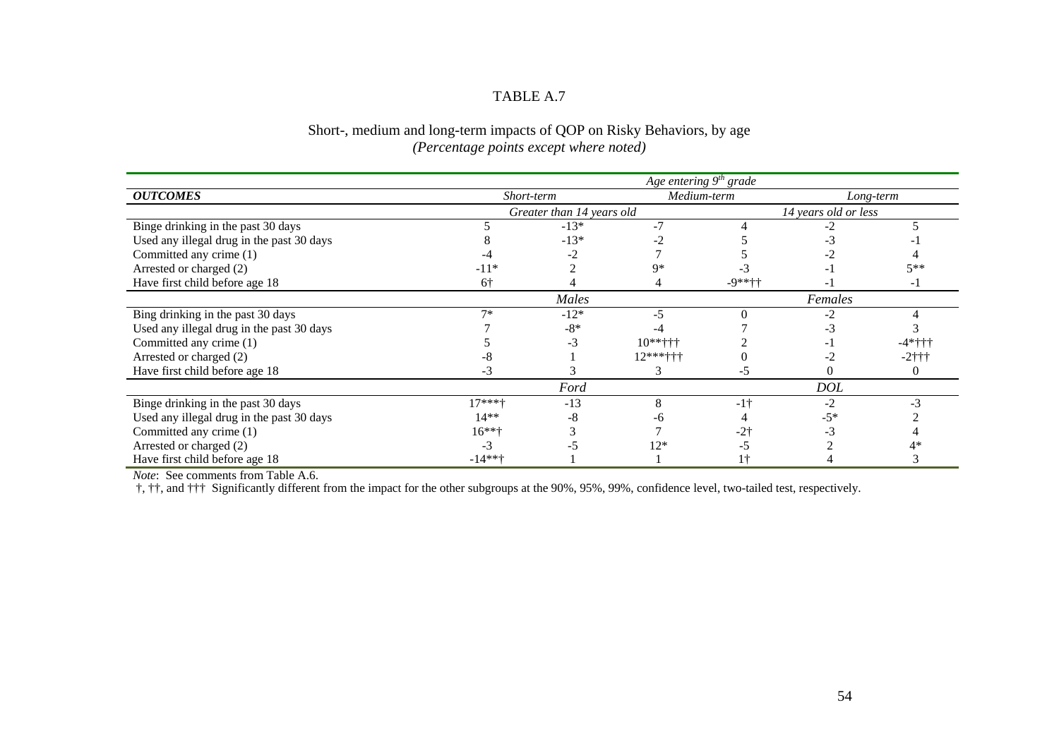TABLE A.7

Short-, medium and long-term impacts of QOP on Risky Behaviors, by age
*(Percentage points except where noted)*

| | Age entering 9th grade | | | | | |
|---|---|---|---|---|---|---|
| ***OUTCOMES*** | *Short-term* | | *Medium-term* | | *Long-term* | |
| | *Greater than 14 years old* | | | *14 years old or less* | | |
| Binge drinking in the past 30 days | 5 | -13* | -7 | 4 | -2 | 5 |
| Used any illegal drug in the past 30 days | 8 | -13* | -2 | 5 | -3 | -1 |
| Committed any crime (1) | -4 | -2 | 7 | 5 | -2 | 4 |
| Arrested or charged (2) | -11* | 2 | 9* | -3 | -1 | 5** |
| Have first child before age 18 | 6† | 4 | 4 | -9**†† | -1 | -1 |
| | *Males* | | | *Females* | | |
| Bing drinking in the past 30 days | 7* | -12* | -5 | 0 | -2 | 4 |
| Used any illegal drug in the past 30 days | 7 | -8* | -4 | 7 | -3 | 3 |
| Committed any crime (1) | 5 | -3 | 10**††† | 2 | -1 | -4*††† |
| Arrested or charged (2) | -8 | 1 | 12***††† | 0 | -2 | -2††† |
| Have first child before age 18 | -3 | 3 | 3 | -5 | 0 | 0 |
| | *Ford* | | | *DOL* | | |
| Binge drinking in the past 30 days | 17***† | -13 | 8 | -1† | -2 | -3 |
| Used any illegal drug in the past 30 days | 14** | -8 | -6 | 4 | -5* | 2 |
| Committed any crime (1) | 16**† | 3 | 7 | -2† | -3 | 4 |
| Arrested or charged (2) | -3 | -5 | 12* | -5 | 2 | 4* |
| Have first child before age 18 | -14**† | 1 | 1 | 1† | 4 | 3 |

*Note*: See comments from Table A.6.

†, ††, and ††† Significantly different from the impact for the other subgroups at the 90%, 95%, 99%, confidence level, two-tailed test, respectively.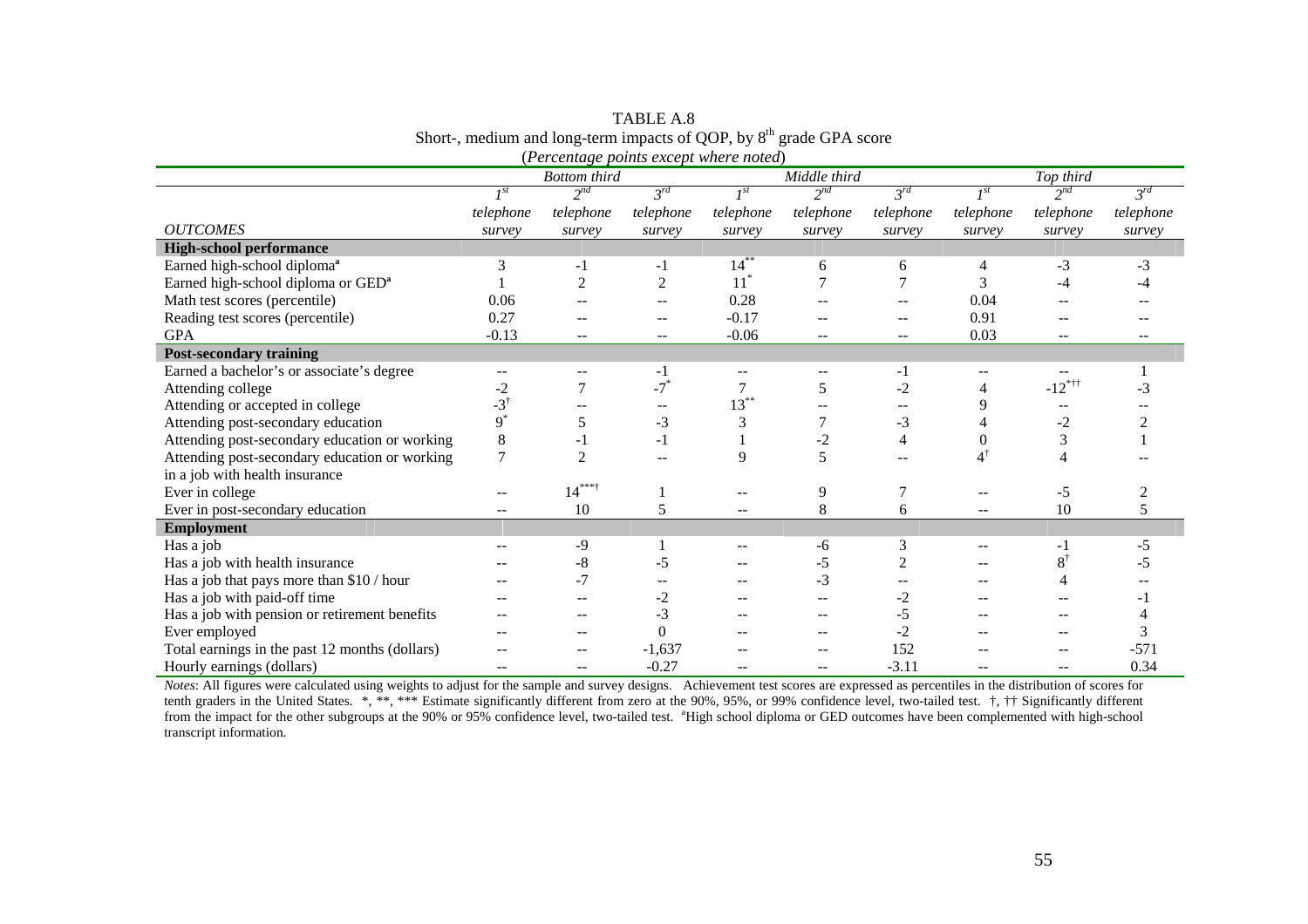TABLE A.8
Short-, medium and long-term impacts of QOP, by 8th grade GPA score
(*Percentage points except where noted*)

| | *Bottom third* | | | *Middle third* | | | *Top third* | | |
|---|---|---|---|---|---|---|---|---|---|
| *OUTCOMES* | *1st telephone survey* | *2nd telephone survey* | *3rd telephone survey* | *1st telephone survey* | *2nd telephone survey* | *3rd telephone survey* | *1st telephone survey* | *2nd telephone survey* | *3rd telephone survey* |
| **High-school performance** | | | | | | | | | |
| Earned high-school diploma[a] | 3 | -1 | -1 | 14** | 6 | 6 | 4 | -3 | -3 |
| Earned high-school diploma or GED[a] | 1 | 2 | 2 | 11* | 7 | 7 | 3 | -4 | -4 |
| Math test scores (percentile) | 0.06 | -- | -- | 0.28 | -- | -- | 0.04 | -- | -- |
| Reading test scores (percentile) | 0.27 | -- | -- | -0.17 | -- | -- | 0.91 | -- | -- |
| GPA | -0.13 | -- | -- | -0.06 | -- | -- | 0.03 | -- | -- |
| **Post-secondary training** | | | | | | | | | |
| Earned a bachelor's or associate's degree | -- | -- | -1 | -- | -- | -1 | -- | -- | 1 |
| Attending college | -2 | 7 | -7* | 7 | 5 | -2 | 4 | -12*†† | -3 |
| Attending or accepted in college | -3† | -- | -- | 13** | -- | -- | 9 | -- | -- |
| Attending post-secondary education | 9* | 5 | -3 | 3 | 7 | -3 | 4 | -2 | 2 |
| Attending post-secondary education or working | 8 | -1 | -1 | 1 | -2 | 4 | 0 | 3 | 1 |
| Attending post-secondary education or working in a job with health insurance | 7 | 2 | -- | 9 | 5 | -- | 4† | 4 | -- |
| Ever in college | -- | 14***† | 1 | -- | 9 | 7 | -- | -5 | 2 |
| Ever in post-secondary education | -- | 10 | 5 | -- | 8 | 6 | -- | 10 | 5 |
| **Employment** | | | | | | | | | |
| Has a job | -- | -9 | 1 | -- | -6 | 3 | -- | -1 | -5 |
| Has a job with health insurance | -- | -8 | -5 | -- | -5 | 2 | -- | 8† | -5 |
| Has a job that pays more than $10 / hour | -- | -7 | -- | -- | -3 | -- | -- | 4 | -- |
| Has a job with paid-off time | -- | -- | -2 | -- | -- | -2 | -- | -- | -1 |
| Has a job with pension or retirement benefits | -- | -- | -3 | -- | -- | -5 | -- | -- | 4 |
| Ever employed | -- | -- | 0 | -- | -- | -2 | -- | -- | 3 |
| Total earnings in the past 12 months (dollars) | -- | -- | -1,637 | -- | -- | 152 | -- | -- | -571 |
| Hourly earnings (dollars) | -- | -- | -0.27 | -- | -- | -3.11 | -- | -- | 0.34 |

*Notes*: All figures were calculated using weights to adjust for the sample and survey designs. Achievement test scores are expressed as percentiles in the distribution of scores for tenth graders in the United States. *, **, *** Estimate significantly different from zero at the 90%, 95%, or 99% confidence level, two-tailed test. †, †† Significantly different from the impact for the other subgroups at the 90% or 95% confidence level, two-tailed test. [a]High school diploma or GED outcomes have been complemented with high-school transcript information.